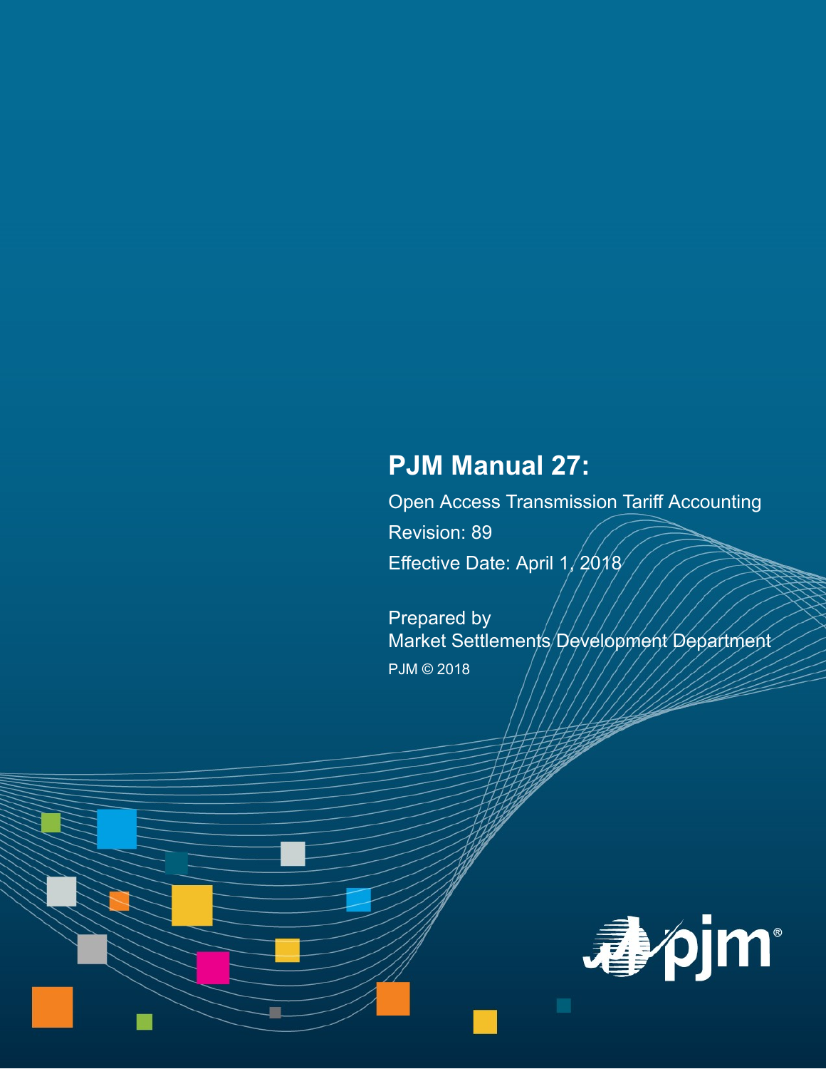# PJM Manual 27:

Open Access Transmission Tariff Accounting

Revision: 89

Effective Date: April 1, 2018

Prepared by

Market Settlements Development Department

PJM © 2018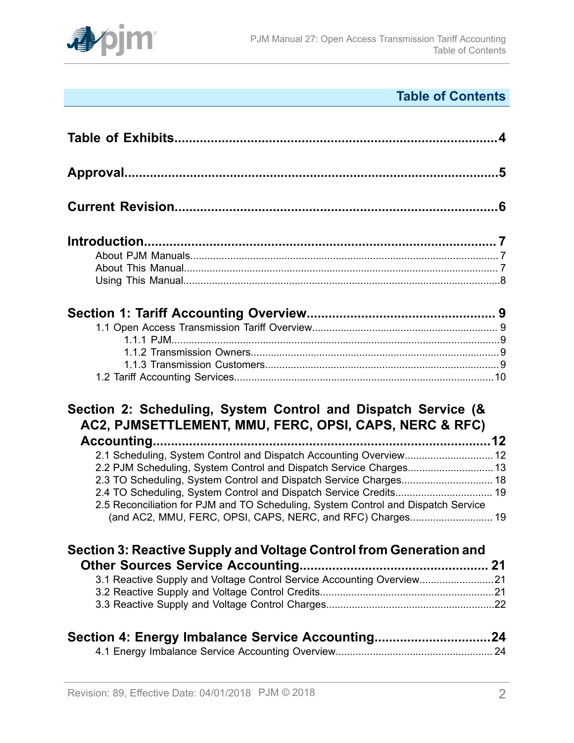## Table of Contents

**Table of Exhibits......4**

**Approval......5**

**Current Revision......6**

**Introduction......7**

- About PJM Manuals......7
- About This Manual......7
- Using This Manual......8

**Section 1: Tariff Accounting Overview......9**

- 1.1 Open Access Transmission Tariff Overview......9
  - 1.1.1 PJM......9
  - 1.1.2 Transmission Owners......9
  - 1.1.3 Transmission Customers......9
- 1.2 Tariff Accounting Services......10

**Section 2: Scheduling, System Control and Dispatch Service (& AC2, PJMSETTLEMENT, MMU, FERC, OPSI, CAPS, NERC & RFC) Accounting......12**

- 2.1 Scheduling, System Control and Dispatch Accounting Overview......12
- 2.2 PJM Scheduling, System Control and Dispatch Service Charges......13
- 2.3 TO Scheduling, System Control and Dispatch Service Charges......18
- 2.4 TO Scheduling, System Control and Dispatch Service Credits......19
- 2.5 Reconciliation for PJM and TO Scheduling, System Control and Dispatch Service (and AC2, MMU, FERC, OPSI, CAPS, NERC, and RFC) Charges......19

**Section 3: Reactive Supply and Voltage Control from Generation and Other Sources Service Accounting......21**

- 3.1 Reactive Supply and Voltage Control Service Accounting Overview......21
- 3.2 Reactive Supply and Voltage Control Credits......21
- 3.3 Reactive Supply and Voltage Control Charges......22

**Section 4: Energy Imbalance Service Accounting......24**

- 4.1 Energy Imbalance Service Accounting Overview......24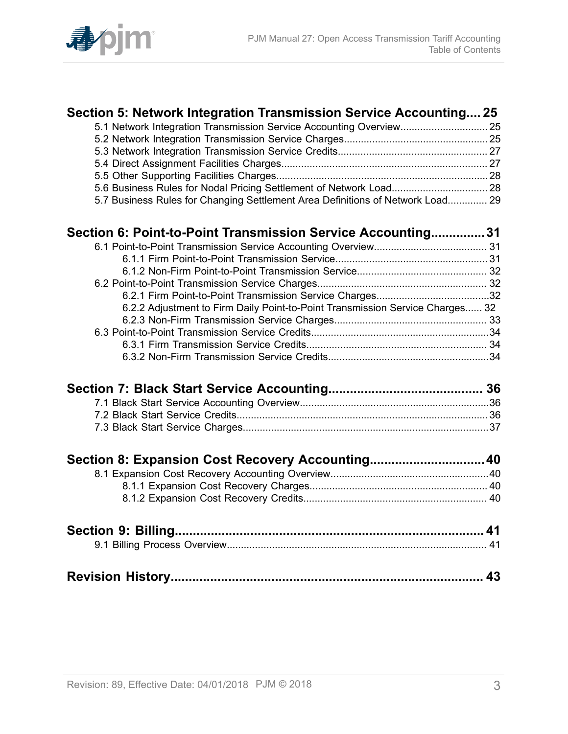**Section 5: Network Integration Transmission Service Accounting.... 25**

- 5.1 Network Integration Transmission Service Accounting Overview............................... 25
- 5.2 Network Integration Transmission Service Charges................................................... 25
- 5.3 Network Integration Transmission Service Credits..................................................... 27
- 5.4 Direct Assignment Facilities Charges......................................................................... 27
- 5.5 Other Supporting Facilities Charges........................................................................... 28
- 5.6 Business Rules for Nodal Pricing Settlement of Network Load.................................. 28
- 5.7 Business Rules for Changing Settlement Area Definitions of Network Load.............. 29

**Section 6: Point-to-Point Transmission Service Accounting..............31**

- 6.1 Point-to-Point Transmission Service Accounting Overview........................................ 31
  - 6.1.1 Firm Point-to-Point Transmission Service...................................................... 31
  - 6.1.2 Non-Firm Point-to-Point Transmission Service.............................................. 32
- 6.2 Point-to-Point Transmission Service Charges............................................................ 32
  - 6.2.1 Firm Point-to-Point Transmission Service Charges........................................32
  - 6.2.2 Adjustment to Firm Daily Point-to-Point Transmission Service Charges...... 32
  - 6.2.3 Non-Firm Transmission Service Charges...................................................... 33
- 6.3 Point-to-Point Transmission Service Credits...............................................................34
  - 6.3.1 Firm Transmission Service Credits................................................................ 34
  - 6.3.2 Non-Firm Transmission Service Credits.........................................................34

**Section 7: Black Start Service Accounting.......................................... 36**

- 7.1 Black Start Service Accounting Overview...................................................................36
- 7.2 Black Start Service Credits......................................................................................... 36
- 7.3 Black Start Service Charges.......................................................................................37

**Section 8: Expansion Cost Recovery Accounting................................40**

- 8.1 Expansion Cost Recovery Accounting Overview........................................................40
  - 8.1.1 Expansion Cost Recovery Charges............................................................... 40
  - 8.1.2 Expansion Cost Recovery Credits................................................................. 40

**Section 9: Billing...................................................................................... 41**

- 9.1 Billing Process Overview............................................................................................ 41

**Revision History...................................................................................... 43**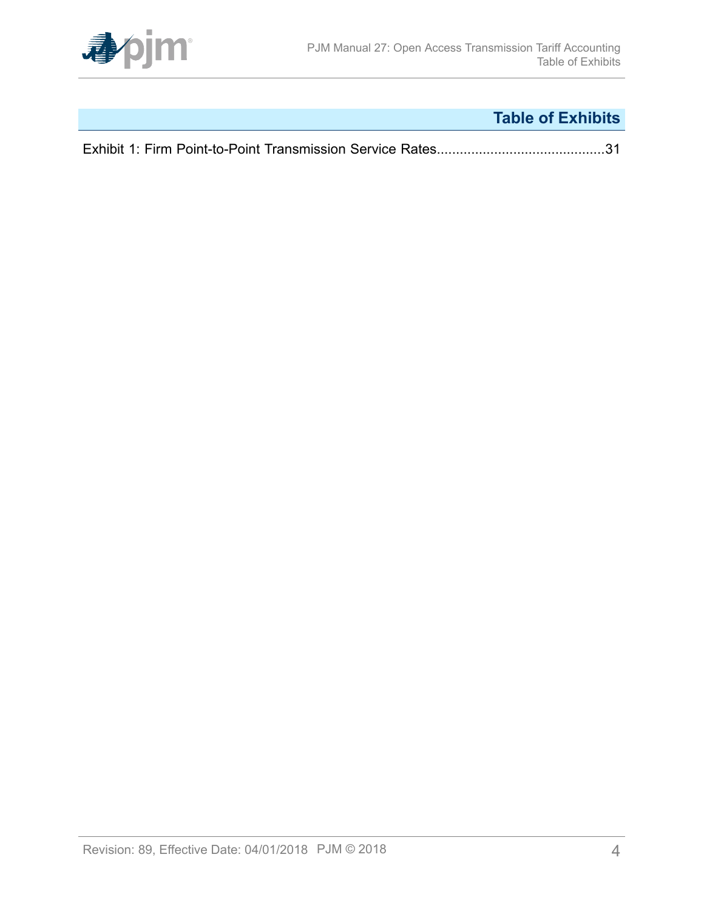# Table of Exhibits

Exhibit 1: Firm Point-to-Point Transmission Service Rates............................................31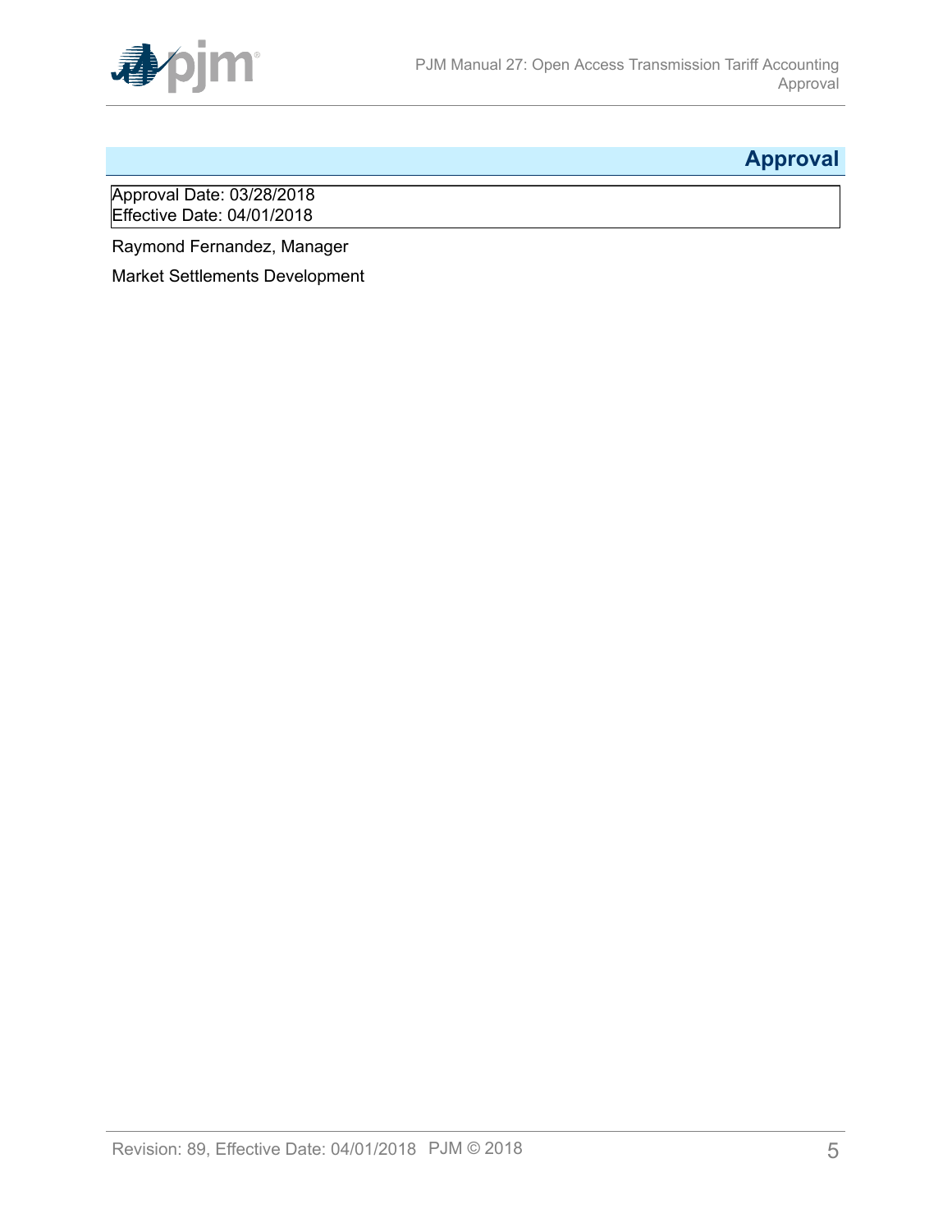# Approval

Approval Date: 03/28/2018
Effective Date: 04/01/2018

Raymond Fernandez, Manager

Market Settlements Development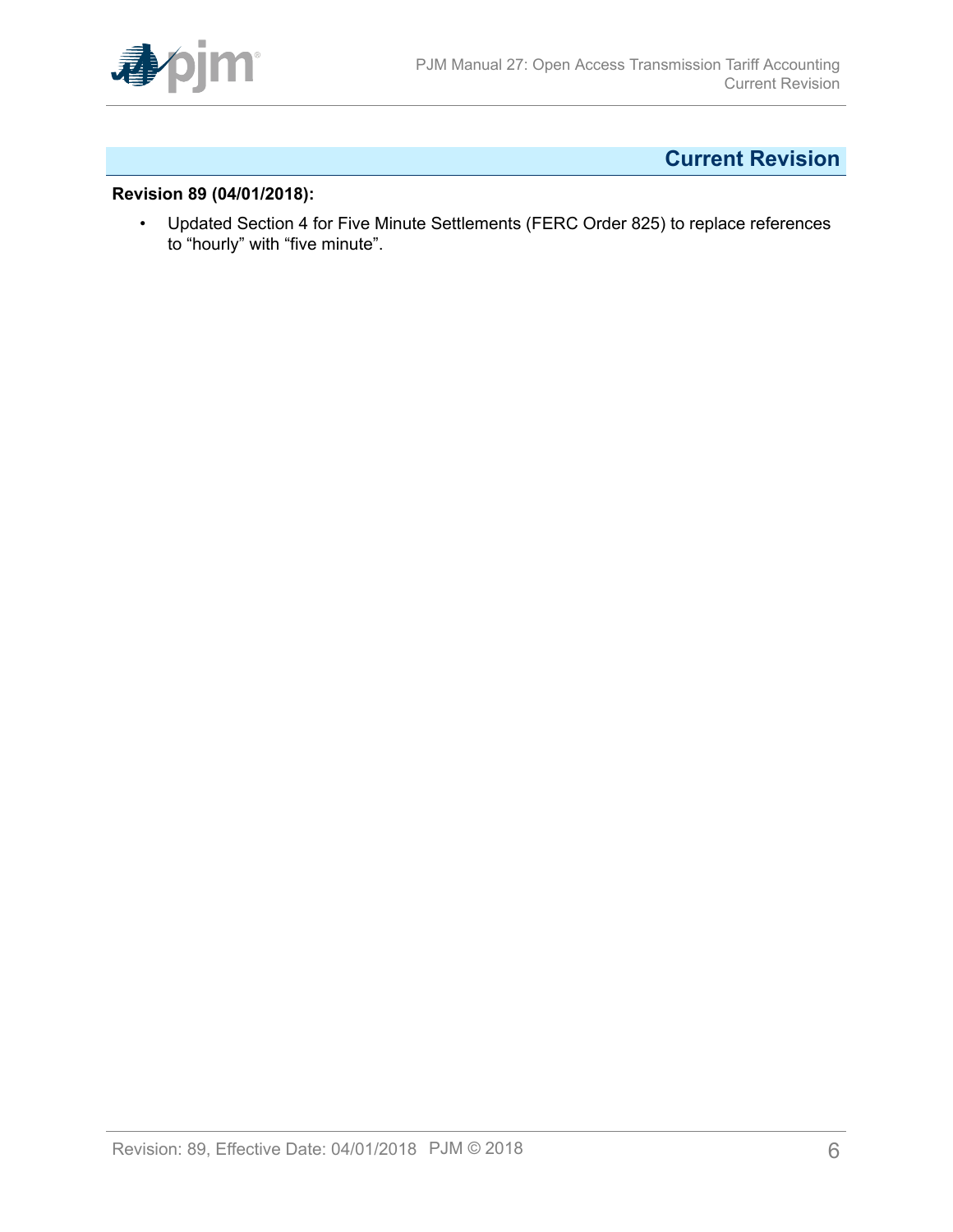# Current Revision

**Revision 89 (04/01/2018):**

- Updated Section 4 for Five Minute Settlements (FERC Order 825) to replace references to “hourly” with “five minute”.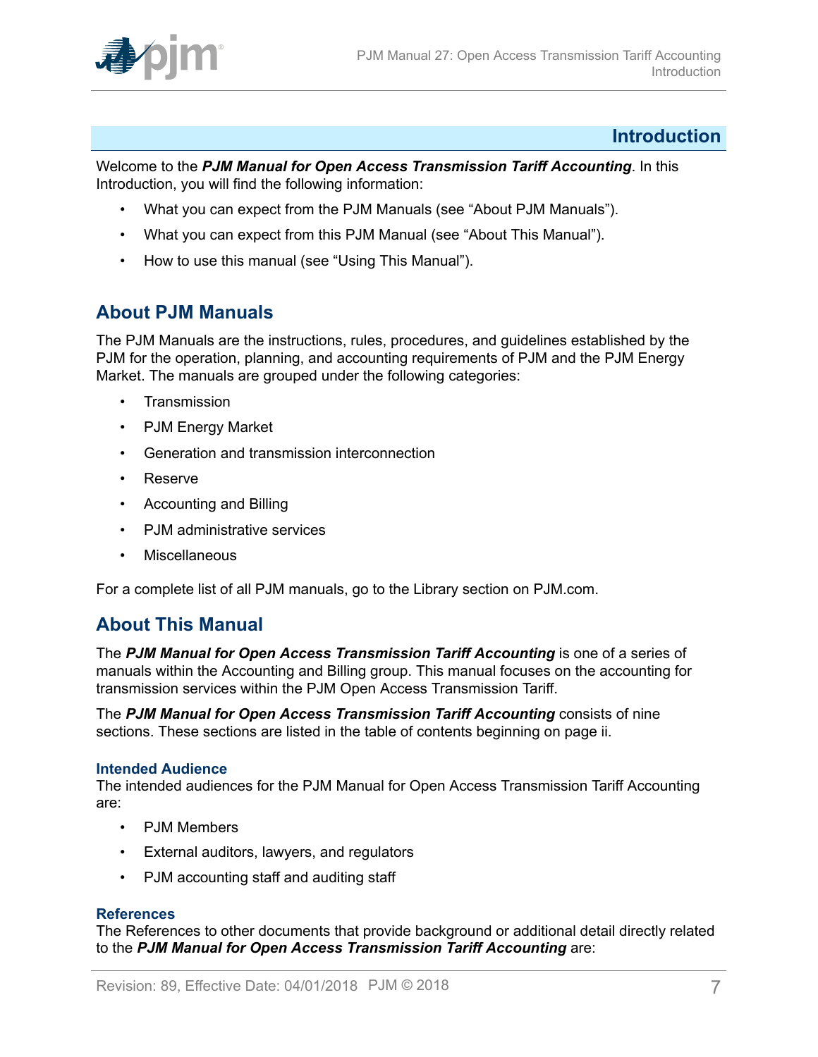# Introduction

Welcome to the ***PJM Manual for Open Access Transmission Tariff Accounting***. In this Introduction, you will find the following information:

- What you can expect from the PJM Manuals (see "About PJM Manuals").
- What you can expect from this PJM Manual (see "About This Manual").
- How to use this manual (see "Using This Manual").

## About PJM Manuals

The PJM Manuals are the instructions, rules, procedures, and guidelines established by the PJM for the operation, planning, and accounting requirements of PJM and the PJM Energy Market. The manuals are grouped under the following categories:

- Transmission
- PJM Energy Market
- Generation and transmission interconnection
- Reserve
- Accounting and Billing
- PJM administrative services
- Miscellaneous

For a complete list of all PJM manuals, go to the Library section on PJM.com.

## About This Manual

The ***PJM Manual for Open Access Transmission Tariff Accounting*** is one of a series of manuals within the Accounting and Billing group. This manual focuses on the accounting for transmission services within the PJM Open Access Transmission Tariff.

The ***PJM Manual for Open Access Transmission Tariff Accounting*** consists of nine sections. These sections are listed in the table of contents beginning on page ii.

### Intended Audience

The intended audiences for the PJM Manual for Open Access Transmission Tariff Accounting are:

- PJM Members
- External auditors, lawyers, and regulators
- PJM accounting staff and auditing staff

### References

The References to other documents that provide background or additional detail directly related to the ***PJM Manual for Open Access Transmission Tariff Accounting*** are: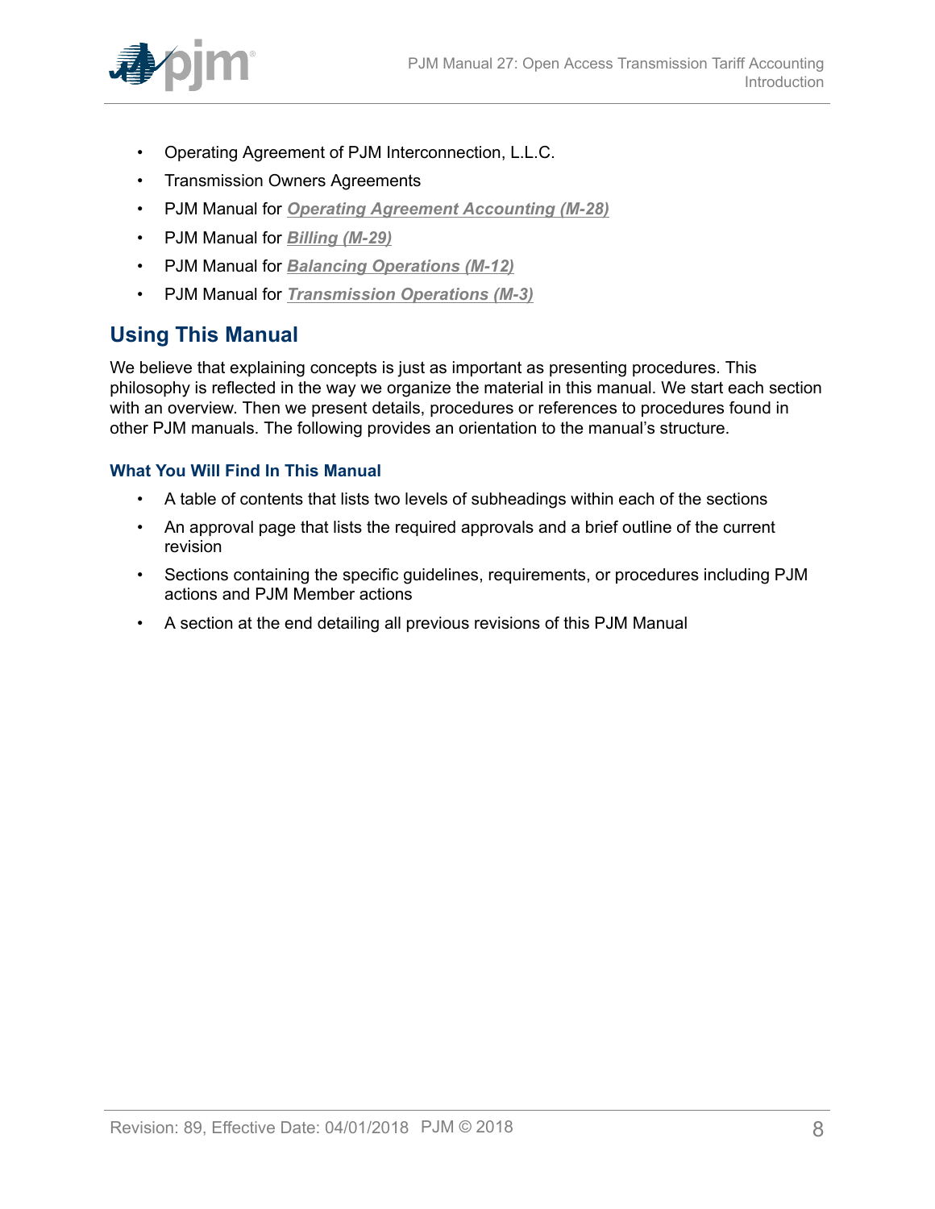- Operating Agreement of PJM Interconnection, L.L.C.
- Transmission Owners Agreements
- PJM Manual for ***Operating Agreement Accounting (M-28)***
- PJM Manual for ***Billing (M-29)***
- PJM Manual for ***Balancing Operations (M-12)***
- PJM Manual for ***Transmission Operations (M-3)***

## Using This Manual

We believe that explaining concepts is just as important as presenting procedures. This philosophy is reflected in the way we organize the material in this manual. We start each section with an overview. Then we present details, procedures or references to procedures found in other PJM manuals. The following provides an orientation to the manual's structure.

### What You Will Find In This Manual

- A table of contents that lists two levels of subheadings within each of the sections
- An approval page that lists the required approvals and a brief outline of the current revision
- Sections containing the specific guidelines, requirements, or procedures including PJM actions and PJM Member actions
- A section at the end detailing all previous revisions of this PJM Manual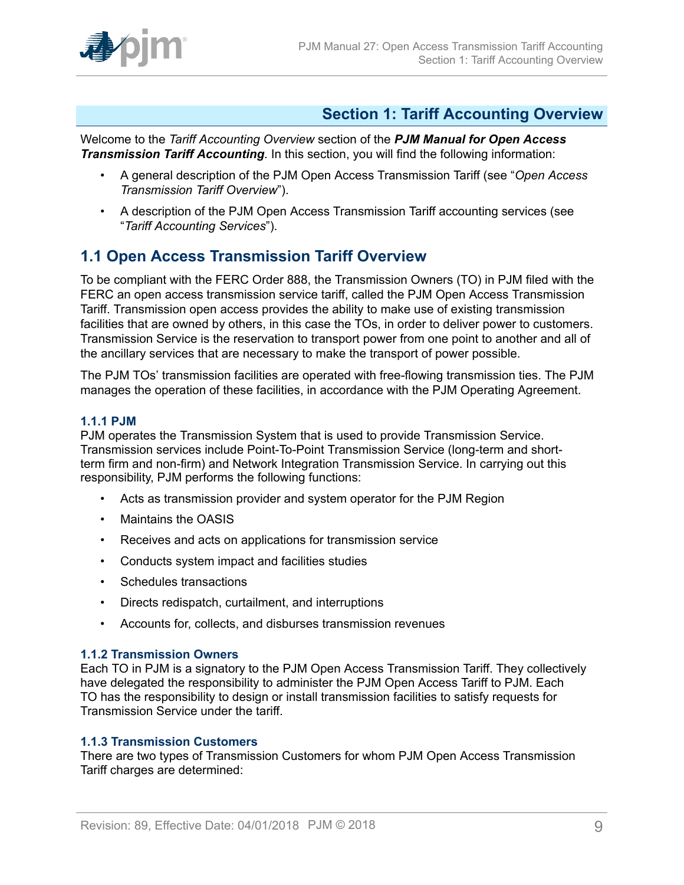## Section 1: Tariff Accounting Overview

Welcome to the *Tariff Accounting Overview* section of the ***PJM Manual for Open Access Transmission Tariff Accounting***. In this section, you will find the following information:

- A general description of the PJM Open Access Transmission Tariff (see "*Open Access Transmission Tariff Overview*").
- A description of the PJM Open Access Transmission Tariff accounting services (see "*Tariff Accounting Services*").

## 1.1 Open Access Transmission Tariff Overview

To be compliant with the FERC Order 888, the Transmission Owners (TO) in PJM filed with the FERC an open access transmission service tariff, called the PJM Open Access Transmission Tariff. Transmission open access provides the ability to make use of existing transmission facilities that are owned by others, in this case the TOs, in order to deliver power to customers. Transmission Service is the reservation to transport power from one point to another and all of the ancillary services that are necessary to make the transport of power possible.

The PJM TOs' transmission facilities are operated with free-flowing transmission ties. The PJM manages the operation of these facilities, in accordance with the PJM Operating Agreement.

### 1.1.1 PJM

PJM operates the Transmission System that is used to provide Transmission Service. Transmission services include Point-To-Point Transmission Service (long-term and short-term firm and non-firm) and Network Integration Transmission Service. In carrying out this responsibility, PJM performs the following functions:

- Acts as transmission provider and system operator for the PJM Region
- Maintains the OASIS
- Receives and acts on applications for transmission service
- Conducts system impact and facilities studies
- Schedules transactions
- Directs redispatch, curtailment, and interruptions
- Accounts for, collects, and disburses transmission revenues

### 1.1.2 Transmission Owners

Each TO in PJM is a signatory to the PJM Open Access Transmission Tariff. They collectively have delegated the responsibility to administer the PJM Open Access Tariff to PJM. Each TO has the responsibility to design or install transmission facilities to satisfy requests for Transmission Service under the tariff.

### 1.1.3 Transmission Customers

There are two types of Transmission Customers for whom PJM Open Access Transmission Tariff charges are determined: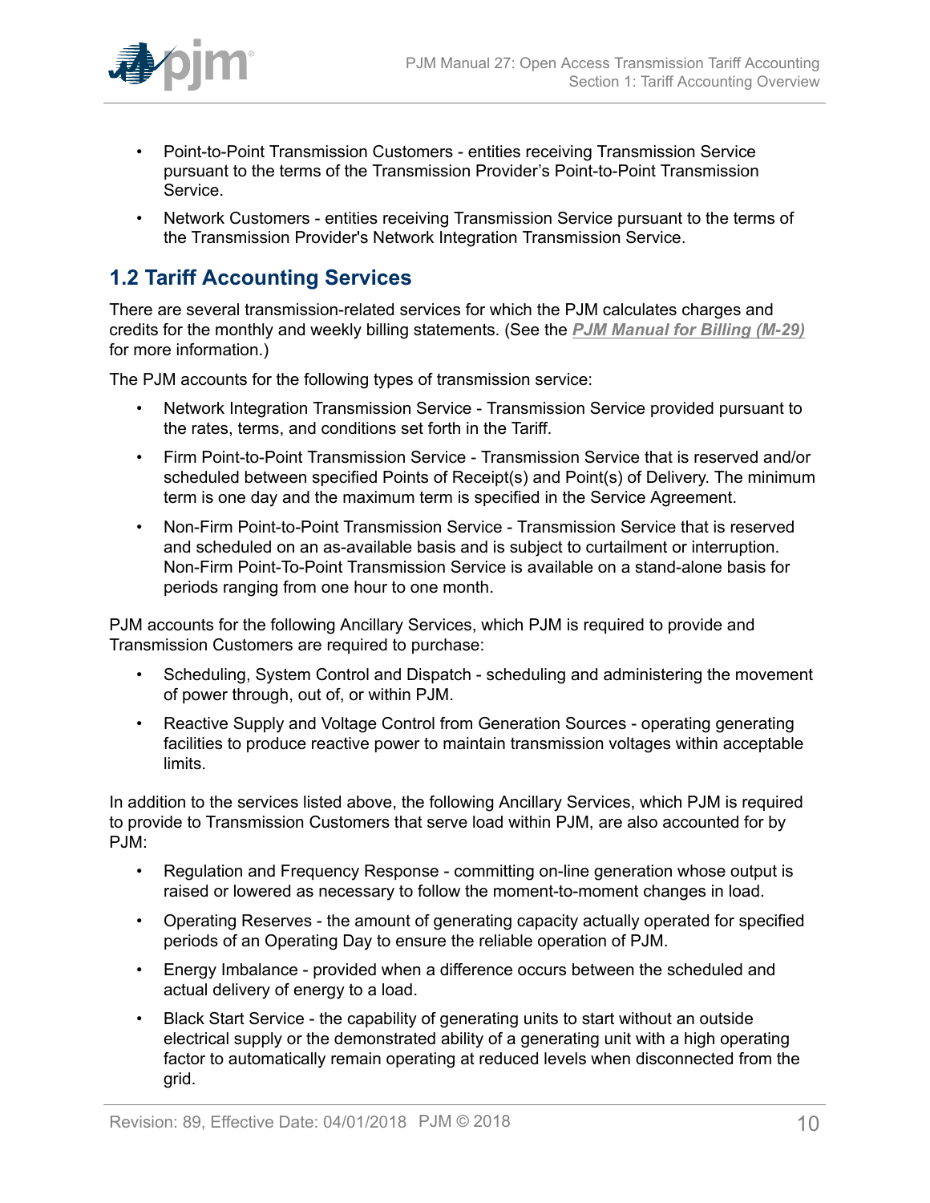- Point-to-Point Transmission Customers - entities receiving Transmission Service pursuant to the terms of the Transmission Provider's Point-to-Point Transmission Service.
- Network Customers - entities receiving Transmission Service pursuant to the terms of the Transmission Provider's Network Integration Transmission Service.

## 1.2 Tariff Accounting Services

There are several transmission-related services for which the PJM calculates charges and credits for the monthly and weekly billing statements. (See the ***PJM Manual for Billing (M-29)*** for more information.)

The PJM accounts for the following types of transmission service:

- Network Integration Transmission Service - Transmission Service provided pursuant to the rates, terms, and conditions set forth in the Tariff.
- Firm Point-to-Point Transmission Service - Transmission Service that is reserved and/or scheduled between specified Points of Receipt(s) and Point(s) of Delivery. The minimum term is one day and the maximum term is specified in the Service Agreement.
- Non-Firm Point-to-Point Transmission Service - Transmission Service that is reserved and scheduled on an as-available basis and is subject to curtailment or interruption. Non-Firm Point-To-Point Transmission Service is available on a stand-alone basis for periods ranging from one hour to one month.

PJM accounts for the following Ancillary Services, which PJM is required to provide and Transmission Customers are required to purchase:

- Scheduling, System Control and Dispatch - scheduling and administering the movement of power through, out of, or within PJM.
- Reactive Supply and Voltage Control from Generation Sources - operating generating facilities to produce reactive power to maintain transmission voltages within acceptable limits.

In addition to the services listed above, the following Ancillary Services, which PJM is required to provide to Transmission Customers that serve load within PJM, are also accounted for by PJM:

- Regulation and Frequency Response - committing on-line generation whose output is raised or lowered as necessary to follow the moment-to-moment changes in load.
- Operating Reserves - the amount of generating capacity actually operated for specified periods of an Operating Day to ensure the reliable operation of PJM.
- Energy Imbalance - provided when a difference occurs between the scheduled and actual delivery of energy to a load.
- Black Start Service - the capability of generating units to start without an outside electrical supply or the demonstrated ability of a generating unit with a high operating factor to automatically remain operating at reduced levels when disconnected from the grid.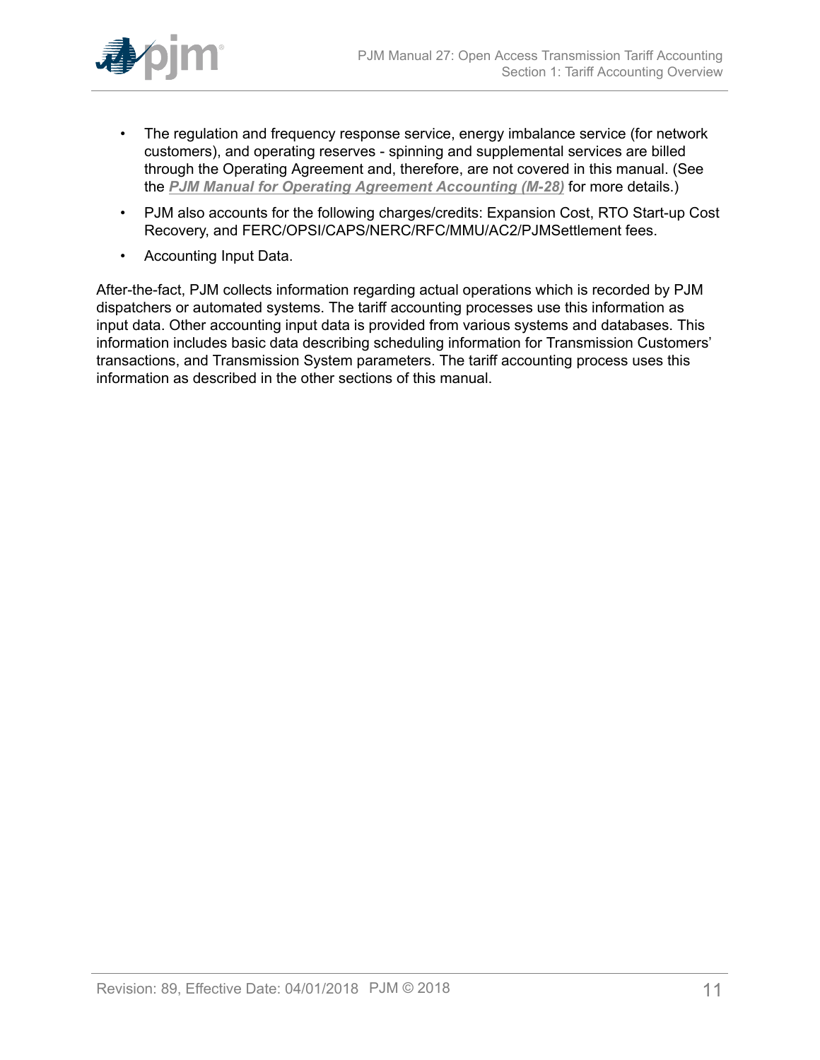- The regulation and frequency response service, energy imbalance service (for network customers), and operating reserves - spinning and supplemental services are billed through the Operating Agreement and, therefore, are not covered in this manual. (See the ***PJM Manual for Operating Agreement Accounting (M-28)*** for more details.)
- PJM also accounts for the following charges/credits: Expansion Cost, RTO Start-up Cost Recovery, and FERC/OPSI/CAPS/NERC/RFC/MMU/AC2/PJMSettlement fees.
- Accounting Input Data.

After-the-fact, PJM collects information regarding actual operations which is recorded by PJM dispatchers or automated systems. The tariff accounting processes use this information as input data. Other accounting input data is provided from various systems and databases. This information includes basic data describing scheduling information for Transmission Customers' transactions, and Transmission System parameters. The tariff accounting process uses this information as described in the other sections of this manual.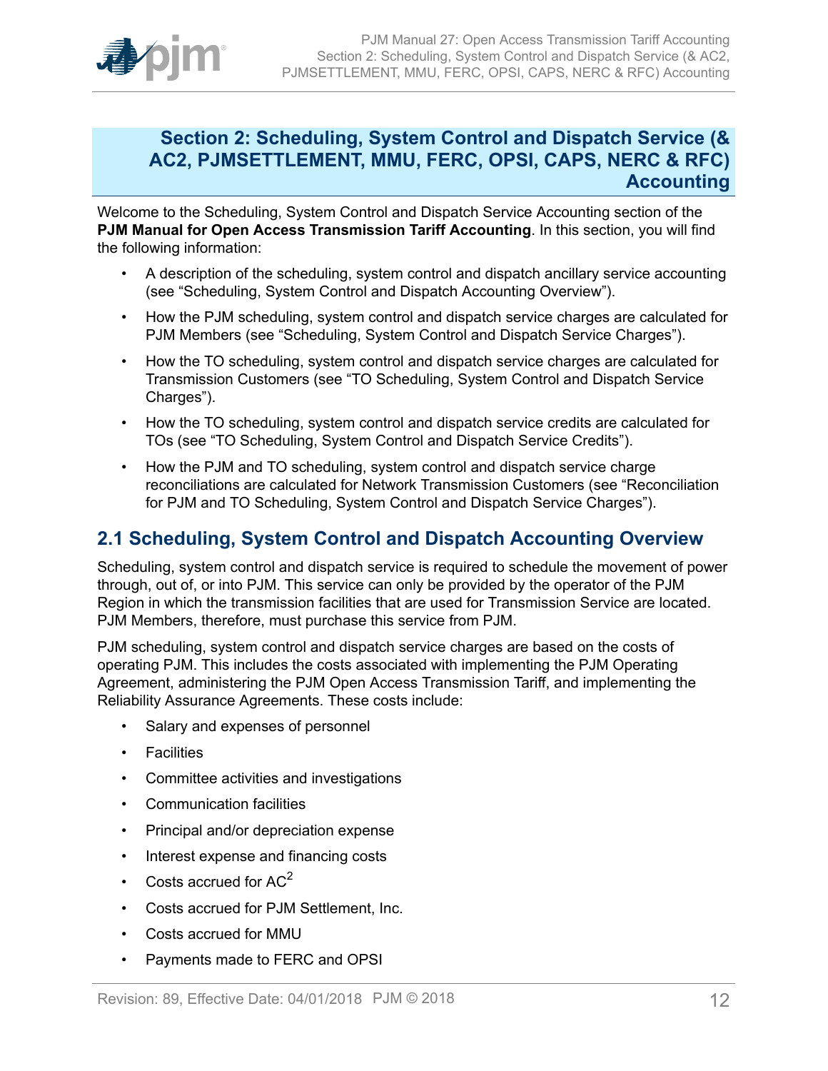# Section 2: Scheduling, System Control and Dispatch Service (& AC2, PJMSETTLEMENT, MMU, FERC, OPSI, CAPS, NERC & RFC) Accounting

Welcome to the Scheduling, System Control and Dispatch Service Accounting section of the **PJM Manual for Open Access Transmission Tariff Accounting**. In this section, you will find the following information:

- A description of the scheduling, system control and dispatch ancillary service accounting (see "Scheduling, System Control and Dispatch Accounting Overview").
- How the PJM scheduling, system control and dispatch service charges are calculated for PJM Members (see "Scheduling, System Control and Dispatch Service Charges").
- How the TO scheduling, system control and dispatch service charges are calculated for Transmission Customers (see "TO Scheduling, System Control and Dispatch Service Charges").
- How the TO scheduling, system control and dispatch service credits are calculated for TOs (see "TO Scheduling, System Control and Dispatch Service Credits").
- How the PJM and TO scheduling, system control and dispatch service charge reconciliations are calculated for Network Transmission Customers (see "Reconciliation for PJM and TO Scheduling, System Control and Dispatch Service Charges").

## 2.1 Scheduling, System Control and Dispatch Accounting Overview

Scheduling, system control and dispatch service is required to schedule the movement of power through, out of, or into PJM. This service can only be provided by the operator of the PJM Region in which the transmission facilities that are used for Transmission Service are located. PJM Members, therefore, must purchase this service from PJM.

PJM scheduling, system control and dispatch service charges are based on the costs of operating PJM. This includes the costs associated with implementing the PJM Operating Agreement, administering the PJM Open Access Transmission Tariff, and implementing the Reliability Assurance Agreements. These costs include:

- Salary and expenses of personnel
- Facilities
- Committee activities and investigations
- Communication facilities
- Principal and/or depreciation expense
- Interest expense and financing costs
- Costs accrued for $AC^2$
- Costs accrued for PJM Settlement, Inc.
- Costs accrued for MMU
- Payments made to FERC and OPSI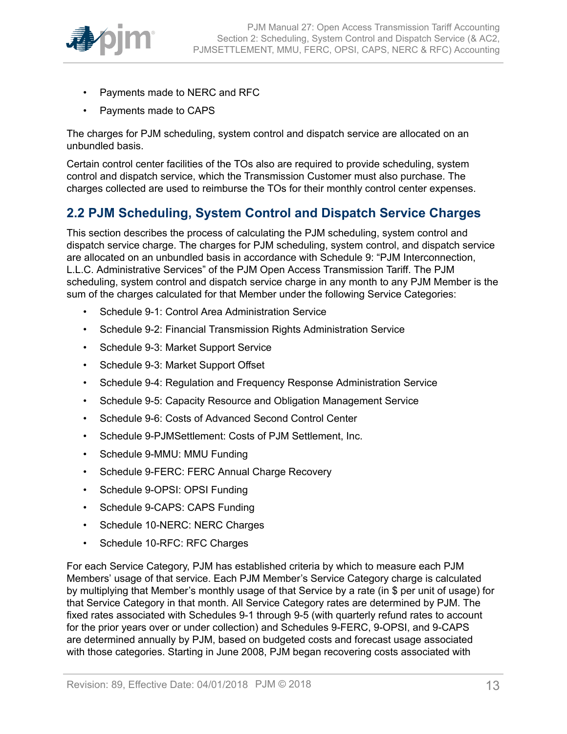- Payments made to NERC and RFC
- Payments made to CAPS

The charges for PJM scheduling, system control and dispatch service are allocated on an unbundled basis.

Certain control center facilities of the TOs also are required to provide scheduling, system control and dispatch service, which the Transmission Customer must also purchase. The charges collected are used to reimburse the TOs for their monthly control center expenses.

## 2.2 PJM Scheduling, System Control and Dispatch Service Charges

This section describes the process of calculating the PJM scheduling, system control and dispatch service charge. The charges for PJM scheduling, system control, and dispatch service are allocated on an unbundled basis in accordance with Schedule 9: "PJM Interconnection, L.L.C. Administrative Services" of the PJM Open Access Transmission Tariff. The PJM scheduling, system control and dispatch service charge in any month to any PJM Member is the sum of the charges calculated for that Member under the following Service Categories:

- Schedule 9-1: Control Area Administration Service
- Schedule 9-2: Financial Transmission Rights Administration Service
- Schedule 9-3: Market Support Service
- Schedule 9-3: Market Support Offset
- Schedule 9-4: Regulation and Frequency Response Administration Service
- Schedule 9-5: Capacity Resource and Obligation Management Service
- Schedule 9-6: Costs of Advanced Second Control Center
- Schedule 9-PJMSettlement: Costs of PJM Settlement, Inc.
- Schedule 9-MMU: MMU Funding
- Schedule 9-FERC: FERC Annual Charge Recovery
- Schedule 9-OPSI: OPSI Funding
- Schedule 9-CAPS: CAPS Funding
- Schedule 10-NERC: NERC Charges
- Schedule 10-RFC: RFC Charges

For each Service Category, PJM has established criteria by which to measure each PJM Members' usage of that service. Each PJM Member's Service Category charge is calculated by multiplying that Member's monthly usage of that Service by a rate (in $ per unit of usage) for that Service Category in that month. All Service Category rates are determined by PJM. The fixed rates associated with Schedules 9-1 through 9-5 (with quarterly refund rates to account for the prior years over or under collection) and Schedules 9-FERC, 9-OPSI, and 9-CAPS are determined annually by PJM, based on budgeted costs and forecast usage associated with those categories. Starting in June 2008, PJM began recovering costs associated with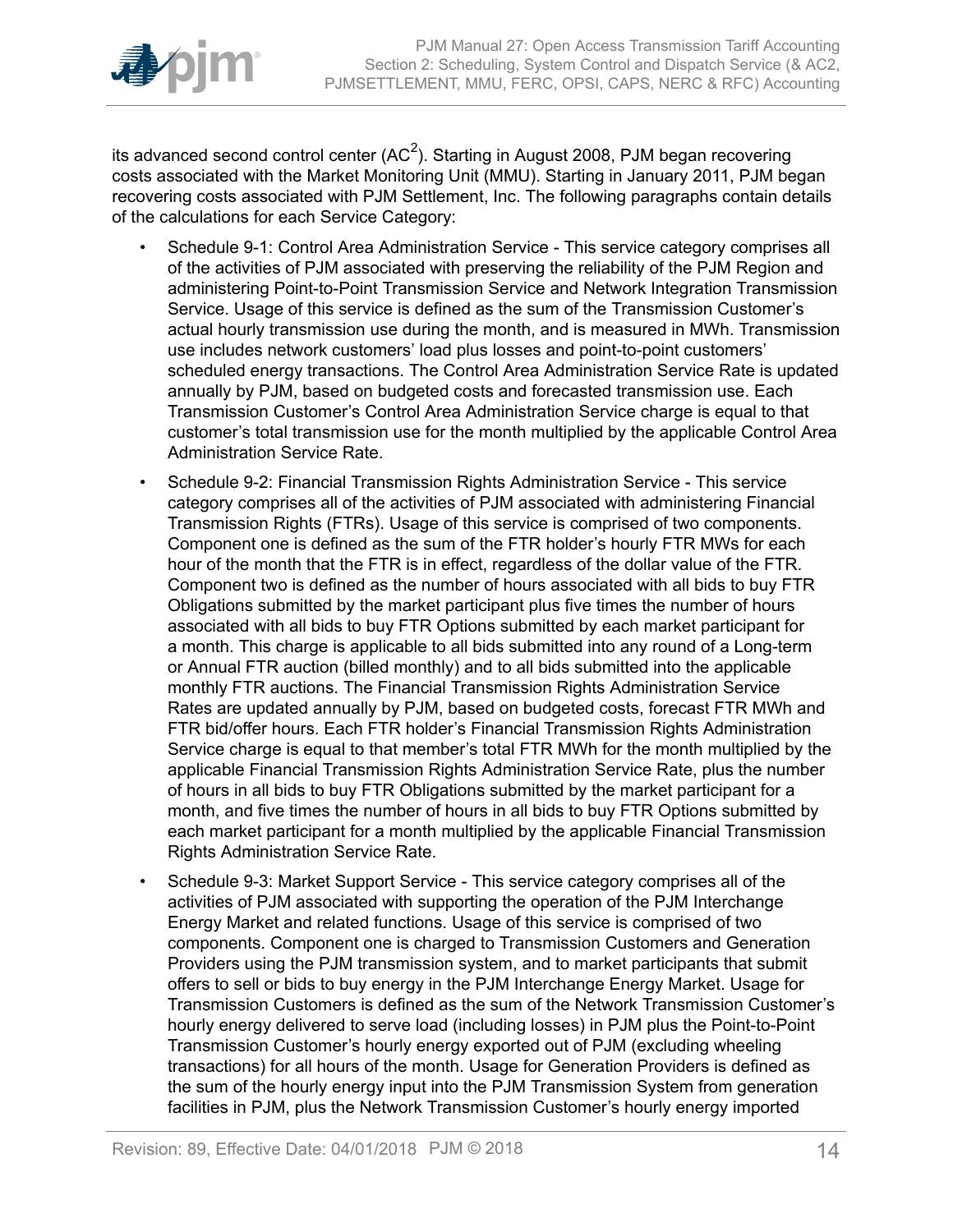its advanced second control center (AC$^2$). Starting in August 2008, PJM began recovering costs associated with the Market Monitoring Unit (MMU). Starting in January 2011, PJM began recovering costs associated with PJM Settlement, Inc. The following paragraphs contain details of the calculations for each Service Category:

- Schedule 9-1: Control Area Administration Service - This service category comprises all of the activities of PJM associated with preserving the reliability of the PJM Region and administering Point-to-Point Transmission Service and Network Integration Transmission Service. Usage of this service is defined as the sum of the Transmission Customer's actual hourly transmission use during the month, and is measured in MWh. Transmission use includes network customers' load plus losses and point-to-point customers' scheduled energy transactions. The Control Area Administration Service Rate is updated annually by PJM, based on budgeted costs and forecasted transmission use. Each Transmission Customer's Control Area Administration Service charge is equal to that customer's total transmission use for the month multiplied by the applicable Control Area Administration Service Rate.
- Schedule 9-2: Financial Transmission Rights Administration Service - This service category comprises all of the activities of PJM associated with administering Financial Transmission Rights (FTRs). Usage of this service is comprised of two components. Component one is defined as the sum of the FTR holder's hourly FTR MWs for each hour of the month that the FTR is in effect, regardless of the dollar value of the FTR. Component two is defined as the number of hours associated with all bids to buy FTR Obligations submitted by the market participant plus five times the number of hours associated with all bids to buy FTR Options submitted by each market participant for a month. This charge is applicable to all bids submitted into any round of a Long-term or Annual FTR auction (billed monthly) and to all bids submitted into the applicable monthly FTR auctions. The Financial Transmission Rights Administration Service Rates are updated annually by PJM, based on budgeted costs, forecast FTR MWh and FTR bid/offer hours. Each FTR holder's Financial Transmission Rights Administration Service charge is equal to that member's total FTR MWh for the month multiplied by the applicable Financial Transmission Rights Administration Service Rate, plus the number of hours in all bids to buy FTR Obligations submitted by the market participant for a month, and five times the number of hours in all bids to buy FTR Options submitted by each market participant for a month multiplied by the applicable Financial Transmission Rights Administration Service Rate.
- Schedule 9-3: Market Support Service - This service category comprises all of the activities of PJM associated with supporting the operation of the PJM Interchange Energy Market and related functions. Usage of this service is comprised of two components. Component one is charged to Transmission Customers and Generation Providers using the PJM transmission system, and to market participants that submit offers to sell or bids to buy energy in the PJM Interchange Energy Market. Usage for Transmission Customers is defined as the sum of the Network Transmission Customer's hourly energy delivered to serve load (including losses) in PJM plus the Point-to-Point Transmission Customer's hourly energy exported out of PJM (excluding wheeling transactions) for all hours of the month. Usage for Generation Providers is defined as the sum of the hourly energy input into the PJM Transmission System from generation facilities in PJM, plus the Network Transmission Customer's hourly energy imported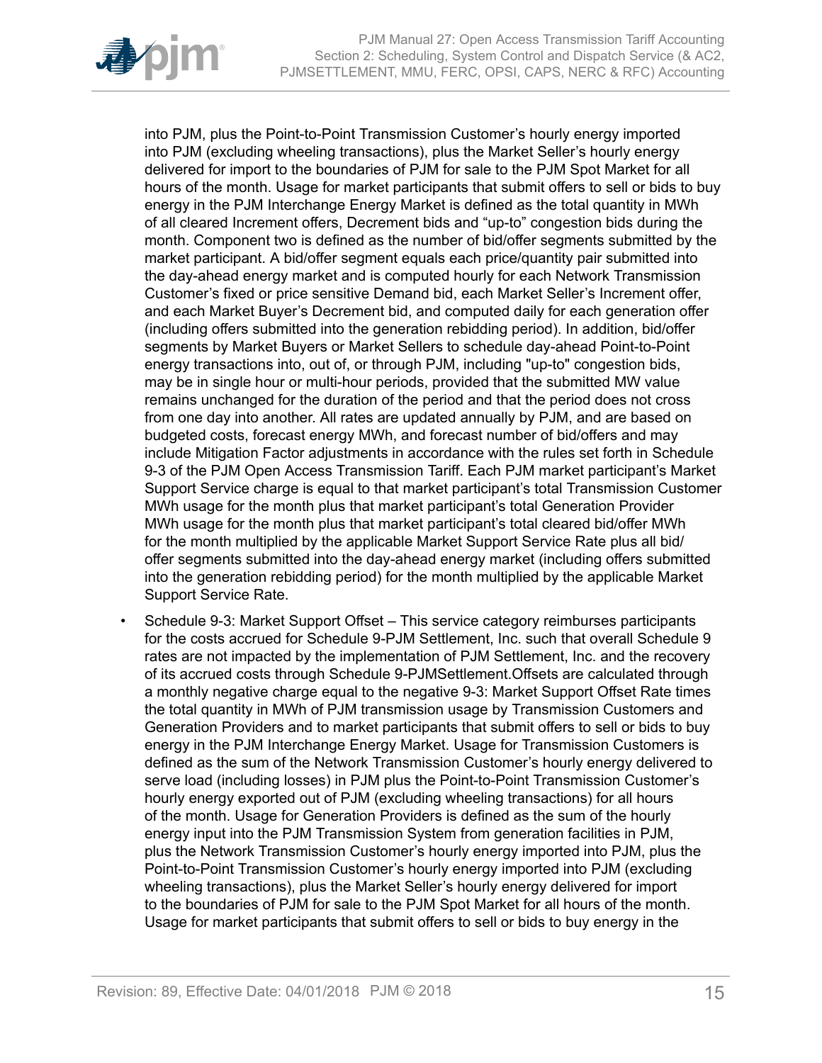into PJM, plus the Point-to-Point Transmission Customer's hourly energy imported into PJM (excluding wheeling transactions), plus the Market Seller's hourly energy delivered for import to the boundaries of PJM for sale to the PJM Spot Market for all hours of the month. Usage for market participants that submit offers to sell or bids to buy energy in the PJM Interchange Energy Market is defined as the total quantity in MWh of all cleared Increment offers, Decrement bids and "up-to" congestion bids during the month. Component two is defined as the number of bid/offer segments submitted by the market participant. A bid/offer segment equals each price/quantity pair submitted into the day-ahead energy market and is computed hourly for each Network Transmission Customer's fixed or price sensitive Demand bid, each Market Seller's Increment offer, and each Market Buyer's Decrement bid, and computed daily for each generation offer (including offers submitted into the generation rebidding period). In addition, bid/offer segments by Market Buyers or Market Sellers to schedule day-ahead Point-to-Point energy transactions into, out of, or through PJM, including "up-to" congestion bids, may be in single hour or multi-hour periods, provided that the submitted MW value remains unchanged for the duration of the period and that the period does not cross from one day into another. All rates are updated annually by PJM, and are based on budgeted costs, forecast energy MWh, and forecast number of bid/offers and may include Mitigation Factor adjustments in accordance with the rules set forth in Schedule 9-3 of the PJM Open Access Transmission Tariff. Each PJM market participant's Market Support Service charge is equal to that market participant's total Transmission Customer MWh usage for the month plus that market participant's total Generation Provider MWh usage for the month plus that market participant's total cleared bid/offer MWh for the month multiplied by the applicable Market Support Service Rate plus all bid/offer segments submitted into the day-ahead energy market (including offers submitted into the generation rebidding period) for the month multiplied by the applicable Market Support Service Rate.

- Schedule 9-3: Market Support Offset – This service category reimburses participants for the costs accrued for Schedule 9-PJM Settlement, Inc. such that overall Schedule 9 rates are not impacted by the implementation of PJM Settlement, Inc. and the recovery of its accrued costs through Schedule 9-PJMSettlement.Offsets are calculated through a monthly negative charge equal to the negative 9-3: Market Support Offset Rate times the total quantity in MWh of PJM transmission usage by Transmission Customers and Generation Providers and to market participants that submit offers to sell or bids to buy energy in the PJM Interchange Energy Market. Usage for Transmission Customers is defined as the sum of the Network Transmission Customer's hourly energy delivered to serve load (including losses) in PJM plus the Point-to-Point Transmission Customer's hourly energy exported out of PJM (excluding wheeling transactions) for all hours of the month. Usage for Generation Providers is defined as the sum of the hourly energy input into the PJM Transmission System from generation facilities in PJM, plus the Network Transmission Customer's hourly energy imported into PJM, plus the Point-to-Point Transmission Customer's hourly energy imported into PJM (excluding wheeling transactions), plus the Market Seller's hourly energy delivered for import to the boundaries of PJM for sale to the PJM Spot Market for all hours of the month. Usage for market participants that submit offers to sell or bids to buy energy in the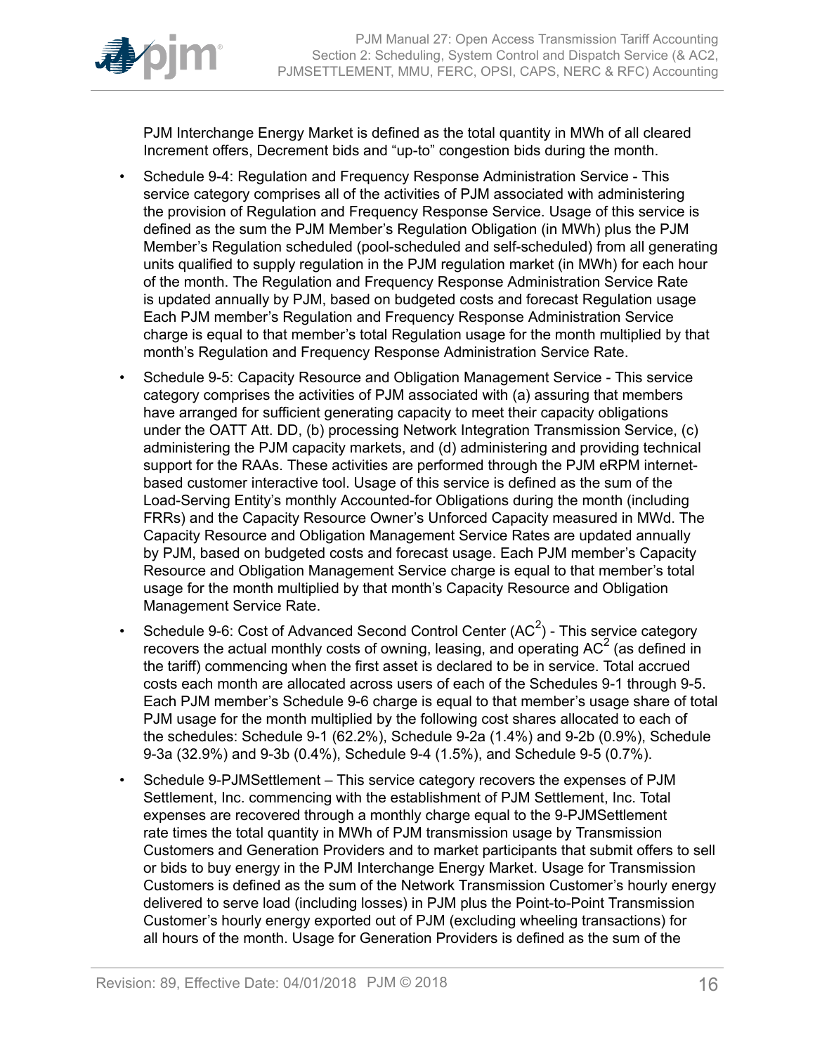PJM Interchange Energy Market is defined as the total quantity in MWh of all cleared Increment offers, Decrement bids and “up-to” congestion bids during the month.

- Schedule 9-4: Regulation and Frequency Response Administration Service - This service category comprises all of the activities of PJM associated with administering the provision of Regulation and Frequency Response Service. Usage of this service is defined as the sum the PJM Member’s Regulation Obligation (in MWh) plus the PJM Member’s Regulation scheduled (pool-scheduled and self-scheduled) from all generating units qualified to supply regulation in the PJM regulation market (in MWh) for each hour of the month. The Regulation and Frequency Response Administration Service Rate is updated annually by PJM, based on budgeted costs and forecast Regulation usage Each PJM member’s Regulation and Frequency Response Administration Service charge is equal to that member’s total Regulation usage for the month multiplied by that month’s Regulation and Frequency Response Administration Service Rate.
- Schedule 9-5: Capacity Resource and Obligation Management Service - This service category comprises the activities of PJM associated with (a) assuring that members have arranged for sufficient generating capacity to meet their capacity obligations under the OATT Att. DD, (b) processing Network Integration Transmission Service, (c) administering the PJM capacity markets, and (d) administering and providing technical support for the RAAs. These activities are performed through the PJM eRPM internet-based customer interactive tool. Usage of this service is defined as the sum of the Load-Serving Entity’s monthly Accounted-for Obligations during the month (including FRRs) and the Capacity Resource Owner’s Unforced Capacity measured in MWd. The Capacity Resource and Obligation Management Service Rates are updated annually by PJM, based on budgeted costs and forecast usage. Each PJM member’s Capacity Resource and Obligation Management Service charge is equal to that member’s total usage for the month multiplied by that month’s Capacity Resource and Obligation Management Service Rate.
- Schedule 9-6: Cost of Advanced Second Control Center ($AC^2$) - This service category recovers the actual monthly costs of owning, leasing, and operating $AC^2$ (as defined in the tariff) commencing when the first asset is declared to be in service. Total accrued costs each month are allocated across users of each of the Schedules 9-1 through 9-5. Each PJM member’s Schedule 9-6 charge is equal to that member’s usage share of total PJM usage for the month multiplied by the following cost shares allocated to each of the schedules: Schedule 9-1 (62.2%), Schedule 9-2a (1.4%) and 9-2b (0.9%), Schedule 9-3a (32.9%) and 9-3b (0.4%), Schedule 9-4 (1.5%), and Schedule 9-5 (0.7%).
- Schedule 9-PJMSettlement – This service category recovers the expenses of PJM Settlement, Inc. commencing with the establishment of PJM Settlement, Inc. Total expenses are recovered through a monthly charge equal to the 9-PJMSettlement rate times the total quantity in MWh of PJM transmission usage by Transmission Customers and Generation Providers and to market participants that submit offers to sell or bids to buy energy in the PJM Interchange Energy Market. Usage for Transmission Customers is defined as the sum of the Network Transmission Customer’s hourly energy delivered to serve load (including losses) in PJM plus the Point-to-Point Transmission Customer’s hourly energy exported out of PJM (excluding wheeling transactions) for all hours of the month. Usage for Generation Providers is defined as the sum of the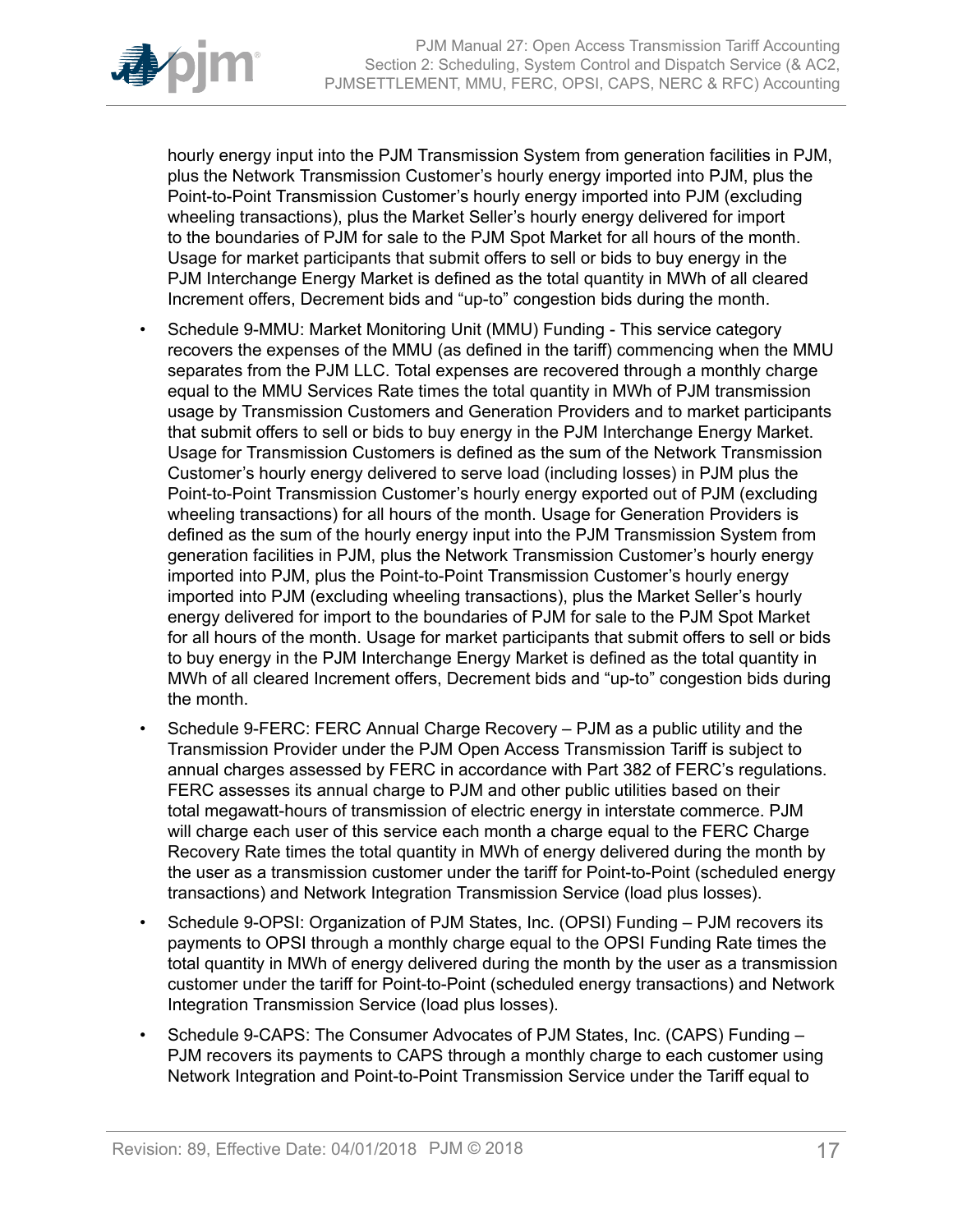hourly energy input into the PJM Transmission System from generation facilities in PJM, plus the Network Transmission Customer's hourly energy imported into PJM, plus the Point-to-Point Transmission Customer's hourly energy imported into PJM (excluding wheeling transactions), plus the Market Seller's hourly energy delivered for import to the boundaries of PJM for sale to the PJM Spot Market for all hours of the month. Usage for market participants that submit offers to sell or bids to buy energy in the PJM Interchange Energy Market is defined as the total quantity in MWh of all cleared Increment offers, Decrement bids and "up-to" congestion bids during the month.

- Schedule 9-MMU: Market Monitoring Unit (MMU) Funding - This service category recovers the expenses of the MMU (as defined in the tariff) commencing when the MMU separates from the PJM LLC. Total expenses are recovered through a monthly charge equal to the MMU Services Rate times the total quantity in MWh of PJM transmission usage by Transmission Customers and Generation Providers and to market participants that submit offers to sell or bids to buy energy in the PJM Interchange Energy Market. Usage for Transmission Customers is defined as the sum of the Network Transmission Customer's hourly energy delivered to serve load (including losses) in PJM plus the Point-to-Point Transmission Customer's hourly energy exported out of PJM (excluding wheeling transactions) for all hours of the month. Usage for Generation Providers is defined as the sum of the hourly energy input into the PJM Transmission System from generation facilities in PJM, plus the Network Transmission Customer's hourly energy imported into PJM, plus the Point-to-Point Transmission Customer's hourly energy imported into PJM (excluding wheeling transactions), plus the Market Seller's hourly energy delivered for import to the boundaries of PJM for sale to the PJM Spot Market for all hours of the month. Usage for market participants that submit offers to sell or bids to buy energy in the PJM Interchange Energy Market is defined as the total quantity in MWh of all cleared Increment offers, Decrement bids and "up-to" congestion bids during the month.
- Schedule 9-FERC: FERC Annual Charge Recovery – PJM as a public utility and the Transmission Provider under the PJM Open Access Transmission Tariff is subject to annual charges assessed by FERC in accordance with Part 382 of FERC's regulations. FERC assesses its annual charge to PJM and other public utilities based on their total megawatt-hours of transmission of electric energy in interstate commerce. PJM will charge each user of this service each month a charge equal to the FERC Charge Recovery Rate times the total quantity in MWh of energy delivered during the month by the user as a transmission customer under the tariff for Point-to-Point (scheduled energy transactions) and Network Integration Transmission Service (load plus losses).
- Schedule 9-OPSI: Organization of PJM States, Inc. (OPSI) Funding – PJM recovers its payments to OPSI through a monthly charge equal to the OPSI Funding Rate times the total quantity in MWh of energy delivered during the month by the user as a transmission customer under the tariff for Point-to-Point (scheduled energy transactions) and Network Integration Transmission Service (load plus losses).
- Schedule 9-CAPS: The Consumer Advocates of PJM States, Inc. (CAPS) Funding – PJM recovers its payments to CAPS through a monthly charge to each customer using Network Integration and Point-to-Point Transmission Service under the Tariff equal to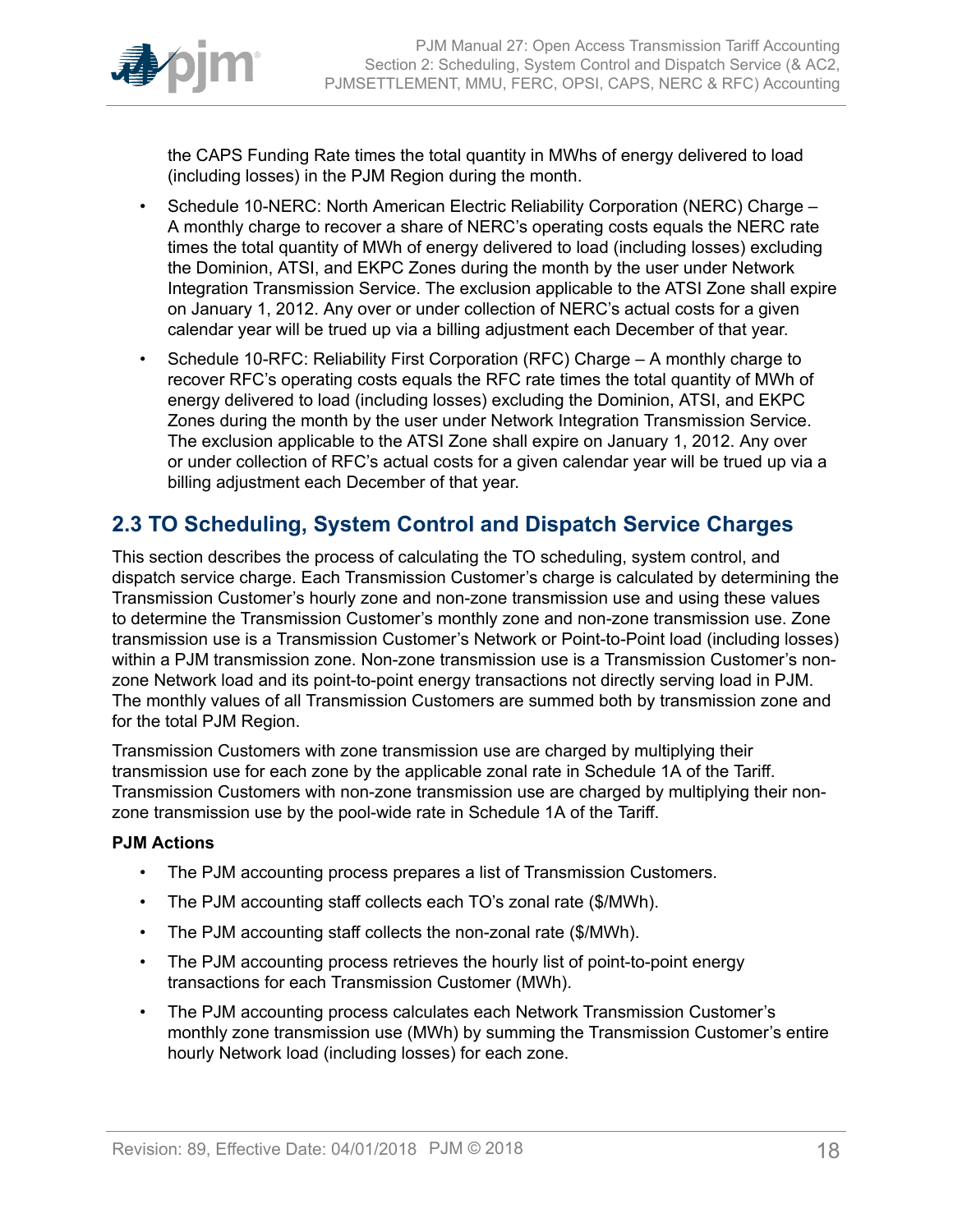the CAPS Funding Rate times the total quantity in MWhs of energy delivered to load (including losses) in the PJM Region during the month.

- Schedule 10-NERC: North American Electric Reliability Corporation (NERC) Charge – A monthly charge to recover a share of NERC's operating costs equals the NERC rate times the total quantity of MWh of energy delivered to load (including losses) excluding the Dominion, ATSI, and EKPC Zones during the month by the user under Network Integration Transmission Service. The exclusion applicable to the ATSI Zone shall expire on January 1, 2012. Any over or under collection of NERC's actual costs for a given calendar year will be trued up via a billing adjustment each December of that year.
- Schedule 10-RFC: Reliability First Corporation (RFC) Charge – A monthly charge to recover RFC's operating costs equals the RFC rate times the total quantity of MWh of energy delivered to load (including losses) excluding the Dominion, ATSI, and EKPC Zones during the month by the user under Network Integration Transmission Service. The exclusion applicable to the ATSI Zone shall expire on January 1, 2012. Any over or under collection of RFC's actual costs for a given calendar year will be trued up via a billing adjustment each December of that year.

## 2.3 TO Scheduling, System Control and Dispatch Service Charges

This section describes the process of calculating the TO scheduling, system control, and dispatch service charge. Each Transmission Customer's charge is calculated by determining the Transmission Customer's hourly zone and non-zone transmission use and using these values to determine the Transmission Customer's monthly zone and non-zone transmission use. Zone transmission use is a Transmission Customer's Network or Point-to-Point load (including losses) within a PJM transmission zone. Non-zone transmission use is a Transmission Customer's non-zone Network load and its point-to-point energy transactions not directly serving load in PJM. The monthly values of all Transmission Customers are summed both by transmission zone and for the total PJM Region.

Transmission Customers with zone transmission use are charged by multiplying their transmission use for each zone by the applicable zonal rate in Schedule 1A of the Tariff. Transmission Customers with non-zone transmission use are charged by multiplying their non-zone transmission use by the pool-wide rate in Schedule 1A of the Tariff.

**PJM Actions**

- The PJM accounting process prepares a list of Transmission Customers.
- The PJM accounting staff collects each TO's zonal rate ($/MWh).
- The PJM accounting staff collects the non-zonal rate ($/MWh).
- The PJM accounting process retrieves the hourly list of point-to-point energy transactions for each Transmission Customer (MWh).
- The PJM accounting process calculates each Network Transmission Customer's monthly zone transmission use (MWh) by summing the Transmission Customer's entire hourly Network load (including losses) for each zone.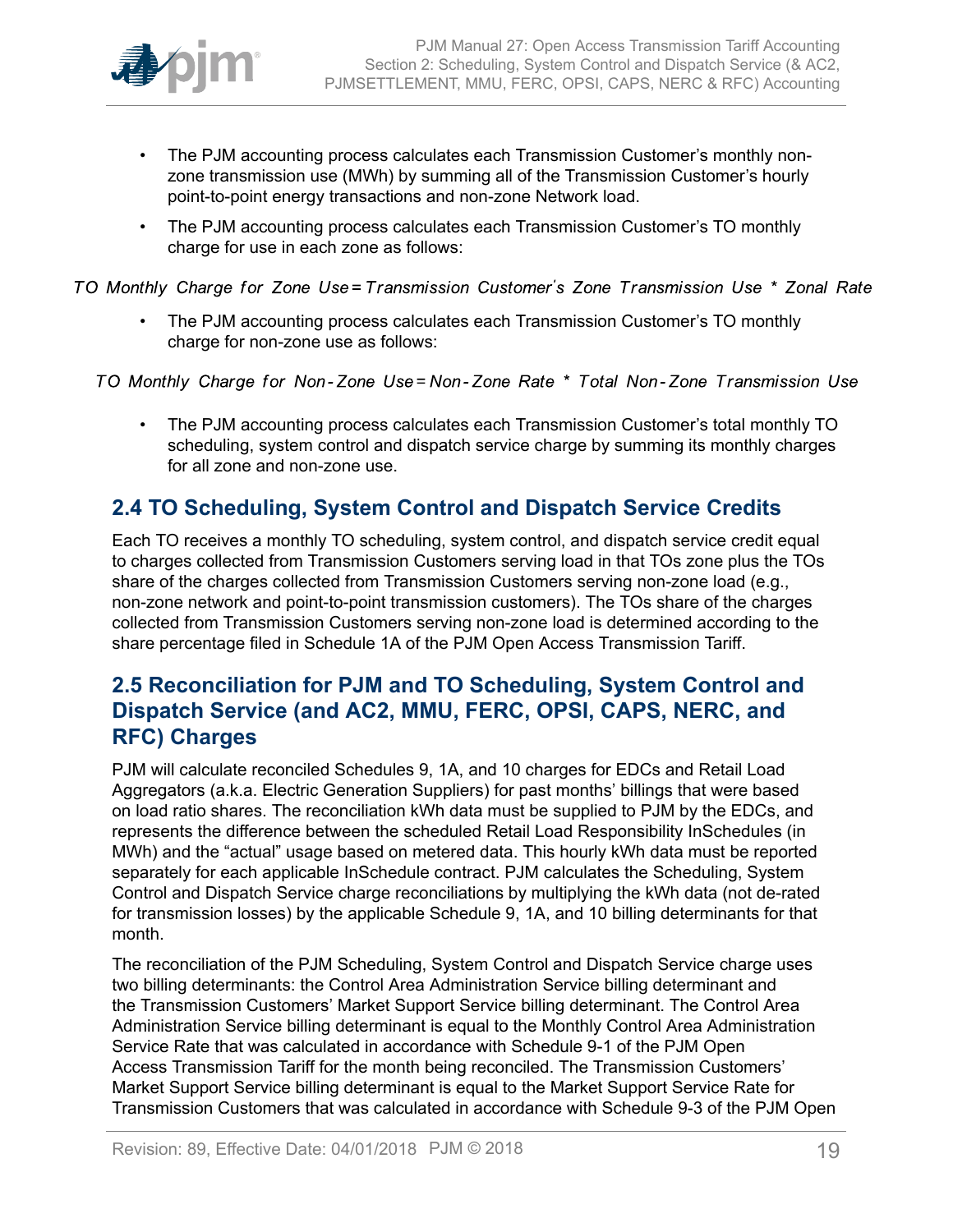- The PJM accounting process calculates each Transmission Customer's monthly non-zone transmission use (MWh) by summing all of the Transmission Customer's hourly point-to-point energy transactions and non-zone Network load.
- The PJM accounting process calculates each Transmission Customer's TO monthly charge for use in each zone as follows:

$$TO\ Monthly\ Charge\ for\ Zone\ Use = Transmission\ Customer's\ Zone\ Transmission\ Use\ *\ Zonal\ Rate$$

- The PJM accounting process calculates each Transmission Customer's TO monthly charge for non-zone use as follows:

$$TO\ Monthly\ Charge\ for\ Non\text{-}Zone\ Use = Non\text{-}Zone\ Rate\ *\ Total\ Non\text{-}Zone\ Transmission\ Use$$

- The PJM accounting process calculates each Transmission Customer's total monthly TO scheduling, system control and dispatch service charge by summing its monthly charges for all zone and non-zone use.

## 2.4 TO Scheduling, System Control and Dispatch Service Credits

Each TO receives a monthly TO scheduling, system control, and dispatch service credit equal to charges collected from Transmission Customers serving load in that TOs zone plus the TOs share of the charges collected from Transmission Customers serving non-zone load (e.g., non-zone network and point-to-point transmission customers). The TOs share of the charges collected from Transmission Customers serving non-zone load is determined according to the share percentage filed in Schedule 1A of the PJM Open Access Transmission Tariff.

## 2.5 Reconciliation for PJM and TO Scheduling, System Control and Dispatch Service (and AC2, MMU, FERC, OPSI, CAPS, NERC, and RFC) Charges

PJM will calculate reconciled Schedules 9, 1A, and 10 charges for EDCs and Retail Load Aggregators (a.k.a. Electric Generation Suppliers) for past months' billings that were based on load ratio shares. The reconciliation kWh data must be supplied to PJM by the EDCs, and represents the difference between the scheduled Retail Load Responsibility InSchedules (in MWh) and the "actual" usage based on metered data. This hourly kWh data must be reported separately for each applicable InSchedule contract. PJM calculates the Scheduling, System Control and Dispatch Service charge reconciliations by multiplying the kWh data (not de-rated for transmission losses) by the applicable Schedule 9, 1A, and 10 billing determinants for that month.

The reconciliation of the PJM Scheduling, System Control and Dispatch Service charge uses two billing determinants: the Control Area Administration Service billing determinant and the Transmission Customers' Market Support Service billing determinant. The Control Area Administration Service billing determinant is equal to the Monthly Control Area Administration Service Rate that was calculated in accordance with Schedule 9-1 of the PJM Open Access Transmission Tariff for the month being reconciled. The Transmission Customers' Market Support Service billing determinant is equal to the Market Support Service Rate for Transmission Customers that was calculated in accordance with Schedule 9-3 of the PJM Open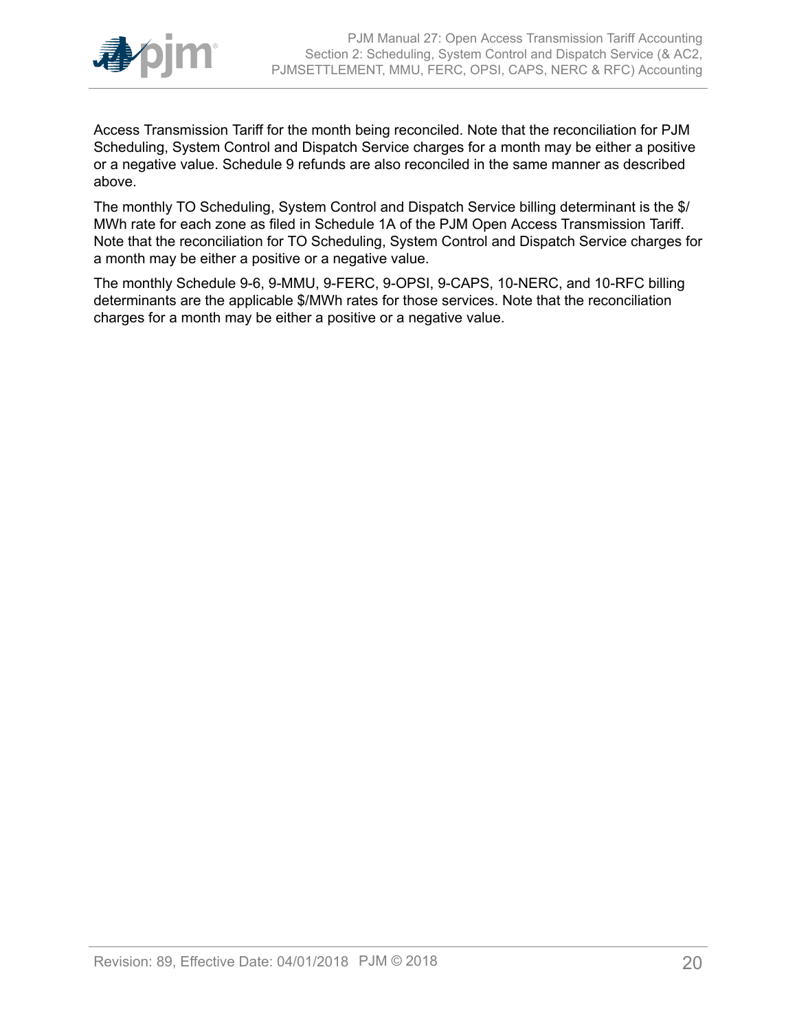Access Transmission Tariff for the month being reconciled. Note that the reconciliation for PJM Scheduling, System Control and Dispatch Service charges for a month may be either a positive or a negative value. Schedule 9 refunds are also reconciled in the same manner as described above.

The monthly TO Scheduling, System Control and Dispatch Service billing determinant is the $/MWh rate for each zone as filed in Schedule 1A of the PJM Open Access Transmission Tariff. Note that the reconciliation for TO Scheduling, System Control and Dispatch Service charges for a month may be either a positive or a negative value.

The monthly Schedule 9-6, 9-MMU, 9-FERC, 9-OPSI, 9-CAPS, 10-NERC, and 10-RFC billing determinants are the applicable $/MWh rates for those services. Note that the reconciliation charges for a month may be either a positive or a negative value.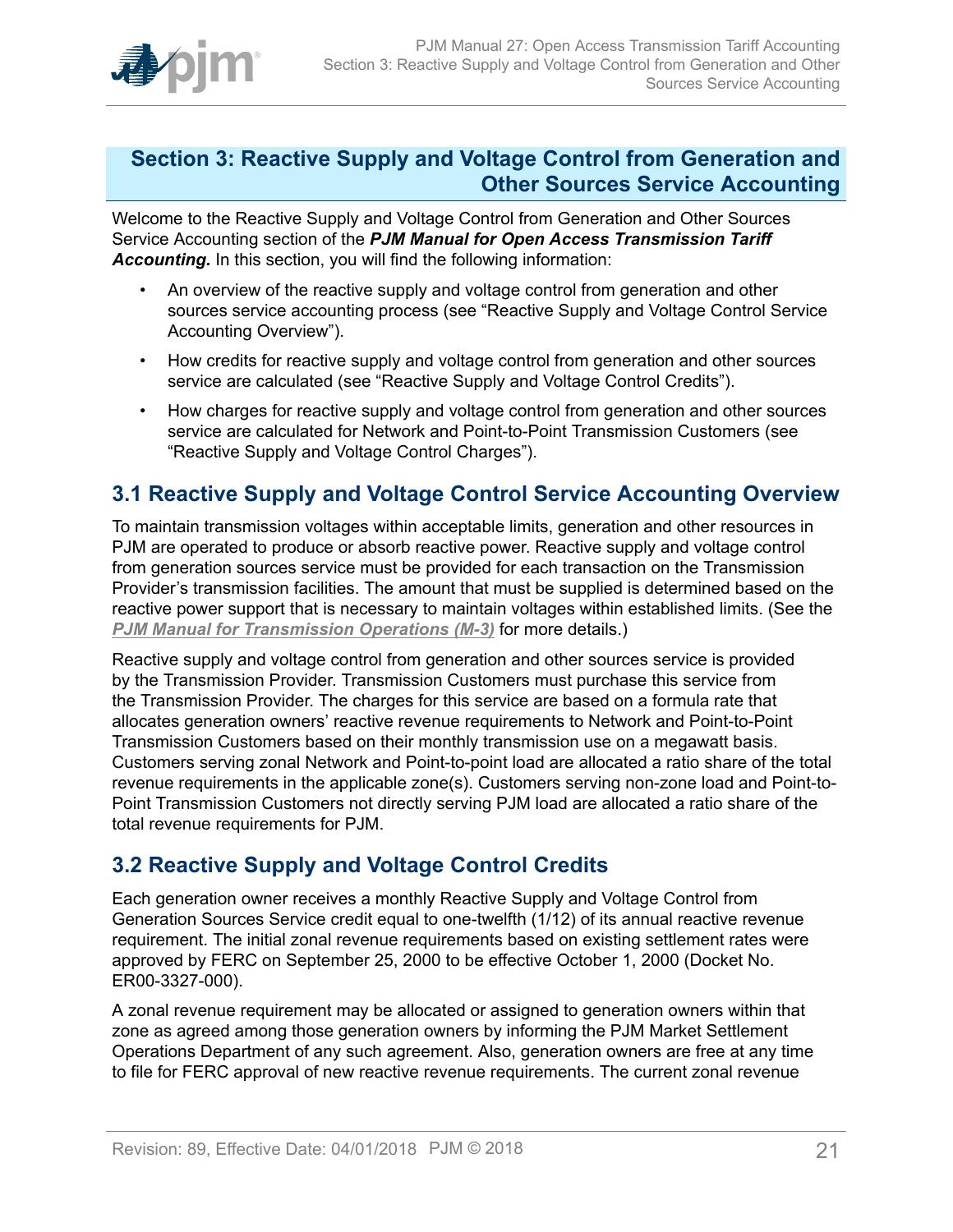## Section 3: Reactive Supply and Voltage Control from Generation and Other Sources Service Accounting

Welcome to the Reactive Supply and Voltage Control from Generation and Other Sources Service Accounting section of the ***PJM Manual for Open Access Transmission Tariff Accounting.*** In this section, you will find the following information:

- An overview of the reactive supply and voltage control from generation and other sources service accounting process (see "Reactive Supply and Voltage Control Service Accounting Overview").
- How credits for reactive supply and voltage control from generation and other sources service are calculated (see "Reactive Supply and Voltage Control Credits").
- How charges for reactive supply and voltage control from generation and other sources service are calculated for Network and Point-to-Point Transmission Customers (see "Reactive Supply and Voltage Control Charges").

### 3.1 Reactive Supply and Voltage Control Service Accounting Overview

To maintain transmission voltages within acceptable limits, generation and other resources in PJM are operated to produce or absorb reactive power. Reactive supply and voltage control from generation sources service must be provided for each transaction on the Transmission Provider's transmission facilities. The amount that must be supplied is determined based on the reactive power support that is necessary to maintain voltages within established limits. (See the ***PJM Manual for Transmission Operations (M-3)*** for more details.)

Reactive supply and voltage control from generation and other sources service is provided by the Transmission Provider. Transmission Customers must purchase this service from the Transmission Provider. The charges for this service are based on a formula rate that allocates generation owners' reactive revenue requirements to Network and Point-to-Point Transmission Customers based on their monthly transmission use on a megawatt basis. Customers serving zonal Network and Point-to-point load are allocated a ratio share of the total revenue requirements in the applicable zone(s). Customers serving non-zone load and Point-to-Point Transmission Customers not directly serving PJM load are allocated a ratio share of the total revenue requirements for PJM.

### 3.2 Reactive Supply and Voltage Control Credits

Each generation owner receives a monthly Reactive Supply and Voltage Control from Generation Sources Service credit equal to one-twelfth (1/12) of its annual reactive revenue requirement. The initial zonal revenue requirements based on existing settlement rates were approved by FERC on September 25, 2000 to be effective October 1, 2000 (Docket No. ER00-3327-000).

A zonal revenue requirement may be allocated or assigned to generation owners within that zone as agreed among those generation owners by informing the PJM Market Settlement Operations Department of any such agreement. Also, generation owners are free at any time to file for FERC approval of new reactive revenue requirements. The current zonal revenue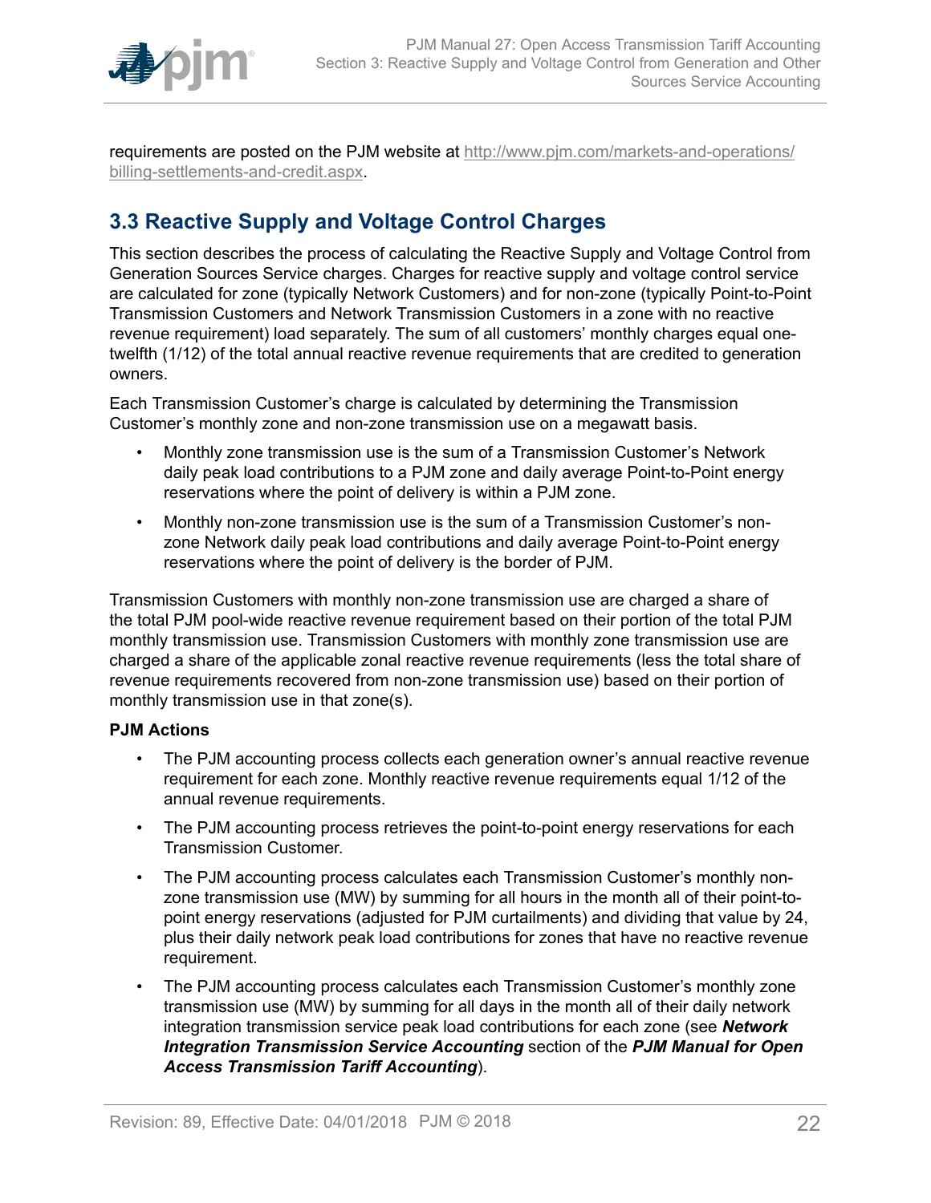requirements are posted on the PJM website at http://www.pjm.com/markets-and-operations/billing-settlements-and-credit.aspx.

## 3.3 Reactive Supply and Voltage Control Charges

This section describes the process of calculating the Reactive Supply and Voltage Control from Generation Sources Service charges. Charges for reactive supply and voltage control service are calculated for zone (typically Network Customers) and for non-zone (typically Point-to-Point Transmission Customers and Network Transmission Customers in a zone with no reactive revenue requirement) load separately. The sum of all customers' monthly charges equal one-twelfth (1/12) of the total annual reactive revenue requirements that are credited to generation owners.

Each Transmission Customer's charge is calculated by determining the Transmission Customer's monthly zone and non-zone transmission use on a megawatt basis.

- Monthly zone transmission use is the sum of a Transmission Customer's Network daily peak load contributions to a PJM zone and daily average Point-to-Point energy reservations where the point of delivery is within a PJM zone.
- Monthly non-zone transmission use is the sum of a Transmission Customer's non-zone Network daily peak load contributions and daily average Point-to-Point energy reservations where the point of delivery is the border of PJM.

Transmission Customers with monthly non-zone transmission use are charged a share of the total PJM pool-wide reactive revenue requirement based on their portion of the total PJM monthly transmission use. Transmission Customers with monthly zone transmission use are charged a share of the applicable zonal reactive revenue requirements (less the total share of revenue requirements recovered from non-zone transmission use) based on their portion of monthly transmission use in that zone(s).

**PJM Actions**

- The PJM accounting process collects each generation owner's annual reactive revenue requirement for each zone. Monthly reactive revenue requirements equal 1/12 of the annual revenue requirements.
- The PJM accounting process retrieves the point-to-point energy reservations for each Transmission Customer.
- The PJM accounting process calculates each Transmission Customer's monthly non-zone transmission use (MW) by summing for all hours in the month all of their point-to-point energy reservations (adjusted for PJM curtailments) and dividing that value by 24, plus their daily network peak load contributions for zones that have no reactive revenue requirement.
- The PJM accounting process calculates each Transmission Customer's monthly zone transmission use (MW) by summing for all days in the month all of their daily network integration transmission service peak load contributions for each zone (see ***Network Integration Transmission Service Accounting*** section of the ***PJM Manual for Open Access Transmission Tariff Accounting***).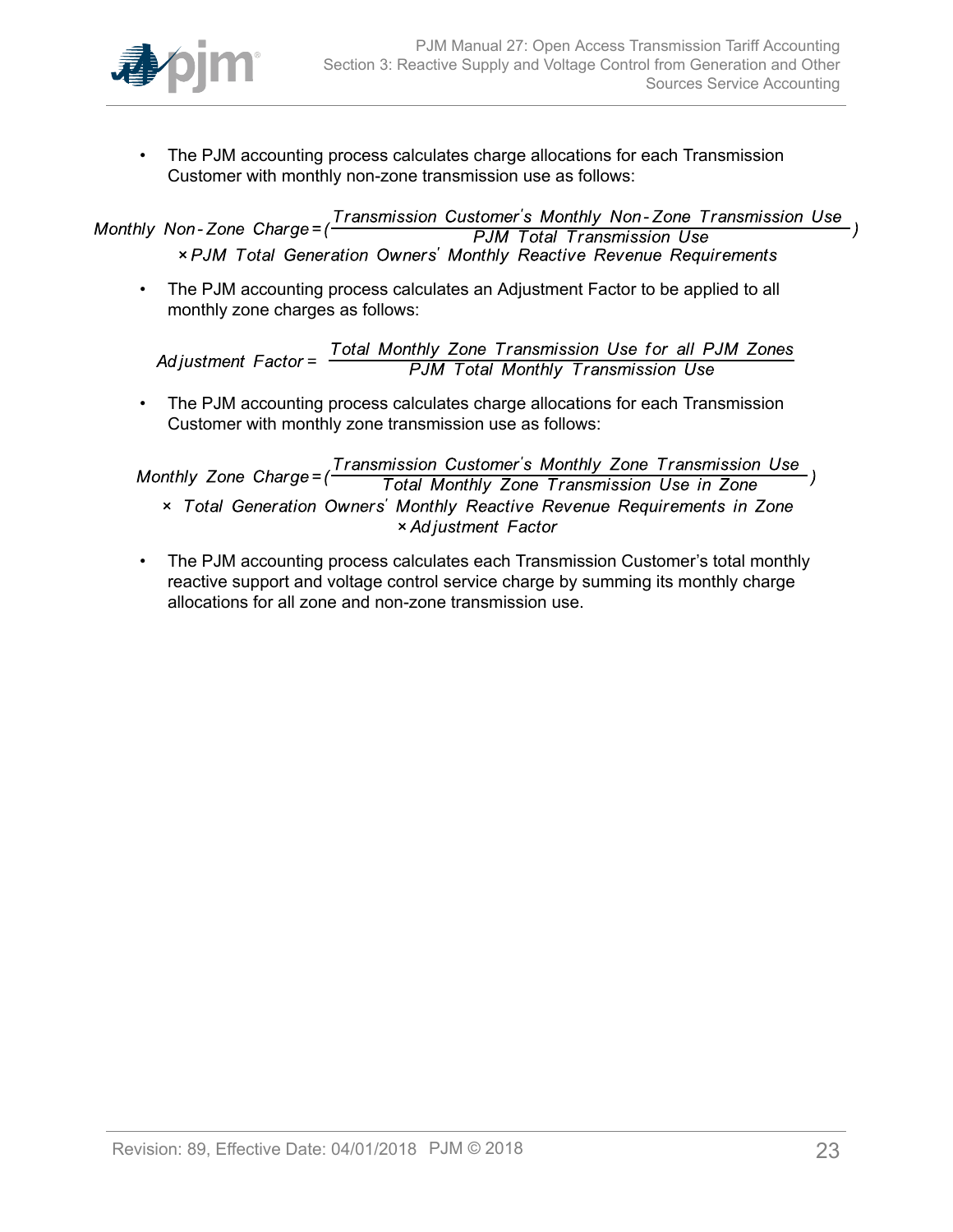- The PJM accounting process calculates charge allocations for each Transmission Customer with monthly non-zone transmission use as follows:

$$Monthly\ Non\text{-}Zone\ Charge = \left(\frac{Transmission\ Customer's\ Monthly\ Non\text{-}Zone\ Transmission\ Use}{PJM\ Total\ Transmission\ Use}\right) \times PJM\ Total\ Generation\ Owners'\ Monthly\ Reactive\ Revenue\ Requirements$$

- The PJM accounting process calculates an Adjustment Factor to be applied to all monthly zone charges as follows:

$$Adjustment\ Factor = \frac{Total\ Monthly\ Zone\ Transmission\ Use\ for\ all\ PJM\ Zones}{PJM\ Total\ Monthly\ Transmission\ Use}$$

- The PJM accounting process calculates charge allocations for each Transmission Customer with monthly zone transmission use as follows:

$$Monthly\ Zone\ Charge = \left(\frac{Transmission\ Customer's\ Monthly\ Zone\ Transmission\ Use}{Total\ Monthly\ Zone\ Transmission\ Use\ in\ Zone}\right) \times Total\ Generation\ Owners'\ Monthly\ Reactive\ Revenue\ Requirements\ in\ Zone \times Adjustment\ Factor$$

- The PJM accounting process calculates each Transmission Customer's total monthly reactive support and voltage control service charge by summing its monthly charge allocations for all zone and non-zone transmission use.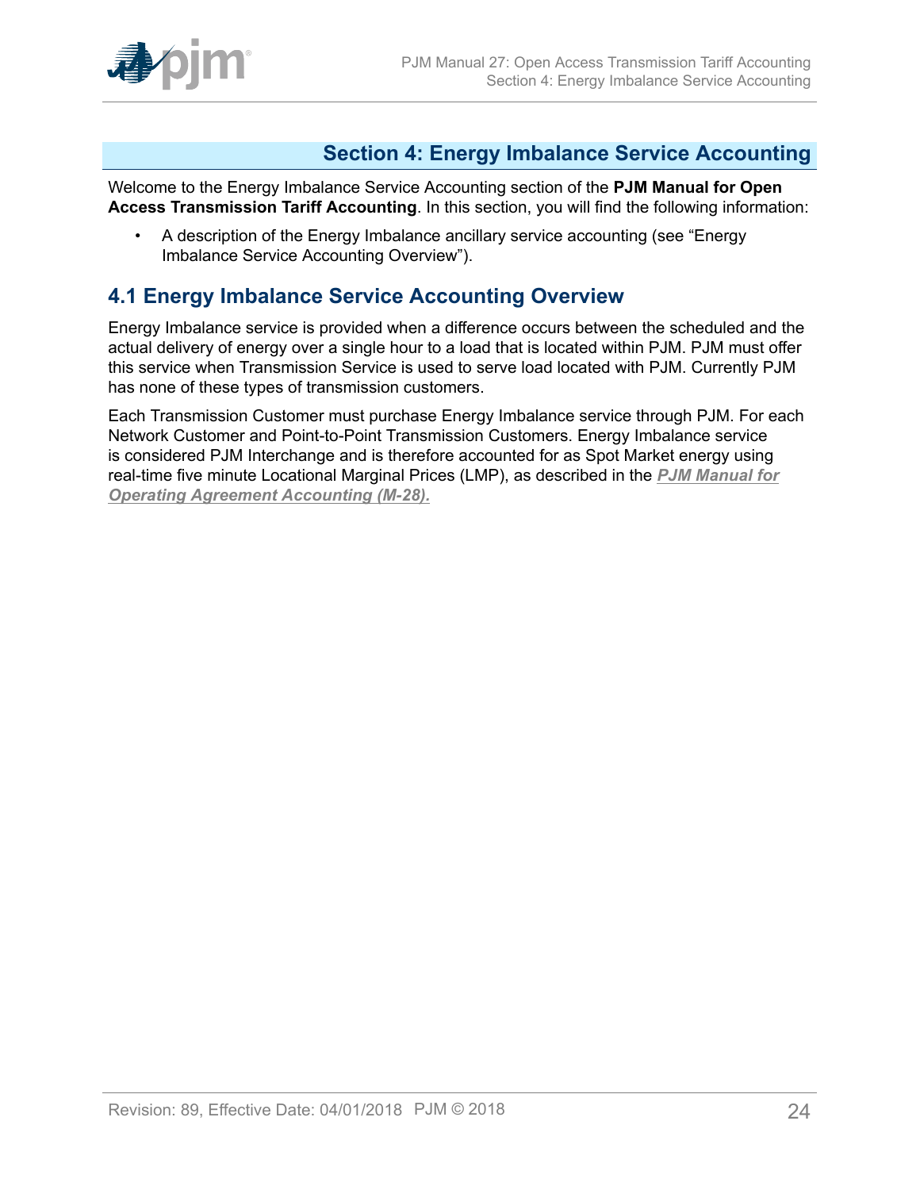# Section 4: Energy Imbalance Service Accounting

Welcome to the Energy Imbalance Service Accounting section of the **PJM Manual for Open Access Transmission Tariff Accounting**. In this section, you will find the following information:

- A description of the Energy Imbalance ancillary service accounting (see "Energy Imbalance Service Accounting Overview").

## 4.1 Energy Imbalance Service Accounting Overview

Energy Imbalance service is provided when a difference occurs between the scheduled and the actual delivery of energy over a single hour to a load that is located within PJM. PJM must offer this service when Transmission Service is used to serve load located with PJM. Currently PJM has none of these types of transmission customers.

Each Transmission Customer must purchase Energy Imbalance service through PJM. For each Network Customer and Point-to-Point Transmission Customers. Energy Imbalance service is considered PJM Interchange and is therefore accounted for as Spot Market energy using real-time five minute Locational Marginal Prices (LMP), as described in the ***PJM Manual for Operating Agreement Accounting (M-28).***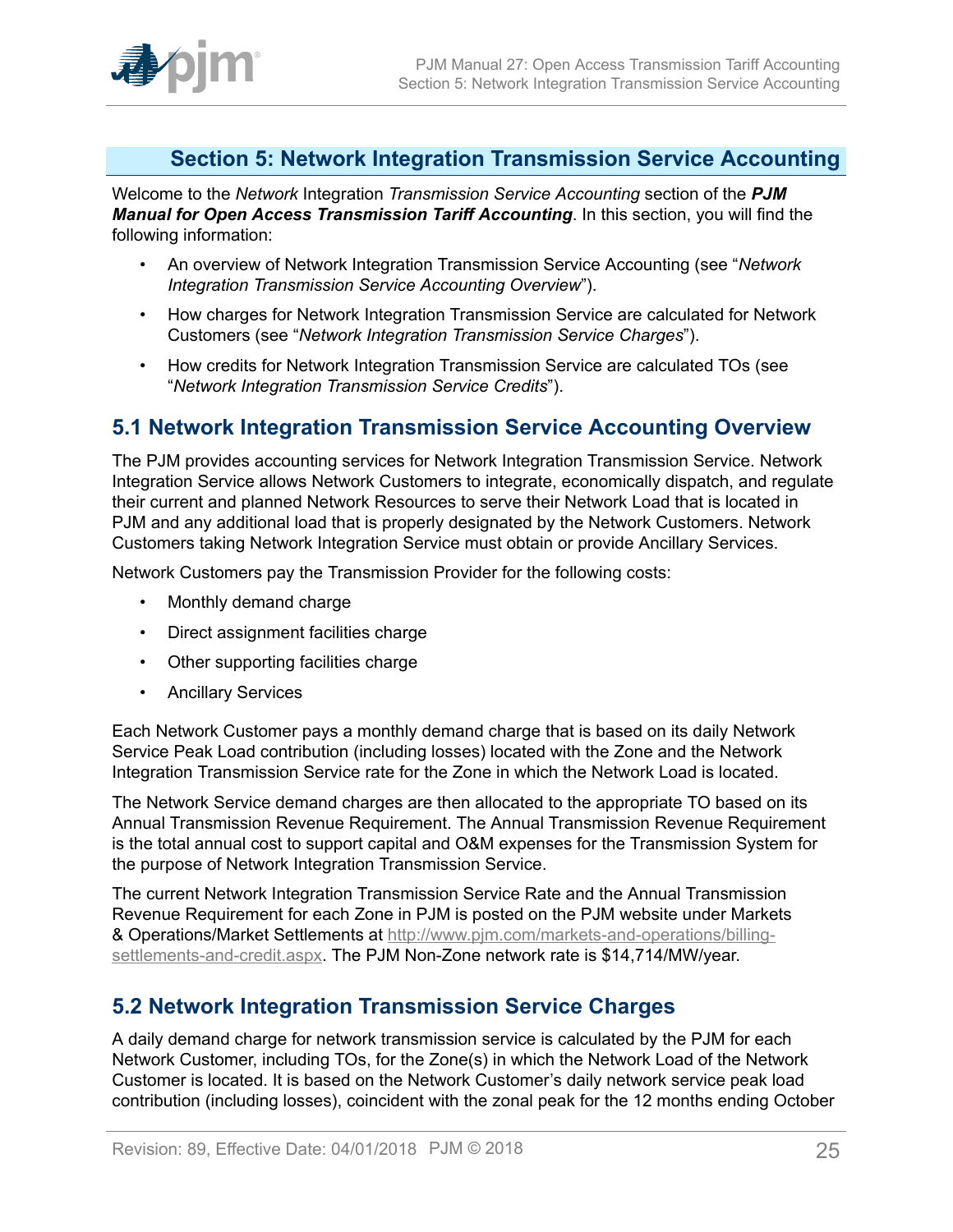## Section 5: Network Integration Transmission Service Accounting

Welcome to the *Network* Integration *Transmission Service Accounting* section of the ***PJM Manual for Open Access Transmission Tariff Accounting***. In this section, you will find the following information:

- An overview of Network Integration Transmission Service Accounting (see "*Network Integration Transmission Service Accounting Overview*").
- How charges for Network Integration Transmission Service are calculated for Network Customers (see "*Network Integration Transmission Service Charges*").
- How credits for Network Integration Transmission Service are calculated TOs (see "*Network Integration Transmission Service Credits*").

### 5.1 Network Integration Transmission Service Accounting Overview

The PJM provides accounting services for Network Integration Transmission Service. Network Integration Service allows Network Customers to integrate, economically dispatch, and regulate their current and planned Network Resources to serve their Network Load that is located in PJM and any additional load that is properly designated by the Network Customers. Network Customers taking Network Integration Service must obtain or provide Ancillary Services.

Network Customers pay the Transmission Provider for the following costs:

- Monthly demand charge
- Direct assignment facilities charge
- Other supporting facilities charge
- Ancillary Services

Each Network Customer pays a monthly demand charge that is based on its daily Network Service Peak Load contribution (including losses) located with the Zone and the Network Integration Transmission Service rate for the Zone in which the Network Load is located.

The Network Service demand charges are then allocated to the appropriate TO based on its Annual Transmission Revenue Requirement. The Annual Transmission Revenue Requirement is the total annual cost to support capital and O&M expenses for the Transmission System for the purpose of Network Integration Transmission Service.

The current Network Integration Transmission Service Rate and the Annual Transmission Revenue Requirement for each Zone in PJM is posted on the PJM website under Markets & Operations/Market Settlements at http://www.pjm.com/markets-and-operations/billing-settlements-and-credit.aspx. The PJM Non-Zone network rate is $14,714/MW/year.

### 5.2 Network Integration Transmission Service Charges

A daily demand charge for network transmission service is calculated by the PJM for each Network Customer, including TOs, for the Zone(s) in which the Network Load of the Network Customer is located. It is based on the Network Customer's daily network service peak load contribution (including losses), coincident with the zonal peak for the 12 months ending October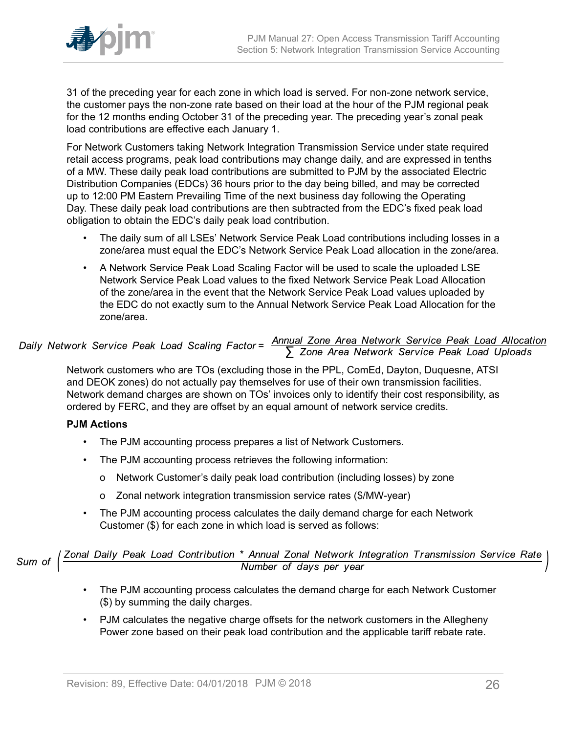31 of the preceding year for each zone in which load is served. For non-zone network service, the customer pays the non-zone rate based on their load at the hour of the PJM regional peak for the 12 months ending October 31 of the preceding year. The preceding year's zonal peak load contributions are effective each January 1.

For Network Customers taking Network Integration Transmission Service under state required retail access programs, peak load contributions may change daily, and are expressed in tenths of a MW. These daily peak load contributions are submitted to PJM by the associated Electric Distribution Companies (EDCs) 36 hours prior to the day being billed, and may be corrected up to 12:00 PM Eastern Prevailing Time of the next business day following the Operating Day. These daily peak load contributions are then subtracted from the EDC's fixed peak load obligation to obtain the EDC's daily peak load contribution.

- The daily sum of all LSEs' Network Service Peak Load contributions including losses in a zone/area must equal the EDC's Network Service Peak Load allocation in the zone/area.
- A Network Service Peak Load Scaling Factor will be used to scale the uploaded LSE Network Service Peak Load values to the fixed Network Service Peak Load Allocation of the zone/area in the event that the Network Service Peak Load values uploaded by the EDC do not exactly sum to the Annual Network Service Peak Load Allocation for the zone/area.

$$\text{Daily Network Service Peak Load Scaling Factor} = \frac{\text{Annual Zone Area Network Service Peak Load Allocation}}{\sum \text{Zone Area Network Service Peak Load Uploads}}$$

Network customers who are TOs (excluding those in the PPL, ComEd, Dayton, Duquesne, ATSI and DEOK zones) do not actually pay themselves for use of their own transmission facilities. Network demand charges are shown on TOs' invoices only to identify their cost responsibility, as ordered by FERC, and they are offset by an equal amount of network service credits.

**PJM Actions**

- The PJM accounting process prepares a list of Network Customers.
- The PJM accounting process retrieves the following information:
  - Network Customer's daily peak load contribution (including losses) by zone
  - Zonal network integration transmission service rates (\$/MW-year)
- The PJM accounting process calculates the daily demand charge for each Network Customer (\$) for each zone in which load is served as follows:

$$\text{Sum of } \left( \frac{\text{Zonal Daily Peak Load Contribution} * \text{Annual Zonal Network Integration Transmission Service Rate}}{\text{Number of days per year}} \right)$$

- The PJM accounting process calculates the demand charge for each Network Customer (\$) by summing the daily charges.
- PJM calculates the negative charge offsets for the network customers in the Allegheny Power zone based on their peak load contribution and the applicable tariff rebate rate.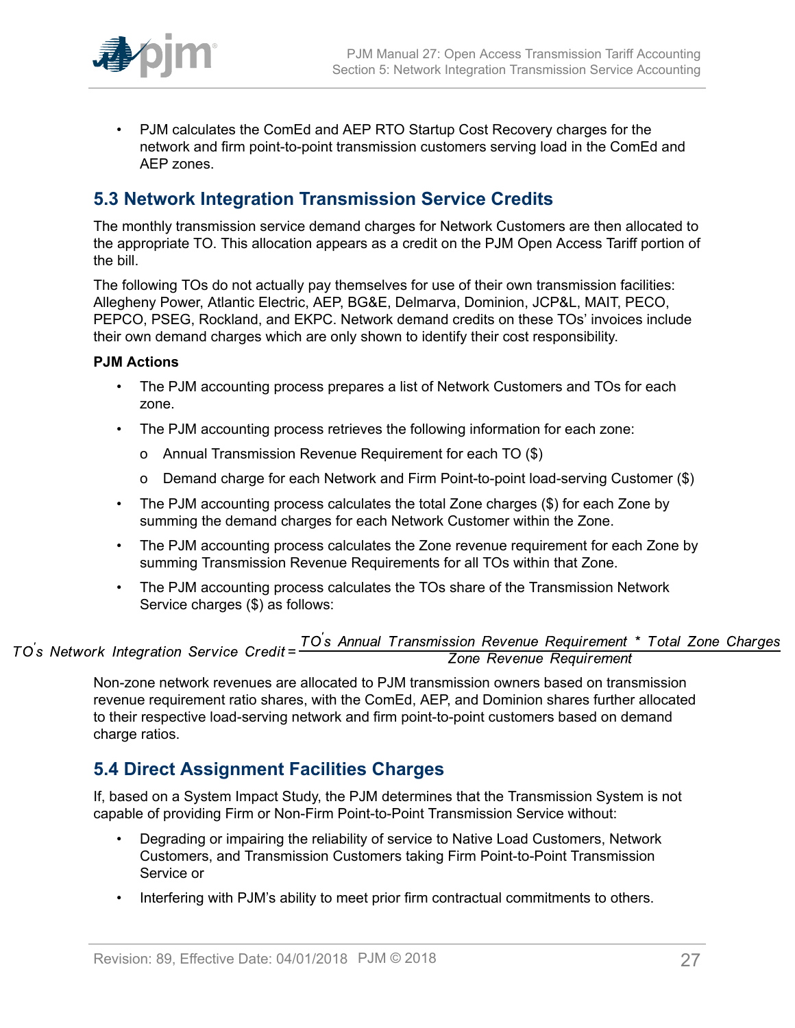- PJM calculates the ComEd and AEP RTO Startup Cost Recovery charges for the network and firm point-to-point transmission customers serving load in the ComEd and AEP zones.

## 5.3 Network Integration Transmission Service Credits

The monthly transmission service demand charges for Network Customers are then allocated to the appropriate TO. This allocation appears as a credit on the PJM Open Access Tariff portion of the bill.

The following TOs do not actually pay themselves for use of their own transmission facilities: Allegheny Power, Atlantic Electric, AEP, BG&E, Delmarva, Dominion, JCP&L, MAIT, PECO, PEPCO, PSEG, Rockland, and EKPC. Network demand credits on these TOs' invoices include their own demand charges which are only shown to identify their cost responsibility.

**PJM Actions**

- The PJM accounting process prepares a list of Network Customers and TOs for each zone.
- The PJM accounting process retrieves the following information for each zone:
  - Annual Transmission Revenue Requirement for each TO ($)
  - Demand charge for each Network and Firm Point-to-point load-serving Customer ($)
- The PJM accounting process calculates the total Zone charges ($) for each Zone by summing the demand charges for each Network Customer within the Zone.
- The PJM accounting process calculates the Zone revenue requirement for each Zone by summing Transmission Revenue Requirements for all TOs within that Zone.
- The PJM accounting process calculates the TOs share of the Transmission Network Service charges ($) as follows:

$$TO's\ Network\ Integration\ Service\ Credit = \frac{TO's\ Annual\ Transmission\ Revenue\ Requirement\ *\ Total\ Zone\ Charges}{Zone\ Revenue\ Requirement}$$

Non-zone network revenues are allocated to PJM transmission owners based on transmission revenue requirement ratio shares, with the ComEd, AEP, and Dominion shares further allocated to their respective load-serving network and firm point-to-point customers based on demand charge ratios.

## 5.4 Direct Assignment Facilities Charges

If, based on a System Impact Study, the PJM determines that the Transmission System is not capable of providing Firm or Non-Firm Point-to-Point Transmission Service without:

- Degrading or impairing the reliability of service to Native Load Customers, Network Customers, and Transmission Customers taking Firm Point-to-Point Transmission Service or
- Interfering with PJM's ability to meet prior firm contractual commitments to others.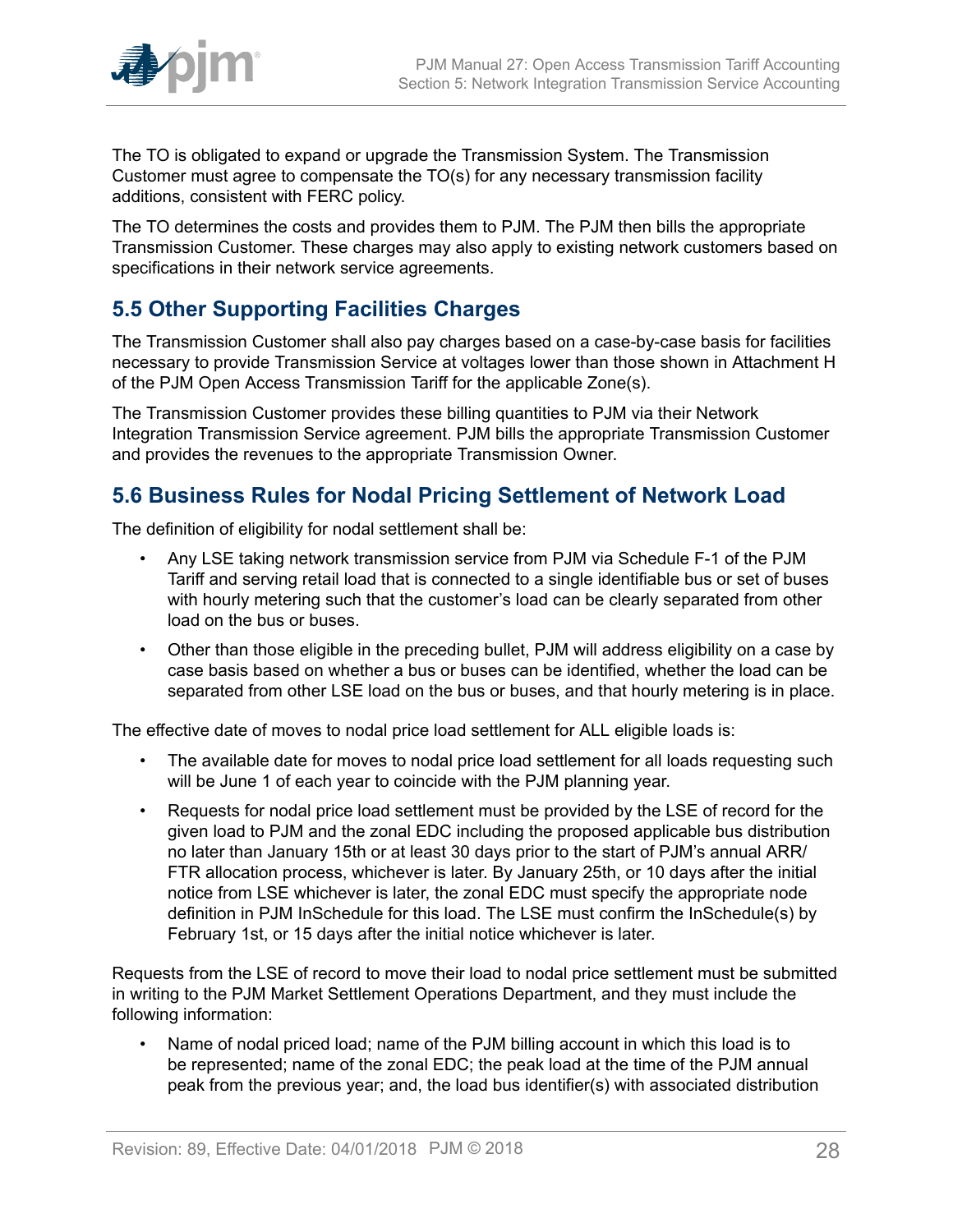The TO is obligated to expand or upgrade the Transmission System. The Transmission Customer must agree to compensate the TO(s) for any necessary transmission facility additions, consistent with FERC policy.

The TO determines the costs and provides them to PJM. The PJM then bills the appropriate Transmission Customer. These charges may also apply to existing network customers based on specifications in their network service agreements.

## 5.5 Other Supporting Facilities Charges

The Transmission Customer shall also pay charges based on a case-by-case basis for facilities necessary to provide Transmission Service at voltages lower than those shown in Attachment H of the PJM Open Access Transmission Tariff for the applicable Zone(s).

The Transmission Customer provides these billing quantities to PJM via their Network Integration Transmission Service agreement. PJM bills the appropriate Transmission Customer and provides the revenues to the appropriate Transmission Owner.

## 5.6 Business Rules for Nodal Pricing Settlement of Network Load

The definition of eligibility for nodal settlement shall be:

- Any LSE taking network transmission service from PJM via Schedule F-1 of the PJM Tariff and serving retail load that is connected to a single identifiable bus or set of buses with hourly metering such that the customer's load can be clearly separated from other load on the bus or buses.
- Other than those eligible in the preceding bullet, PJM will address eligibility on a case by case basis based on whether a bus or buses can be identified, whether the load can be separated from other LSE load on the bus or buses, and that hourly metering is in place.

The effective date of moves to nodal price load settlement for ALL eligible loads is:

- The available date for moves to nodal price load settlement for all loads requesting such will be June 1 of each year to coincide with the PJM planning year.
- Requests for nodal price load settlement must be provided by the LSE of record for the given load to PJM and the zonal EDC including the proposed applicable bus distribution no later than January 15th or at least 30 days prior to the start of PJM's annual ARR/FTR allocation process, whichever is later. By January 25th, or 10 days after the initial notice from LSE whichever is later, the zonal EDC must specify the appropriate node definition in PJM InSchedule for this load. The LSE must confirm the InSchedule(s) by February 1st, or 15 days after the initial notice whichever is later.

Requests from the LSE of record to move their load to nodal price settlement must be submitted in writing to the PJM Market Settlement Operations Department, and they must include the following information:

- Name of nodal priced load; name of the PJM billing account in which this load is to be represented; name of the zonal EDC; the peak load at the time of the PJM annual peak from the previous year; and, the load bus identifier(s) with associated distribution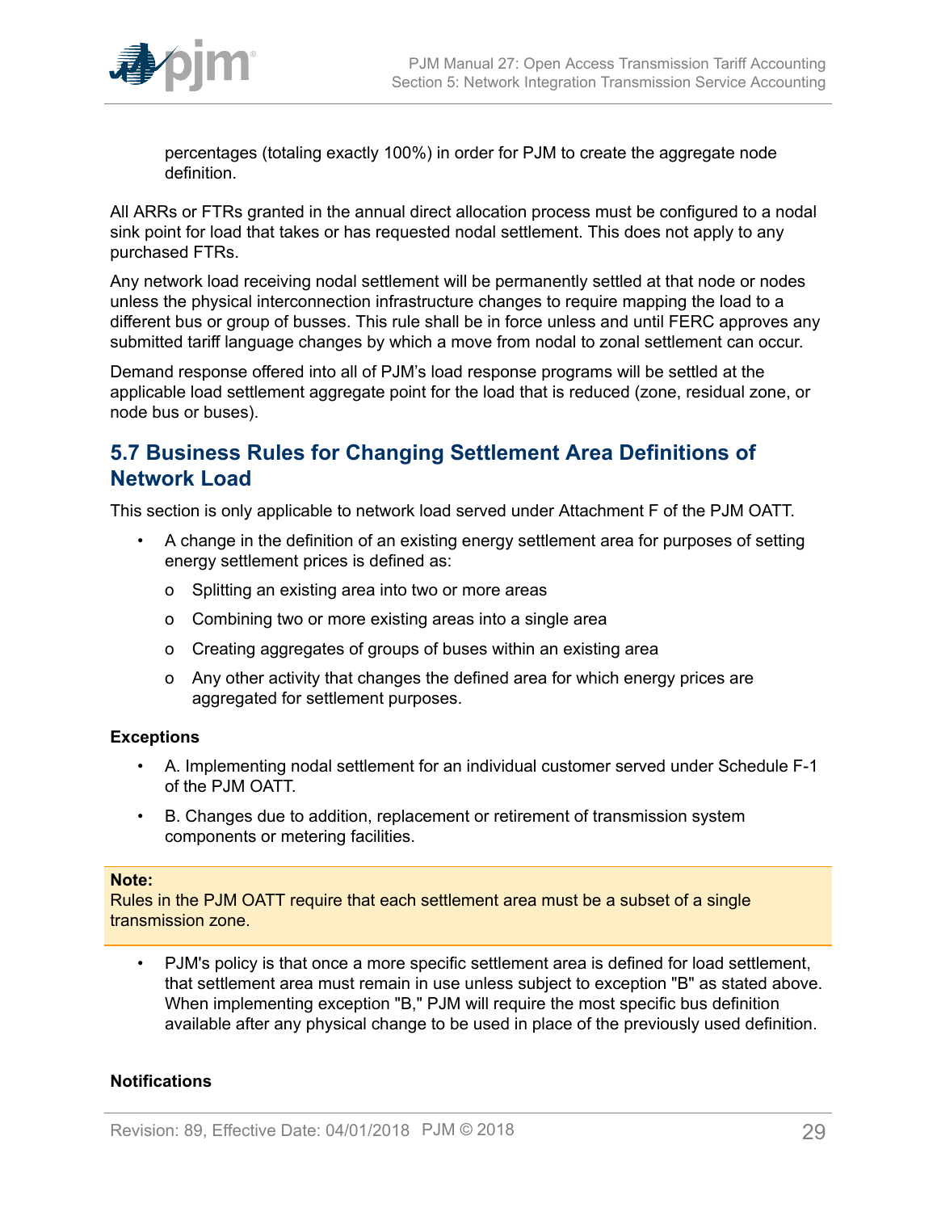percentages (totaling exactly 100%) in order for PJM to create the aggregate node definition.

All ARRs or FTRs granted in the annual direct allocation process must be configured to a nodal sink point for load that takes or has requested nodal settlement. This does not apply to any purchased FTRs.

Any network load receiving nodal settlement will be permanently settled at that node or nodes unless the physical interconnection infrastructure changes to require mapping the load to a different bus or group of busses. This rule shall be in force unless and until FERC approves any submitted tariff language changes by which a move from nodal to zonal settlement can occur.

Demand response offered into all of PJM's load response programs will be settled at the applicable load settlement aggregate point for the load that is reduced (zone, residual zone, or node bus or buses).

## 5.7 Business Rules for Changing Settlement Area Definitions of Network Load

This section is only applicable to network load served under Attachment F of the PJM OATT.

- A change in the definition of an existing energy settlement area for purposes of setting energy settlement prices is defined as:
  - Splitting an existing area into two or more areas
  - Combining two or more existing areas into a single area
  - Creating aggregates of groups of buses within an existing area
  - Any other activity that changes the defined area for which energy prices are aggregated for settlement purposes.

**Exceptions**

- A. Implementing nodal settlement for an individual customer served under Schedule F-1 of the PJM OATT.
- B. Changes due to addition, replacement or retirement of transmission system components or metering facilities.

**Note:**
Rules in the PJM OATT require that each settlement area must be a subset of a single transmission zone.

- PJM's policy is that once a more specific settlement area is defined for load settlement, that settlement area must remain in use unless subject to exception "B" as stated above. When implementing exception "B," PJM will require the most specific bus definition available after any physical change to be used in place of the previously used definition.

**Notifications**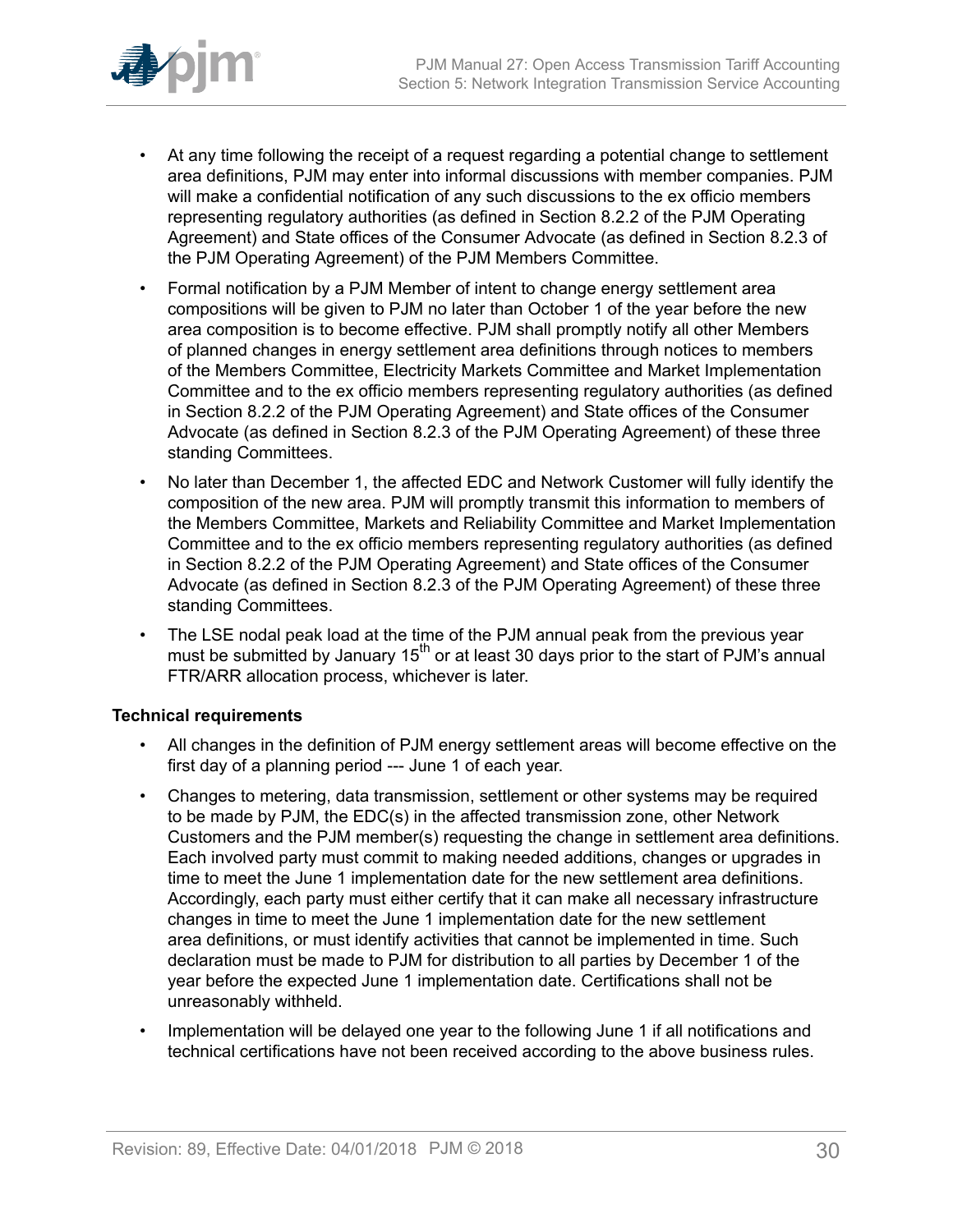- At any time following the receipt of a request regarding a potential change to settlement area definitions, PJM may enter into informal discussions with member companies. PJM will make a confidential notification of any such discussions to the ex officio members representing regulatory authorities (as defined in Section 8.2.2 of the PJM Operating Agreement) and State offices of the Consumer Advocate (as defined in Section 8.2.3 of the PJM Operating Agreement) of the PJM Members Committee.
- Formal notification by a PJM Member of intent to change energy settlement area compositions will be given to PJM no later than October 1 of the year before the new area composition is to become effective. PJM shall promptly notify all other Members of planned changes in energy settlement area definitions through notices to members of the Members Committee, Electricity Markets Committee and Market Implementation Committee and to the ex officio members representing regulatory authorities (as defined in Section 8.2.2 of the PJM Operating Agreement) and State offices of the Consumer Advocate (as defined in Section 8.2.3 of the PJM Operating Agreement) of these three standing Committees.
- No later than December 1, the affected EDC and Network Customer will fully identify the composition of the new area. PJM will promptly transmit this information to members of the Members Committee, Markets and Reliability Committee and Market Implementation Committee and to the ex officio members representing regulatory authorities (as defined in Section 8.2.2 of the PJM Operating Agreement) and State offices of the Consumer Advocate (as defined in Section 8.2.3 of the PJM Operating Agreement) of these three standing Committees.
- The LSE nodal peak load at the time of the PJM annual peak from the previous year must be submitted by January 15th or at least 30 days prior to the start of PJM's annual FTR/ARR allocation process, whichever is later.

**Technical requirements**

- All changes in the definition of PJM energy settlement areas will become effective on the first day of a planning period --- June 1 of each year.
- Changes to metering, data transmission, settlement or other systems may be required to be made by PJM, the EDC(s) in the affected transmission zone, other Network Customers and the PJM member(s) requesting the change in settlement area definitions. Each involved party must commit to making needed additions, changes or upgrades in time to meet the June 1 implementation date for the new settlement area definitions. Accordingly, each party must either certify that it can make all necessary infrastructure changes in time to meet the June 1 implementation date for the new settlement area definitions, or must identify activities that cannot be implemented in time. Such declaration must be made to PJM for distribution to all parties by December 1 of the year before the expected June 1 implementation date. Certifications shall not be unreasonably withheld.
- Implementation will be delayed one year to the following June 1 if all notifications and technical certifications have not been received according to the above business rules.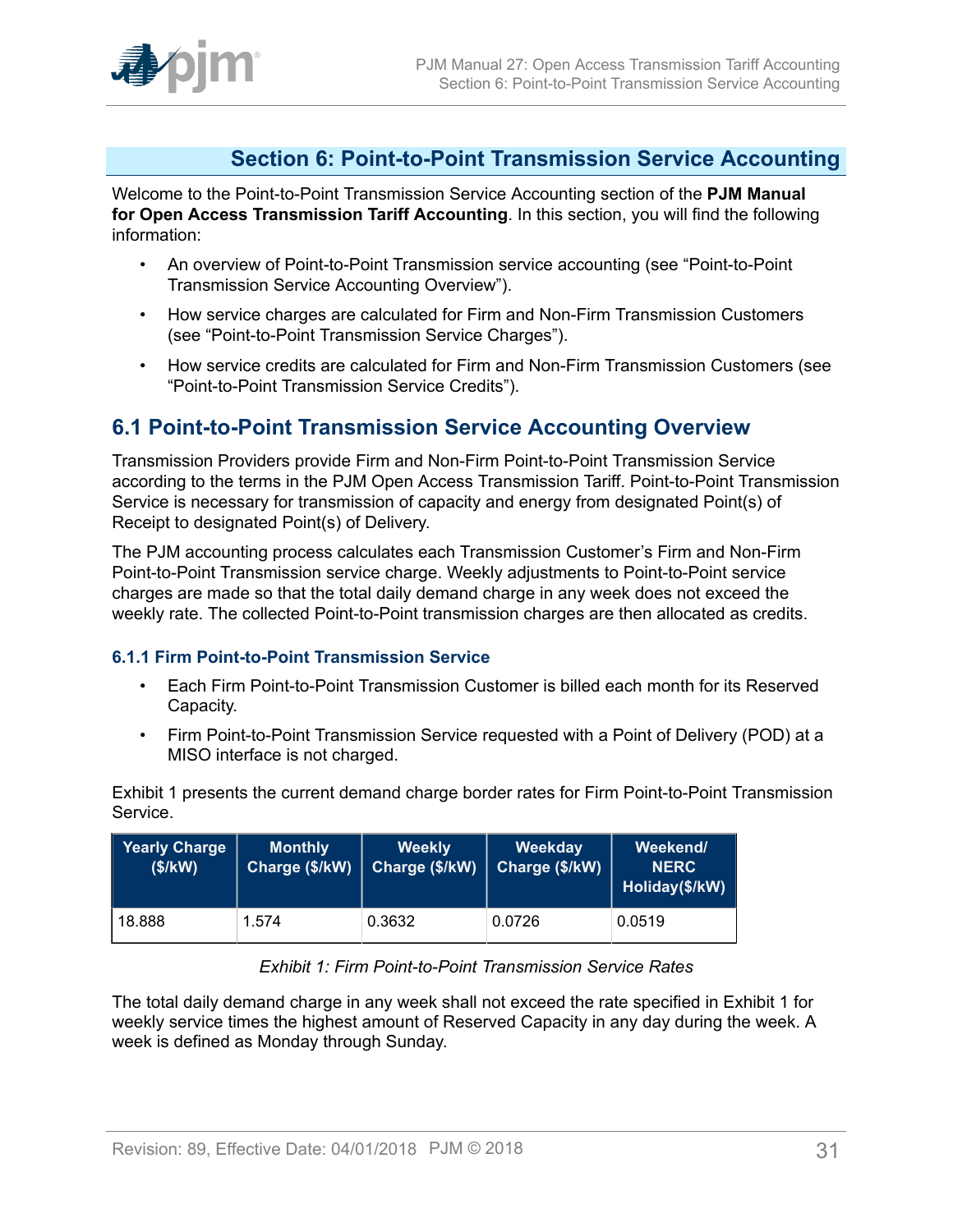## Section 6: Point-to-Point Transmission Service Accounting

Welcome to the Point-to-Point Transmission Service Accounting section of the **PJM Manual for Open Access Transmission Tariff Accounting**. In this section, you will find the following information:

- An overview of Point-to-Point Transmission service accounting (see "Point-to-Point Transmission Service Accounting Overview").
- How service charges are calculated for Firm and Non-Firm Transmission Customers (see "Point-to-Point Transmission Service Charges").
- How service credits are calculated for Firm and Non-Firm Transmission Customers (see "Point-to-Point Transmission Service Credits").

## 6.1 Point-to-Point Transmission Service Accounting Overview

Transmission Providers provide Firm and Non-Firm Point-to-Point Transmission Service according to the terms in the PJM Open Access Transmission Tariff. Point-to-Point Transmission Service is necessary for transmission of capacity and energy from designated Point(s) of Receipt to designated Point(s) of Delivery.

The PJM accounting process calculates each Transmission Customer's Firm and Non-Firm Point-to-Point Transmission service charge. Weekly adjustments to Point-to-Point service charges are made so that the total daily demand charge in any week does not exceed the weekly rate. The collected Point-to-Point transmission charges are then allocated as credits.

### 6.1.1 Firm Point-to-Point Transmission Service

- Each Firm Point-to-Point Transmission Customer is billed each month for its Reserved Capacity.
- Firm Point-to-Point Transmission Service requested with a Point of Delivery (POD) at a MISO interface is not charged.

Exhibit 1 presents the current demand charge border rates for Firm Point-to-Point Transmission Service.

| Yearly Charge ($/kW) | Monthly Charge ($/kW) | Weekly Charge ($/kW) | Weekday Charge ($/kW) | Weekend/ NERC Holiday($/kW) |
|---|---|---|---|---|
| 18.888 | 1.574 | 0.3632 | 0.0726 | 0.0519 |

*Exhibit 1: Firm Point-to-Point Transmission Service Rates*

The total daily demand charge in any week shall not exceed the rate specified in Exhibit 1 for weekly service times the highest amount of Reserved Capacity in any day during the week. A week is defined as Monday through Sunday.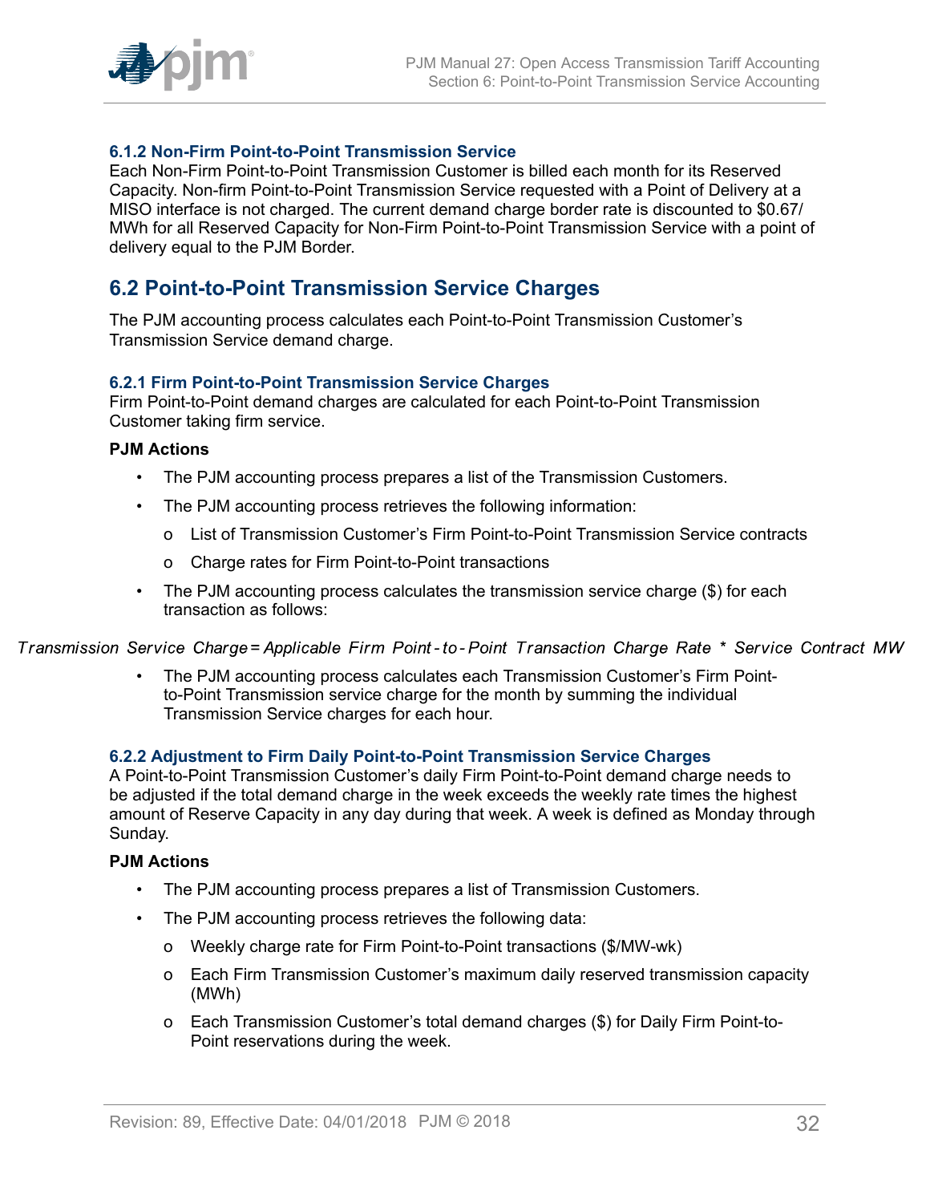### 6.1.2 Non-Firm Point-to-Point Transmission Service

Each Non-Firm Point-to-Point Transmission Customer is billed each month for its Reserved Capacity. Non-firm Point-to-Point Transmission Service requested with a Point of Delivery at a MISO interface is not charged. The current demand charge border rate is discounted to $0.67/MWh for all Reserved Capacity for Non-Firm Point-to-Point Transmission Service with a point of delivery equal to the PJM Border.

## 6.2 Point-to-Point Transmission Service Charges

The PJM accounting process calculates each Point-to-Point Transmission Customer's Transmission Service demand charge.

### 6.2.1 Firm Point-to-Point Transmission Service Charges

Firm Point-to-Point demand charges are calculated for each Point-to-Point Transmission Customer taking firm service.

**PJM Actions**

- The PJM accounting process prepares a list of the Transmission Customers.
- The PJM accounting process retrieves the following information:
  - List of Transmission Customer's Firm Point-to-Point Transmission Service contracts
  - Charge rates for Firm Point-to-Point transactions
- The PJM accounting process calculates the transmission service charge ($) for each transaction as follows:

$$Transmission\ Service\ Charge = Applicable\ Firm\ Point\text{-}to\text{-}Point\ Transaction\ Charge\ Rate\ *\ Service\ Contract\ MW$$

- The PJM accounting process calculates each Transmission Customer's Firm Point-to-Point Transmission service charge for the month by summing the individual Transmission Service charges for each hour.

### 6.2.2 Adjustment to Firm Daily Point-to-Point Transmission Service Charges

A Point-to-Point Transmission Customer's daily Firm Point-to-Point demand charge needs to be adjusted if the total demand charge in the week exceeds the weekly rate times the highest amount of Reserve Capacity in any day during that week. A week is defined as Monday through Sunday.

**PJM Actions**

- The PJM accounting process prepares a list of Transmission Customers.
- The PJM accounting process retrieves the following data:
  - Weekly charge rate for Firm Point-to-Point transactions ($/MW-wk)
  - Each Firm Transmission Customer's maximum daily reserved transmission capacity (MWh)
  - Each Transmission Customer's total demand charges ($) for Daily Firm Point-to-Point reservations during the week.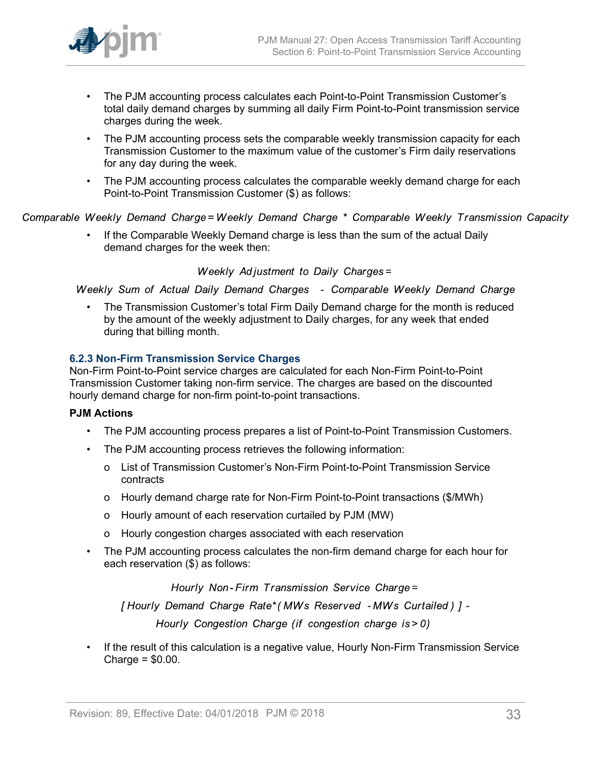- The PJM accounting process calculates each Point-to-Point Transmission Customer's total daily demand charges by summing all daily Firm Point-to-Point transmission service charges during the week.
- The PJM accounting process sets the comparable weekly transmission capacity for each Transmission Customer to the maximum value of the customer's Firm daily reservations for any day during the week.
- The PJM accounting process calculates the comparable weekly demand charge for each Point-to-Point Transmission Customer ($) as follows:

$$\text{Comparable Weekly Demand Charge} = \text{Weekly Demand Charge} * \text{Comparable Weekly Transmission Capacity}$$

- If the Comparable Weekly Demand charge is less than the sum of the actual Daily demand charges for the week then:

$$\text{Weekly Adjustment to Daily Charges} =$$

$$\text{Weekly Sum of Actual Daily Demand Charges} - \text{Comparable Weekly Demand Charge}$$

- The Transmission Customer's total Firm Daily Demand charge for the month is reduced by the amount of the weekly adjustment to Daily charges, for any week that ended during that billing month.

### 6.2.3 Non-Firm Transmission Service Charges

Non-Firm Point-to-Point service charges are calculated for each Non-Firm Point-to-Point Transmission Customer taking non-firm service. The charges are based on the discounted hourly demand charge for non-firm point-to-point transactions.

**PJM Actions**

- The PJM accounting process prepares a list of Point-to-Point Transmission Customers.
- The PJM accounting process retrieves the following information:
  - List of Transmission Customer's Non-Firm Point-to-Point Transmission Service contracts
  - Hourly demand charge rate for Non-Firm Point-to-Point transactions ($/MWh)
  - Hourly amount of each reservation curtailed by PJM (MW)
  - Hourly congestion charges associated with each reservation
- The PJM accounting process calculates the non-firm demand charge for each hour for each reservation ($) as follows:

$$\text{Hourly Non-Firm Transmission Service Charge} =$$

$$[\text{Hourly Demand Charge Rate} * (\text{MWs Reserved} - \text{MWs Curtailed})] -$$

$$\text{Hourly Congestion Charge (if congestion charge is} > 0)$$

- If the result of this calculation is a negative value, Hourly Non-Firm Transmission Service Charge = $0.00.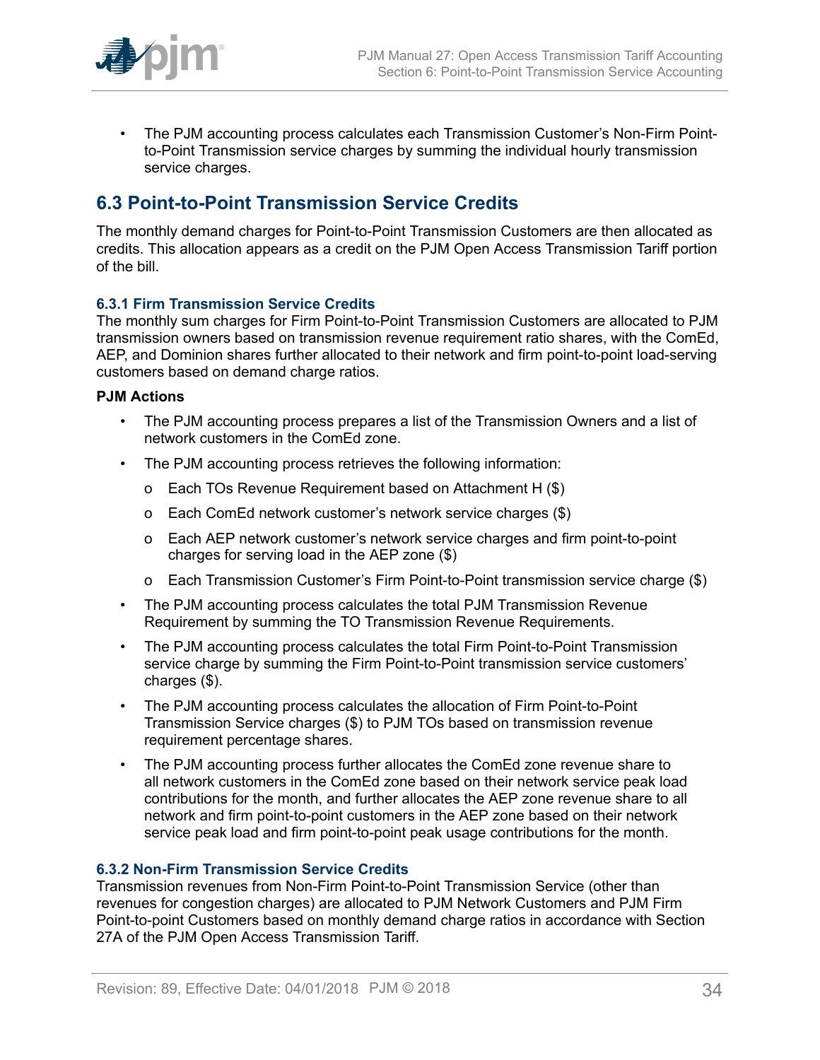- The PJM accounting process calculates each Transmission Customer's Non-Firm Point-to-Point Transmission service charges by summing the individual hourly transmission service charges.

## 6.3 Point-to-Point Transmission Service Credits

The monthly demand charges for Point-to-Point Transmission Customers are then allocated as credits. This allocation appears as a credit on the PJM Open Access Transmission Tariff portion of the bill.

### 6.3.1 Firm Transmission Service Credits

The monthly sum charges for Firm Point-to-Point Transmission Customers are allocated to PJM transmission owners based on transmission revenue requirement ratio shares, with the ComEd, AEP, and Dominion shares further allocated to their network and firm point-to-point load-serving customers based on demand charge ratios.

**PJM Actions**

- The PJM accounting process prepares a list of the Transmission Owners and a list of network customers in the ComEd zone.
- The PJM accounting process retrieves the following information:
    - Each TOs Revenue Requirement based on Attachment H ($)
    - Each ComEd network customer's network service charges ($)
    - Each AEP network customer's network service charges and firm point-to-point charges for serving load in the AEP zone ($)
    - Each Transmission Customer's Firm Point-to-Point transmission service charge ($)
- The PJM accounting process calculates the total PJM Transmission Revenue Requirement by summing the TO Transmission Revenue Requirements.
- The PJM accounting process calculates the total Firm Point-to-Point Transmission service charge by summing the Firm Point-to-Point transmission service customers' charges ($).
- The PJM accounting process calculates the allocation of Firm Point-to-Point Transmission Service charges ($) to PJM TOs based on transmission revenue requirement percentage shares.
- The PJM accounting process further allocates the ComEd zone revenue share to all network customers in the ComEd zone based on their network service peak load contributions for the month, and further allocates the AEP zone revenue share to all network and firm point-to-point customers in the AEP zone based on their network service peak load and firm point-to-point peak usage contributions for the month.

### 6.3.2 Non-Firm Transmission Service Credits

Transmission revenues from Non-Firm Point-to-Point Transmission Service (other than revenues for congestion charges) are allocated to PJM Network Customers and PJM Firm Point-to-point Customers based on monthly demand charge ratios in accordance with Section 27A of the PJM Open Access Transmission Tariff.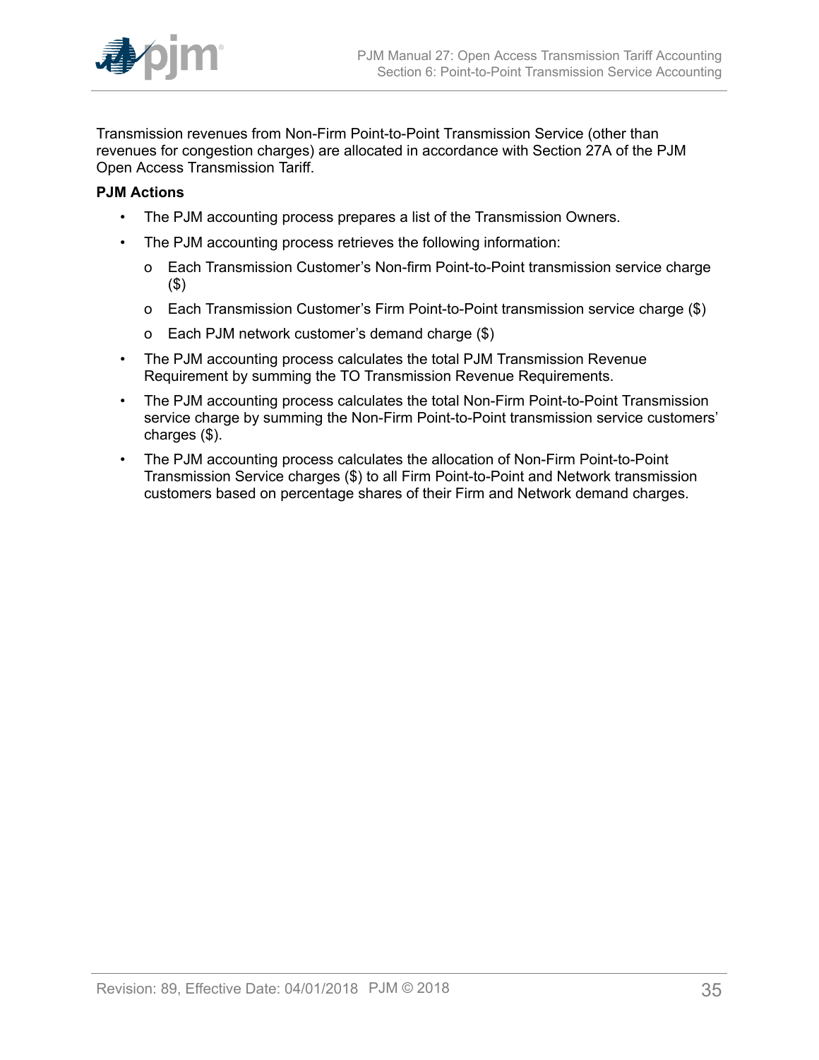Transmission revenues from Non-Firm Point-to-Point Transmission Service (other than revenues for congestion charges) are allocated in accordance with Section 27A of the PJM Open Access Transmission Tariff.

**PJM Actions**

- The PJM accounting process prepares a list of the Transmission Owners.
- The PJM accounting process retrieves the following information:
  - Each Transmission Customer's Non-firm Point-to-Point transmission service charge ($)
  - Each Transmission Customer's Firm Point-to-Point transmission service charge ($)
  - Each PJM network customer's demand charge ($)
- The PJM accounting process calculates the total PJM Transmission Revenue Requirement by summing the TO Transmission Revenue Requirements.
- The PJM accounting process calculates the total Non-Firm Point-to-Point Transmission service charge by summing the Non-Firm Point-to-Point transmission service customers' charges ($).
- The PJM accounting process calculates the allocation of Non-Firm Point-to-Point Transmission Service charges ($) to all Firm Point-to-Point and Network transmission customers based on percentage shares of their Firm and Network demand charges.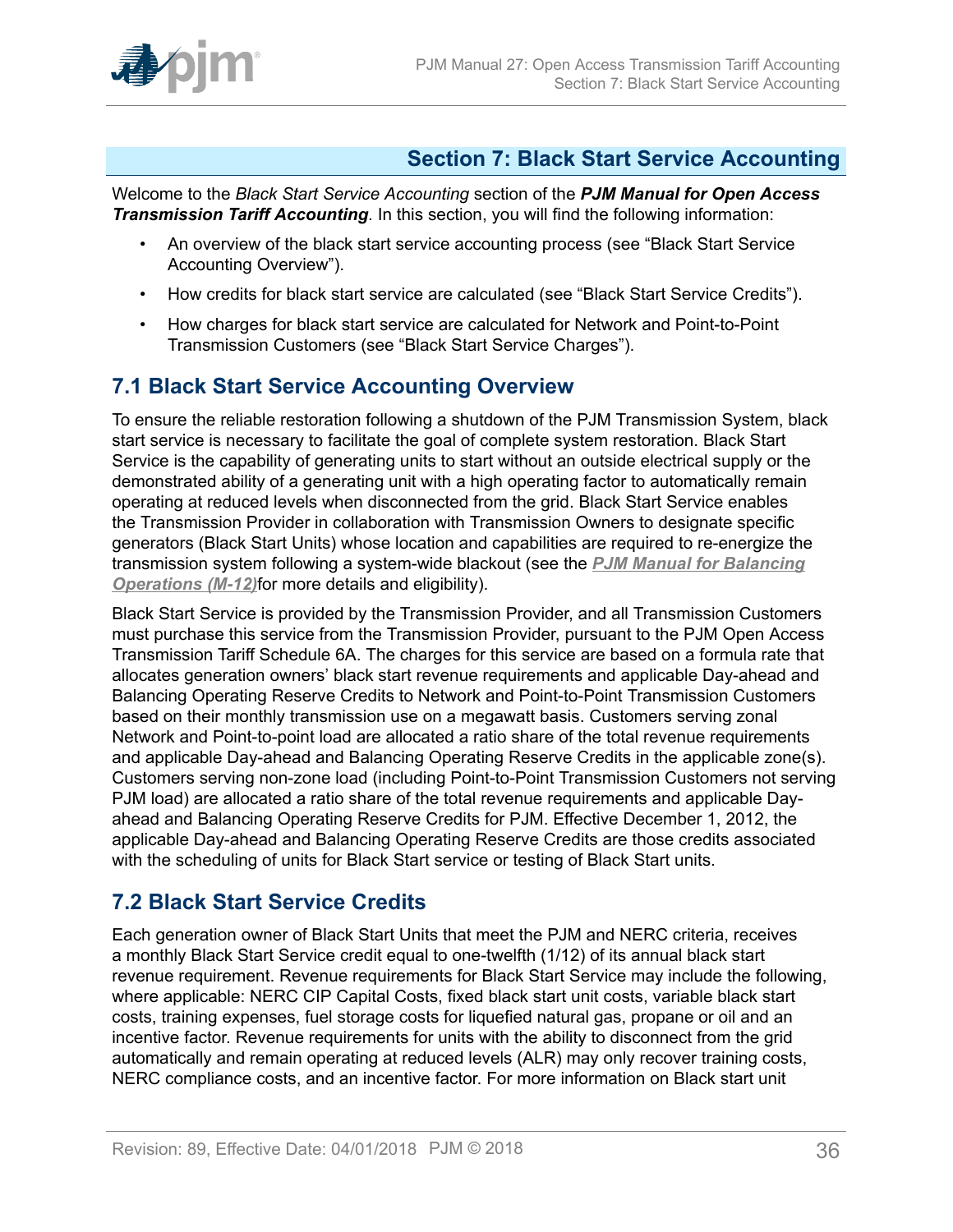# Section 7: Black Start Service Accounting

Welcome to the *Black Start Service Accounting* section of the ***PJM Manual for Open Access Transmission Tariff Accounting***. In this section, you will find the following information:

- An overview of the black start service accounting process (see "Black Start Service Accounting Overview").
- How credits for black start service are calculated (see "Black Start Service Credits").
- How charges for black start service are calculated for Network and Point-to-Point Transmission Customers (see "Black Start Service Charges").

## 7.1 Black Start Service Accounting Overview

To ensure the reliable restoration following a shutdown of the PJM Transmission System, black start service is necessary to facilitate the goal of complete system restoration. Black Start Service is the capability of generating units to start without an outside electrical supply or the demonstrated ability of a generating unit with a high operating factor to automatically remain operating at reduced levels when disconnected from the grid. Black Start Service enables the Transmission Provider in collaboration with Transmission Owners to designate specific generators (Black Start Units) whose location and capabilities are required to re-energize the transmission system following a system-wide blackout (see the ***PJM Manual for Balancing Operations (M-12)*** for more details and eligibility).

Black Start Service is provided by the Transmission Provider, and all Transmission Customers must purchase this service from the Transmission Provider, pursuant to the PJM Open Access Transmission Tariff Schedule 6A. The charges for this service are based on a formula rate that allocates generation owners' black start revenue requirements and applicable Day-ahead and Balancing Operating Reserve Credits to Network and Point-to-Point Transmission Customers based on their monthly transmission use on a megawatt basis. Customers serving zonal Network and Point-to-point load are allocated a ratio share of the total revenue requirements and applicable Day-ahead and Balancing Operating Reserve Credits in the applicable zone(s). Customers serving non-zone load (including Point-to-Point Transmission Customers not serving PJM load) are allocated a ratio share of the total revenue requirements and applicable Day-ahead and Balancing Operating Reserve Credits for PJM. Effective December 1, 2012, the applicable Day-ahead and Balancing Operating Reserve Credits are those credits associated with the scheduling of units for Black Start service or testing of Black Start units.

## 7.2 Black Start Service Credits

Each generation owner of Black Start Units that meet the PJM and NERC criteria, receives a monthly Black Start Service credit equal to one-twelfth (1/12) of its annual black start revenue requirement. Revenue requirements for Black Start Service may include the following, where applicable: NERC CIP Capital Costs, fixed black start unit costs, variable black start costs, training expenses, fuel storage costs for liquefied natural gas, propane or oil and an incentive factor. Revenue requirements for units with the ability to disconnect from the grid automatically and remain operating at reduced levels (ALR) may only recover training costs, NERC compliance costs, and an incentive factor. For more information on Black start unit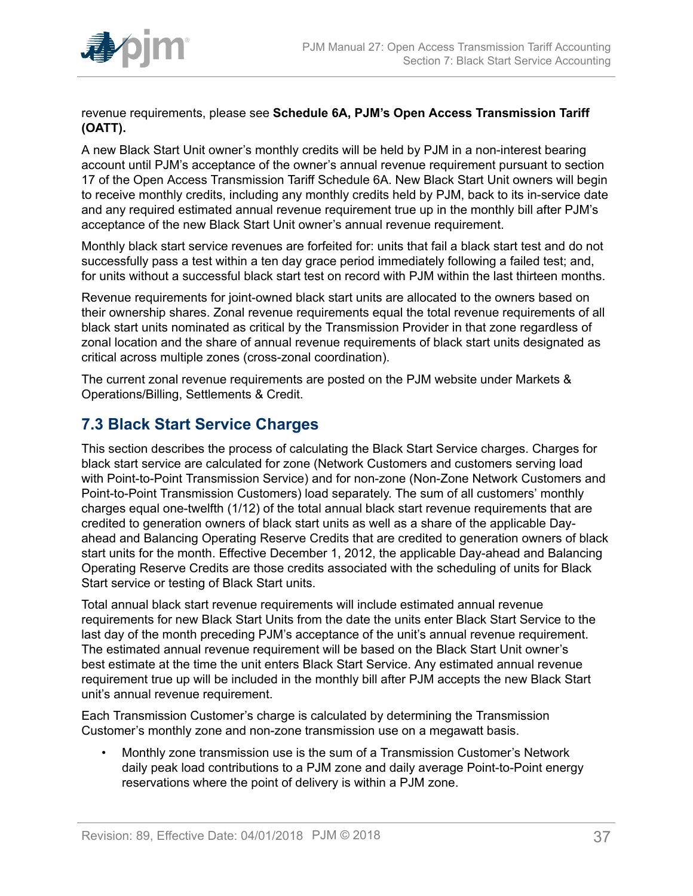revenue requirements, please see **Schedule 6A, PJM's Open Access Transmission Tariff (OATT).**

A new Black Start Unit owner's monthly credits will be held by PJM in a non-interest bearing account until PJM's acceptance of the owner's annual revenue requirement pursuant to section 17 of the Open Access Transmission Tariff Schedule 6A. New Black Start Unit owners will begin to receive monthly credits, including any monthly credits held by PJM, back to its in-service date and any required estimated annual revenue requirement true up in the monthly bill after PJM's acceptance of the new Black Start Unit owner's annual revenue requirement.

Monthly black start service revenues are forfeited for: units that fail a black start test and do not successfully pass a test within a ten day grace period immediately following a failed test; and, for units without a successful black start test on record with PJM within the last thirteen months.

Revenue requirements for joint-owned black start units are allocated to the owners based on their ownership shares. Zonal revenue requirements equal the total revenue requirements of all black start units nominated as critical by the Transmission Provider in that zone regardless of zonal location and the share of annual revenue requirements of black start units designated as critical across multiple zones (cross-zonal coordination).

The current zonal revenue requirements are posted on the PJM website under Markets & Operations/Billing, Settlements & Credit.

## 7.3 Black Start Service Charges

This section describes the process of calculating the Black Start Service charges. Charges for black start service are calculated for zone (Network Customers and customers serving load with Point-to-Point Transmission Service) and for non-zone (Non-Zone Network Customers and Point-to-Point Transmission Customers) load separately. The sum of all customers' monthly charges equal one-twelfth (1/12) of the total annual black start revenue requirements that are credited to generation owners of black start units as well as a share of the applicable Day-ahead and Balancing Operating Reserve Credits that are credited to generation owners of black start units for the month. Effective December 1, 2012, the applicable Day-ahead and Balancing Operating Reserve Credits are those credits associated with the scheduling of units for Black Start service or testing of Black Start units.

Total annual black start revenue requirements will include estimated annual revenue requirements for new Black Start Units from the date the units enter Black Start Service to the last day of the month preceding PJM's acceptance of the unit's annual revenue requirement. The estimated annual revenue requirement will be based on the Black Start Unit owner's best estimate at the time the unit enters Black Start Service. Any estimated annual revenue requirement true up will be included in the monthly bill after PJM accepts the new Black Start unit's annual revenue requirement.

Each Transmission Customer's charge is calculated by determining the Transmission Customer's monthly zone and non-zone transmission use on a megawatt basis.

- Monthly zone transmission use is the sum of a Transmission Customer's Network daily peak load contributions to a PJM zone and daily average Point-to-Point energy reservations where the point of delivery is within a PJM zone.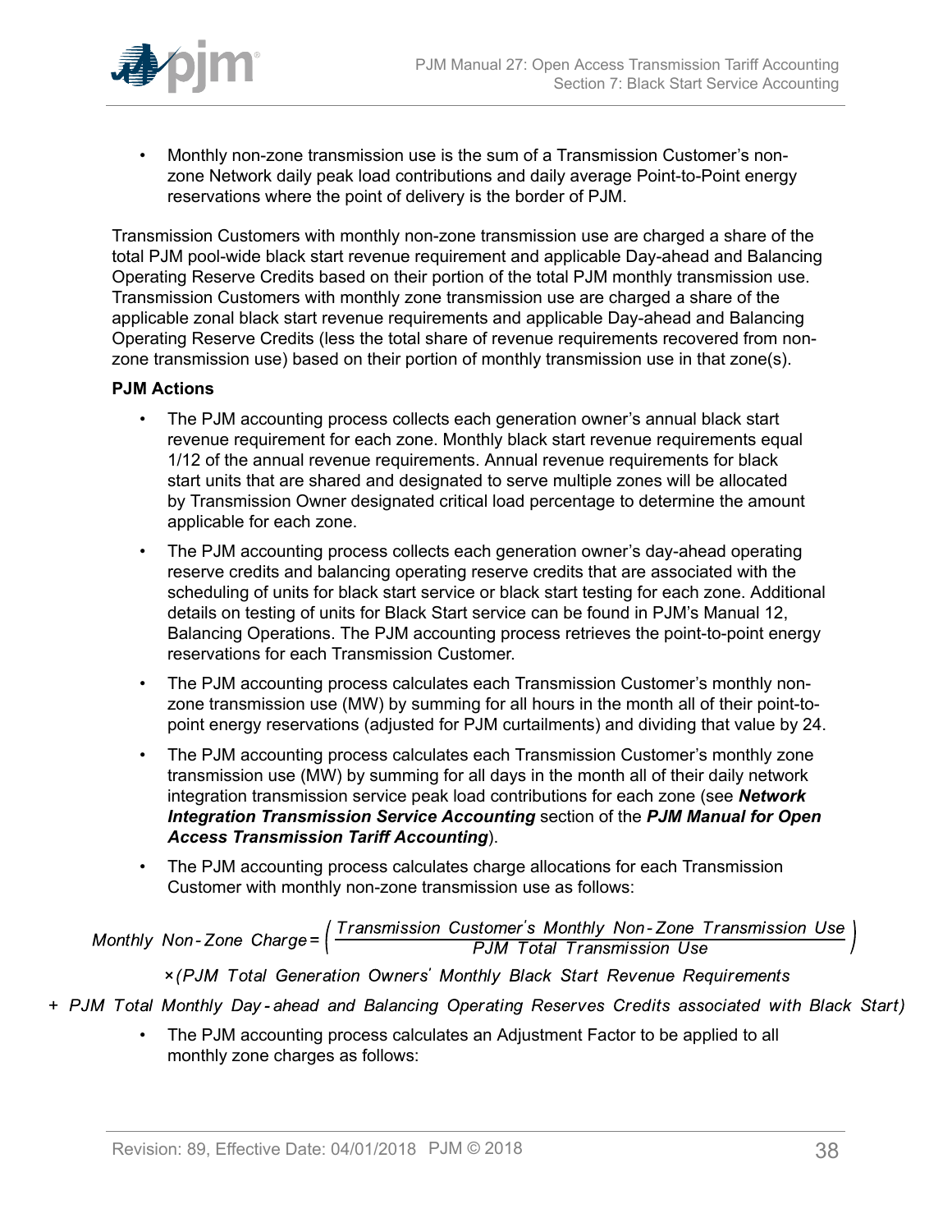- Monthly non-zone transmission use is the sum of a Transmission Customer's non-zone Network daily peak load contributions and daily average Point-to-Point energy reservations where the point of delivery is the border of PJM.

Transmission Customers with monthly non-zone transmission use are charged a share of the total PJM pool-wide black start revenue requirement and applicable Day-ahead and Balancing Operating Reserve Credits based on their portion of the total PJM monthly transmission use. Transmission Customers with monthly zone transmission use are charged a share of the applicable zonal black start revenue requirements and applicable Day-ahead and Balancing Operating Reserve Credits (less the total share of revenue requirements recovered from non-zone transmission use) based on their portion of monthly transmission use in that zone(s).

**PJM Actions**

- The PJM accounting process collects each generation owner's annual black start revenue requirement for each zone. Monthly black start revenue requirements equal 1/12 of the annual revenue requirements. Annual revenue requirements for black start units that are shared and designated to serve multiple zones will be allocated by Transmission Owner designated critical load percentage to determine the amount applicable for each zone.
- The PJM accounting process collects each generation owner's day-ahead operating reserve credits and balancing operating reserve credits that are associated with the scheduling of units for black start service or black start testing for each zone. Additional details on testing of units for Black Start service can be found in PJM's Manual 12, Balancing Operations. The PJM accounting process retrieves the point-to-point energy reservations for each Transmission Customer.
- The PJM accounting process calculates each Transmission Customer's monthly non-zone transmission use (MW) by summing for all hours in the month all of their point-to-point energy reservations (adjusted for PJM curtailments) and dividing that value by 24.
- The PJM accounting process calculates each Transmission Customer's monthly zone transmission use (MW) by summing for all days in the month all of their daily network integration transmission service peak load contributions for each zone (see ***Network Integration Transmission Service Accounting*** section of the ***PJM Manual for Open Access Transmission Tariff Accounting***).
- The PJM accounting process calculates charge allocations for each Transmission Customer with monthly non-zone transmission use as follows:

$$\text{Monthly Non-Zone Charge} = \left( \frac{\text{Transmission Customer's Monthly Non-Zone Transmission Use}}{\text{PJM Total Transmission Use}} \right) \times (\text{PJM Total Generation Owners' Monthly Black Start Revenue Requirements} + \text{PJM Total Monthly Day-ahead and Balancing Operating Reserves Credits associated with Black Start})$$

- The PJM accounting process calculates an Adjustment Factor to be applied to all monthly zone charges as follows: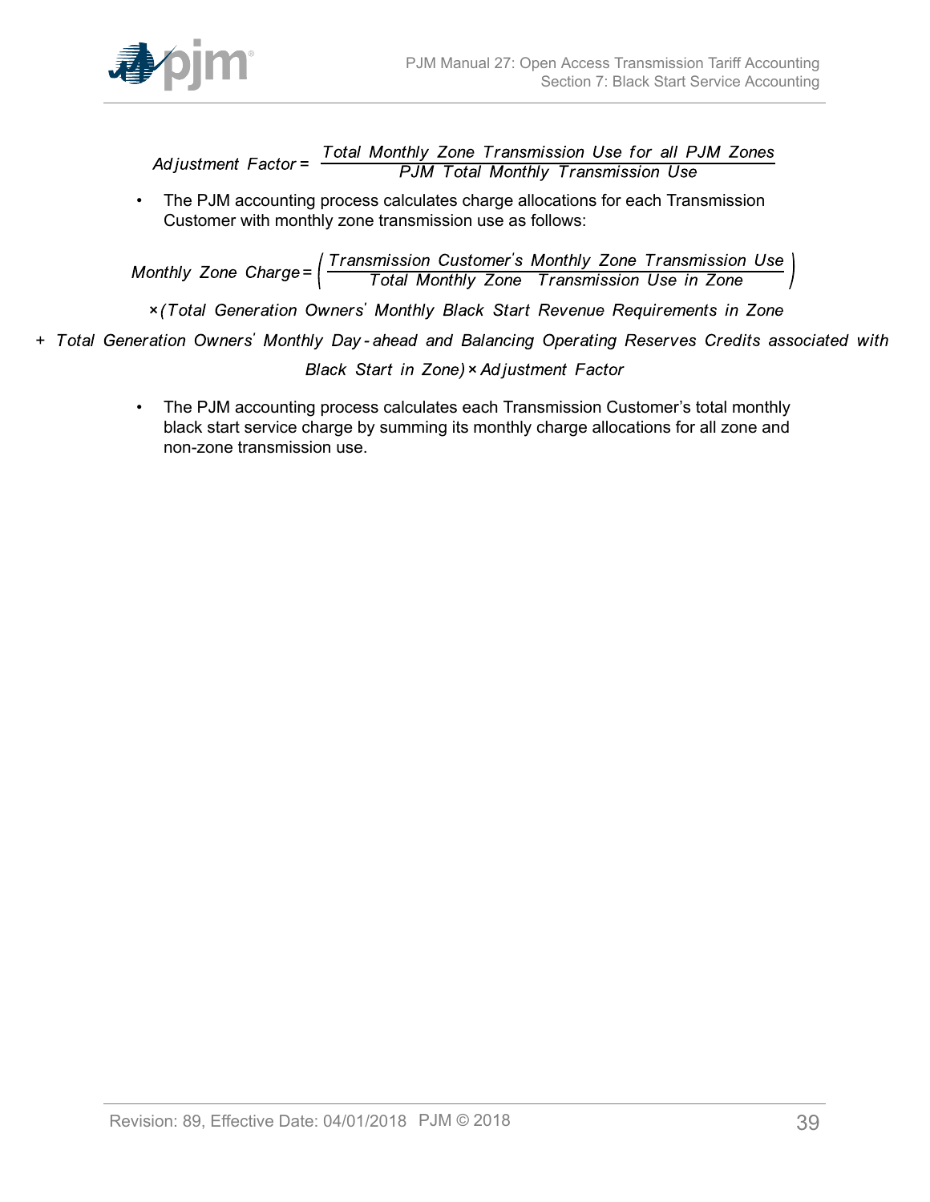$$Adjustment\ Factor = \frac{Total\ Monthly\ Zone\ Transmission\ Use\ for\ all\ PJM\ Zones}{PJM\ Total\ Monthly\ Transmission\ Use}$$

- The PJM accounting process calculates charge allocations for each Transmission Customer with monthly zone transmission use as follows:

$$Monthly\ Zone\ Charge = \left( \frac{Transmission\ Customer's\ Monthly\ Zone\ Transmission\ Use}{Total\ Monthly\ Zone\ \ Transmission\ Use\ in\ Zone} \right)$$

$$\times (Total\ Generation\ Owners'\ Monthly\ Black\ Start\ Revenue\ Requirements\ in\ Zone$$

$$+\ Total\ Generation\ Owners'\ Monthly\ Day\text{-}ahead\ and\ Balancing\ Operating\ Reserves\ Credits\ associated\ with$$

$$Black\ Start\ in\ Zone) \times Adjustment\ Factor$$

- The PJM accounting process calculates each Transmission Customer's total monthly black start service charge by summing its monthly charge allocations for all zone and non-zone transmission use.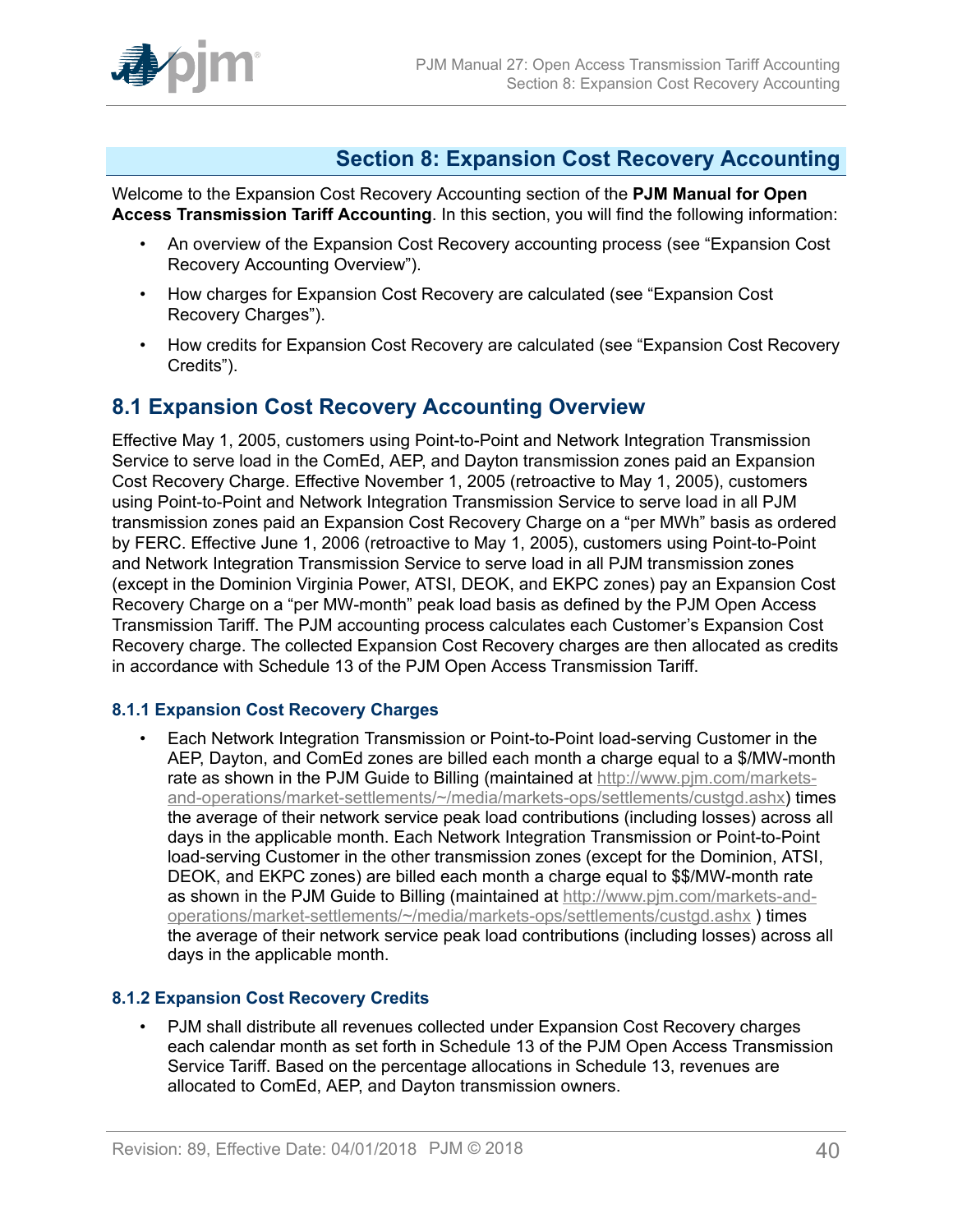## Section 8: Expansion Cost Recovery Accounting

Welcome to the Expansion Cost Recovery Accounting section of the **PJM Manual for Open Access Transmission Tariff Accounting**. In this section, you will find the following information:

- An overview of the Expansion Cost Recovery accounting process (see "Expansion Cost Recovery Accounting Overview").
- How charges for Expansion Cost Recovery are calculated (see "Expansion Cost Recovery Charges").
- How credits for Expansion Cost Recovery are calculated (see "Expansion Cost Recovery Credits").

## 8.1 Expansion Cost Recovery Accounting Overview

Effective May 1, 2005, customers using Point-to-Point and Network Integration Transmission Service to serve load in the ComEd, AEP, and Dayton transmission zones paid an Expansion Cost Recovery Charge. Effective November 1, 2005 (retroactive to May 1, 2005), customers using Point-to-Point and Network Integration Transmission Service to serve load in all PJM transmission zones paid an Expansion Cost Recovery Charge on a "per MWh" basis as ordered by FERC. Effective June 1, 2006 (retroactive to May 1, 2005), customers using Point-to-Point and Network Integration Transmission Service to serve load in all PJM transmission zones (except in the Dominion Virginia Power, ATSI, DEOK, and EKPC zones) pay an Expansion Cost Recovery Charge on a "per MW-month" peak load basis as defined by the PJM Open Access Transmission Tariff. The PJM accounting process calculates each Customer's Expansion Cost Recovery charge. The collected Expansion Cost Recovery charges are then allocated as credits in accordance with Schedule 13 of the PJM Open Access Transmission Tariff.

### 8.1.1 Expansion Cost Recovery Charges

- Each Network Integration Transmission or Point-to-Point load-serving Customer in the AEP, Dayton, and ComEd zones are billed each month a charge equal to a $/MW-month rate as shown in the PJM Guide to Billing (maintained at http://www.pjm.com/markets-and-operations/market-settlements/~/media/markets-ops/settlements/custgd.ashx) times the average of their network service peak load contributions (including losses) across all days in the applicable month. Each Network Integration Transmission or Point-to-Point load-serving Customer in the other transmission zones (except for the Dominion, ATSI, DEOK, and EKPC zones) are billed each month a charge equal to $$/MW-month rate as shown in the PJM Guide to Billing (maintained at http://www.pjm.com/markets-and-operations/market-settlements/~/media/markets-ops/settlements/custgd.ashx ) times the average of their network service peak load contributions (including losses) across all days in the applicable month.

### 8.1.2 Expansion Cost Recovery Credits

- PJM shall distribute all revenues collected under Expansion Cost Recovery charges each calendar month as set forth in Schedule 13 of the PJM Open Access Transmission Service Tariff. Based on the percentage allocations in Schedule 13, revenues are allocated to ComEd, AEP, and Dayton transmission owners.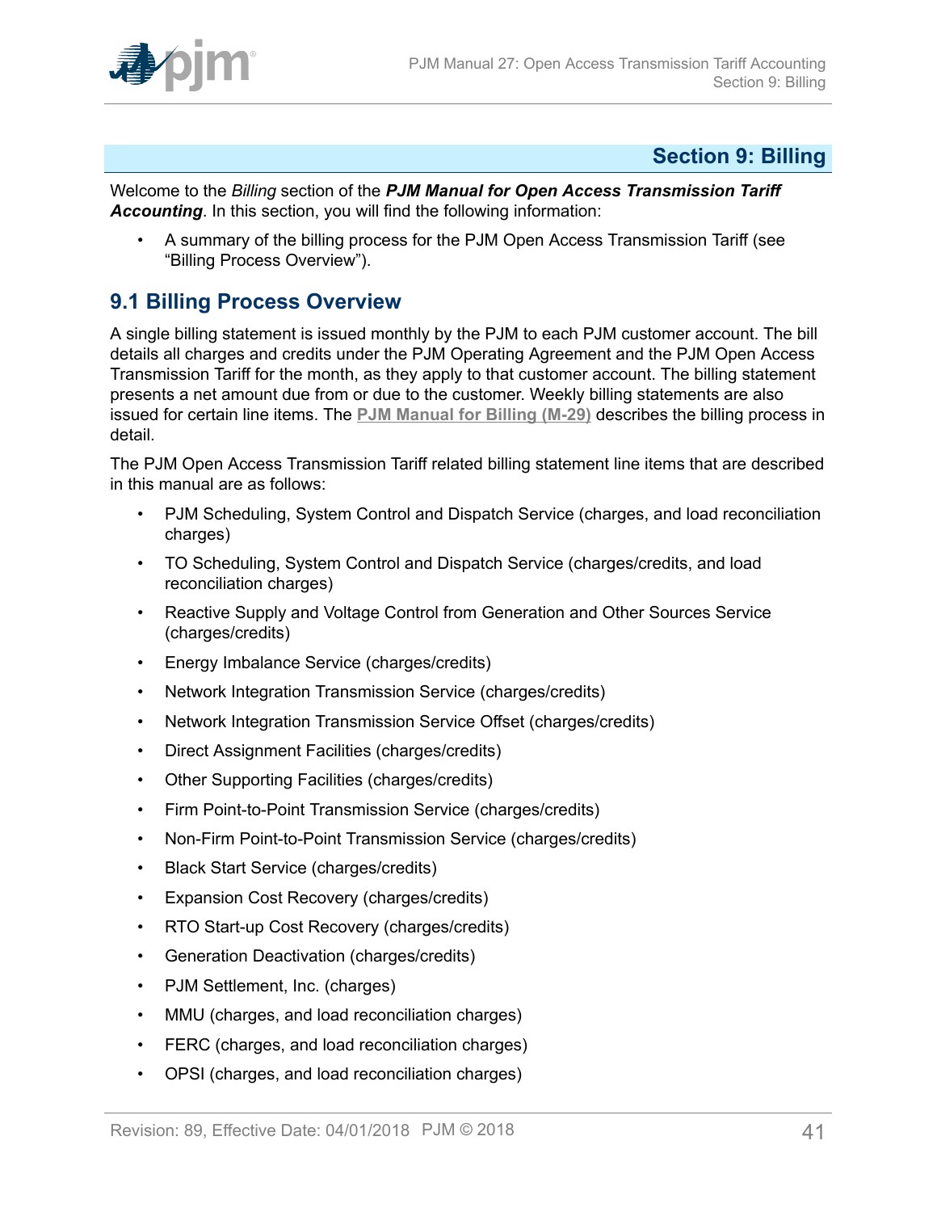## Section 9: Billing

Welcome to the *Billing* section of the ***PJM Manual for Open Access Transmission Tariff Accounting***. In this section, you will find the following information:

- A summary of the billing process for the PJM Open Access Transmission Tariff (see "Billing Process Overview").

## 9.1 Billing Process Overview

A single billing statement is issued monthly by the PJM to each PJM customer account. The bill details all charges and credits under the PJM Operating Agreement and the PJM Open Access Transmission Tariff for the month, as they apply to that customer account. The billing statement presents a net amount due from or due to the customer. Weekly billing statements are also issued for certain line items. The **PJM Manual for Billing (M-29)** describes the billing process in detail.

The PJM Open Access Transmission Tariff related billing statement line items that are described in this manual are as follows:

- PJM Scheduling, System Control and Dispatch Service (charges, and load reconciliation charges)
- TO Scheduling, System Control and Dispatch Service (charges/credits, and load reconciliation charges)
- Reactive Supply and Voltage Control from Generation and Other Sources Service (charges/credits)
- Energy Imbalance Service (charges/credits)
- Network Integration Transmission Service (charges/credits)
- Network Integration Transmission Service Offset (charges/credits)
- Direct Assignment Facilities (charges/credits)
- Other Supporting Facilities (charges/credits)
- Firm Point-to-Point Transmission Service (charges/credits)
- Non-Firm Point-to-Point Transmission Service (charges/credits)
- Black Start Service (charges/credits)
- Expansion Cost Recovery (charges/credits)
- RTO Start-up Cost Recovery (charges/credits)
- Generation Deactivation (charges/credits)
- PJM Settlement, Inc. (charges)
- MMU (charges, and load reconciliation charges)
- FERC (charges, and load reconciliation charges)
- OPSI (charges, and load reconciliation charges)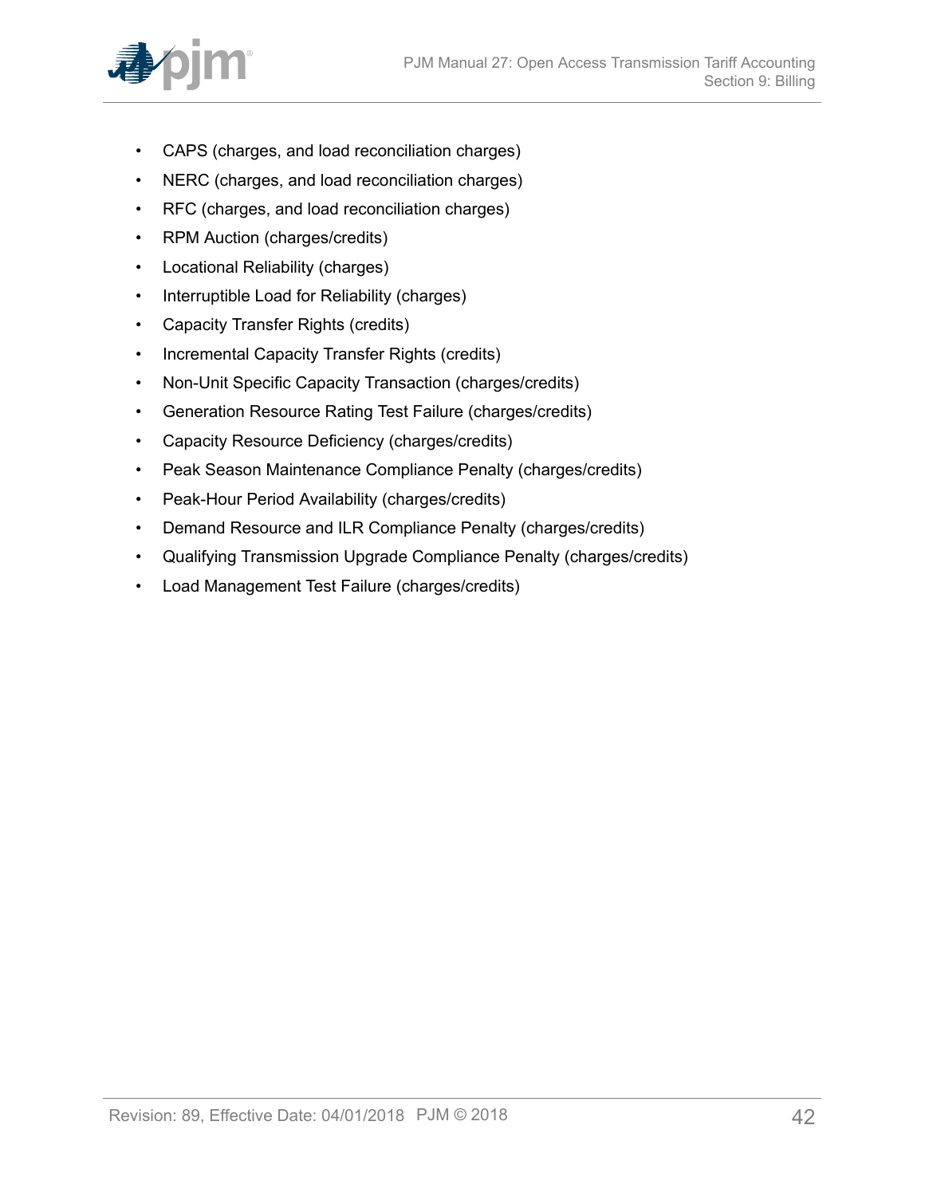- CAPS (charges, and load reconciliation charges)
- NERC (charges, and load reconciliation charges)
- RFC (charges, and load reconciliation charges)
- RPM Auction (charges/credits)
- Locational Reliability (charges)
- Interruptible Load for Reliability (charges)
- Capacity Transfer Rights (credits)
- Incremental Capacity Transfer Rights (credits)
- Non-Unit Specific Capacity Transaction (charges/credits)
- Generation Resource Rating Test Failure (charges/credits)
- Capacity Resource Deficiency (charges/credits)
- Peak Season Maintenance Compliance Penalty (charges/credits)
- Peak-Hour Period Availability (charges/credits)
- Demand Resource and ILR Compliance Penalty (charges/credits)
- Qualifying Transmission Upgrade Compliance Penalty (charges/credits)
- Load Management Test Failure (charges/credits)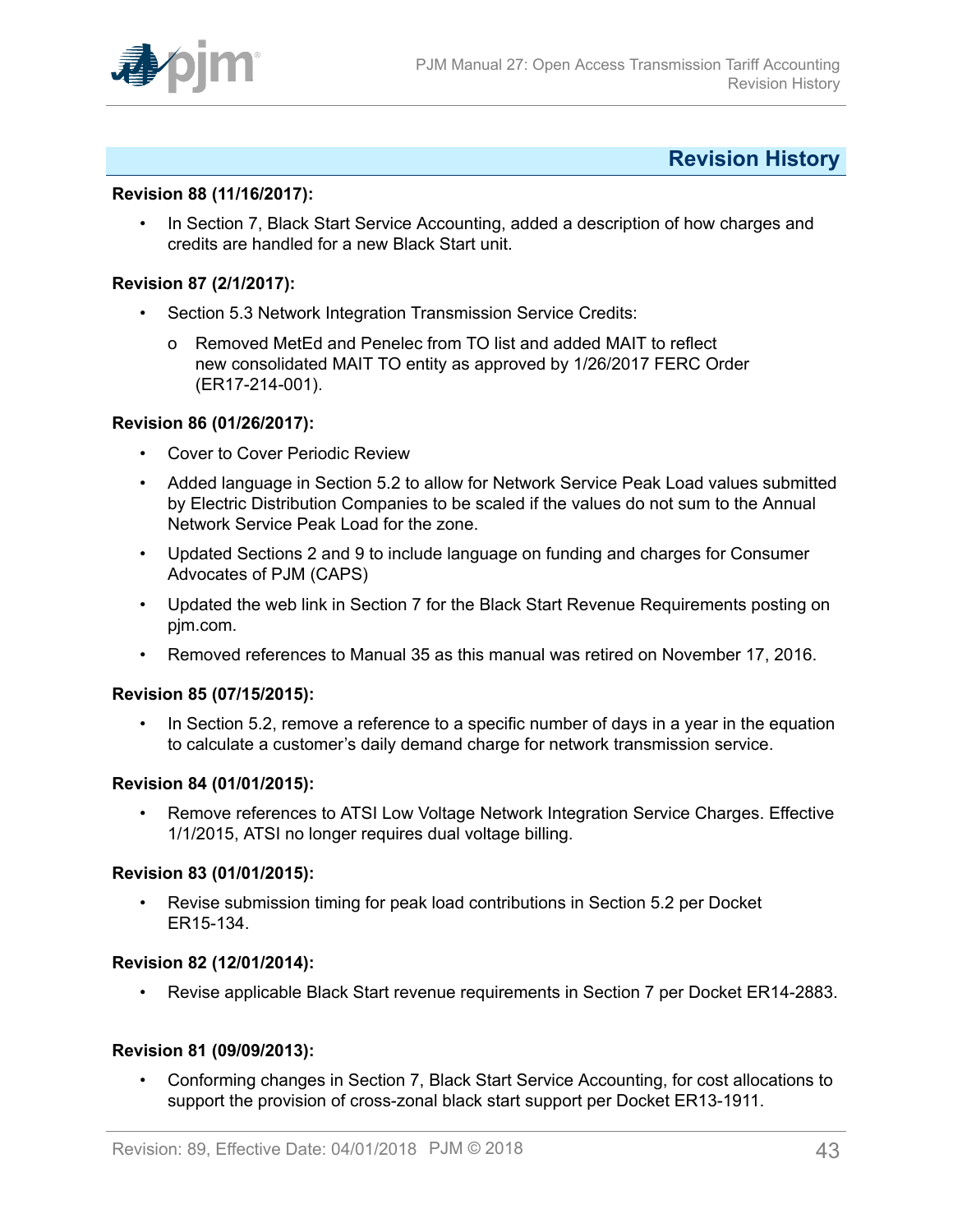## Revision History

**Revision 88 (11/16/2017):**

- In Section 7, Black Start Service Accounting, added a description of how charges and credits are handled for a new Black Start unit.

**Revision 87 (2/1/2017):**

- Section 5.3 Network Integration Transmission Service Credits:
  - o Removed MetEd and Penelec from TO list and added MAIT to reflect new consolidated MAIT TO entity as approved by 1/26/2017 FERC Order (ER17-214-001).

**Revision 86 (01/26/2017):**

- Cover to Cover Periodic Review
- Added language in Section 5.2 to allow for Network Service Peak Load values submitted by Electric Distribution Companies to be scaled if the values do not sum to the Annual Network Service Peak Load for the zone.
- Updated Sections 2 and 9 to include language on funding and charges for Consumer Advocates of PJM (CAPS)
- Updated the web link in Section 7 for the Black Start Revenue Requirements posting on pjm.com.
- Removed references to Manual 35 as this manual was retired on November 17, 2016.

**Revision 85 (07/15/2015):**

- In Section 5.2, remove a reference to a specific number of days in a year in the equation to calculate a customer's daily demand charge for network transmission service.

**Revision 84 (01/01/2015):**

- Remove references to ATSI Low Voltage Network Integration Service Charges. Effective 1/1/2015, ATSI no longer requires dual voltage billing.

**Revision 83 (01/01/2015):**

- Revise submission timing for peak load contributions in Section 5.2 per Docket ER15-134.

**Revision 82 (12/01/2014):**

- Revise applicable Black Start revenue requirements in Section 7 per Docket ER14-2883.

**Revision 81 (09/09/2013):**

- Conforming changes in Section 7, Black Start Service Accounting, for cost allocations to support the provision of cross-zonal black start support per Docket ER13-1911.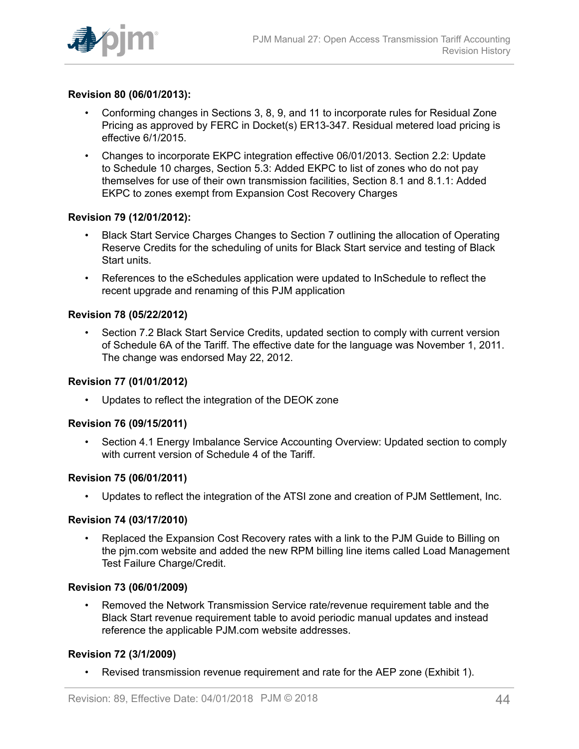**Revision 80 (06/01/2013):**

- Conforming changes in Sections 3, 8, 9, and 11 to incorporate rules for Residual Zone Pricing as approved by FERC in Docket(s) ER13-347. Residual metered load pricing is effective 6/1/2015.
- Changes to incorporate EKPC integration effective 06/01/2013. Section 2.2: Update to Schedule 10 charges, Section 5.3: Added EKPC to list of zones who do not pay themselves for use of their own transmission facilities, Section 8.1 and 8.1.1: Added EKPC to zones exempt from Expansion Cost Recovery Charges

**Revision 79 (12/01/2012):**

- Black Start Service Charges Changes to Section 7 outlining the allocation of Operating Reserve Credits for the scheduling of units for Black Start service and testing of Black Start units.
- References to the eSchedules application were updated to InSchedule to reflect the recent upgrade and renaming of this PJM application

**Revision 78 (05/22/2012)**

- Section 7.2 Black Start Service Credits, updated section to comply with current version of Schedule 6A of the Tariff. The effective date for the language was November 1, 2011. The change was endorsed May 22, 2012.

**Revision 77 (01/01/2012)**

- Updates to reflect the integration of the DEOK zone

**Revision 76 (09/15/2011)**

- Section 4.1 Energy Imbalance Service Accounting Overview: Updated section to comply with current version of Schedule 4 of the Tariff.

**Revision 75 (06/01/2011)**

- Updates to reflect the integration of the ATSI zone and creation of PJM Settlement, Inc.

**Revision 74 (03/17/2010)**

- Replaced the Expansion Cost Recovery rates with a link to the PJM Guide to Billing on the pjm.com website and added the new RPM billing line items called Load Management Test Failure Charge/Credit.

**Revision 73 (06/01/2009)**

- Removed the Network Transmission Service rate/revenue requirement table and the Black Start revenue requirement table to avoid periodic manual updates and instead reference the applicable PJM.com website addresses.

**Revision 72 (3/1/2009)**

- Revised transmission revenue requirement and rate for the AEP zone (Exhibit 1).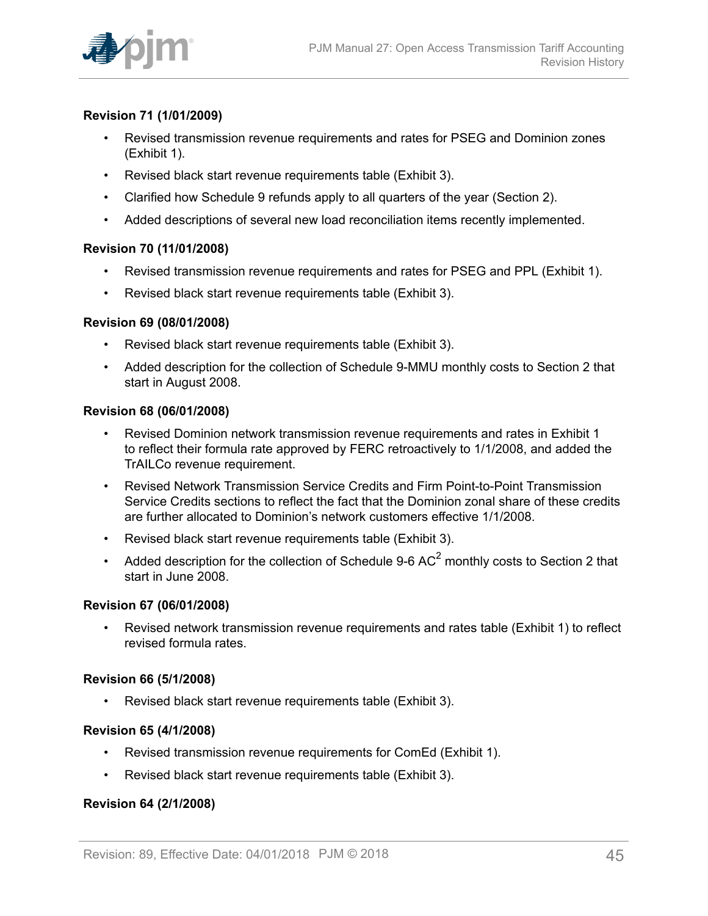**Revision 71 (1/01/2009)**

- Revised transmission revenue requirements and rates for PSEG and Dominion zones (Exhibit 1).
- Revised black start revenue requirements table (Exhibit 3).
- Clarified how Schedule 9 refunds apply to all quarters of the year (Section 2).
- Added descriptions of several new load reconciliation items recently implemented.

**Revision 70 (11/01/2008)**

- Revised transmission revenue requirements and rates for PSEG and PPL (Exhibit 1).
- Revised black start revenue requirements table (Exhibit 3).

**Revision 69 (08/01/2008)**

- Revised black start revenue requirements table (Exhibit 3).
- Added description for the collection of Schedule 9-MMU monthly costs to Section 2 that start in August 2008.

**Revision 68 (06/01/2008)**

- Revised Dominion network transmission revenue requirements and rates in Exhibit 1 to reflect their formula rate approved by FERC retroactively to 1/1/2008, and added the TrAILCo revenue requirement.
- Revised Network Transmission Service Credits and Firm Point-to-Point Transmission Service Credits sections to reflect the fact that the Dominion zonal share of these credits are further allocated to Dominion's network customers effective 1/1/2008.
- Revised black start revenue requirements table (Exhibit 3).
- Added description for the collection of Schedule 9-6 $AC^2$ monthly costs to Section 2 that start in June 2008.

**Revision 67 (06/01/2008)**

- Revised network transmission revenue requirements and rates table (Exhibit 1) to reflect revised formula rates.

**Revision 66 (5/1/2008)**

- Revised black start revenue requirements table (Exhibit 3).

**Revision 65 (4/1/2008)**

- Revised transmission revenue requirements for ComEd (Exhibit 1).
- Revised black start revenue requirements table (Exhibit 3).

**Revision 64 (2/1/2008)**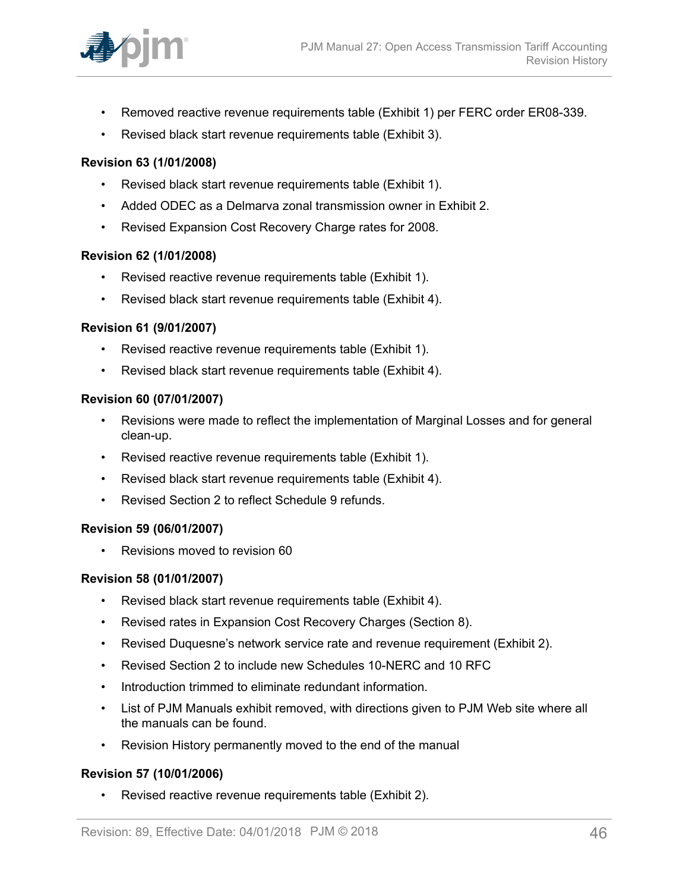- Removed reactive revenue requirements table (Exhibit 1) per FERC order ER08-339.
- Revised black start revenue requirements table (Exhibit 3).

**Revision 63 (1/01/2008)**

- Revised black start revenue requirements table (Exhibit 1).
- Added ODEC as a Delmarva zonal transmission owner in Exhibit 2.
- Revised Expansion Cost Recovery Charge rates for 2008.

**Revision 62 (1/01/2008)**

- Revised reactive revenue requirements table (Exhibit 1).
- Revised black start revenue requirements table (Exhibit 4).

**Revision 61 (9/01/2007)**

- Revised reactive revenue requirements table (Exhibit 1).
- Revised black start revenue requirements table (Exhibit 4).

**Revision 60 (07/01/2007)**

- Revisions were made to reflect the implementation of Marginal Losses and for general clean-up.
- Revised reactive revenue requirements table (Exhibit 1).
- Revised black start revenue requirements table (Exhibit 4).
- Revised Section 2 to reflect Schedule 9 refunds.

**Revision 59 (06/01/2007)**

- Revisions moved to revision 60

**Revision 58 (01/01/2007)**

- Revised black start revenue requirements table (Exhibit 4).
- Revised rates in Expansion Cost Recovery Charges (Section 8).
- Revised Duquesne's network service rate and revenue requirement (Exhibit 2).
- Revised Section 2 to include new Schedules 10-NERC and 10 RFC
- Introduction trimmed to eliminate redundant information.
- List of PJM Manuals exhibit removed, with directions given to PJM Web site where all the manuals can be found.
- Revision History permanently moved to the end of the manual

**Revision 57 (10/01/2006)**

- Revised reactive revenue requirements table (Exhibit 2).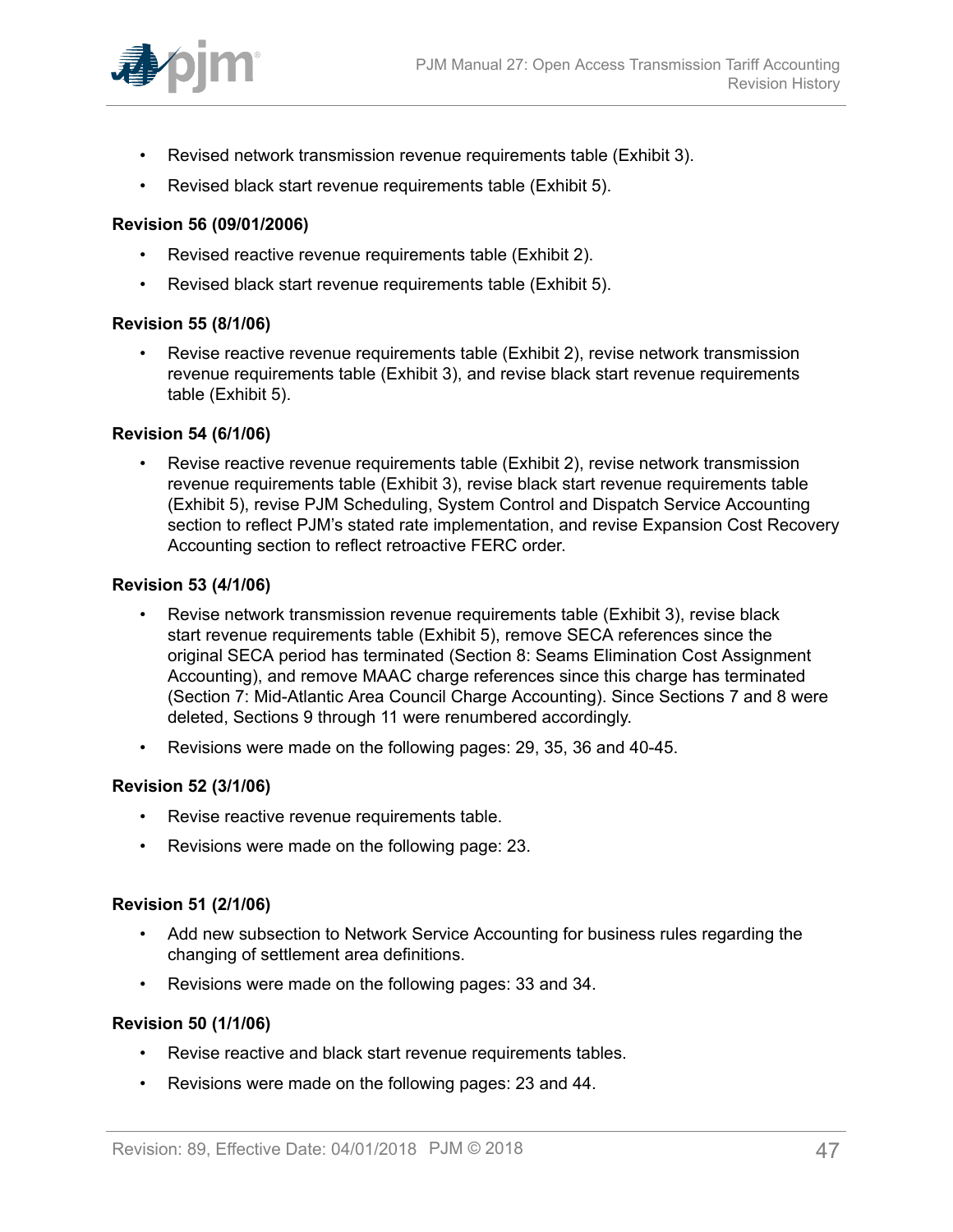- Revised network transmission revenue requirements table (Exhibit 3).
- Revised black start revenue requirements table (Exhibit 5).

**Revision 56 (09/01/2006)**

- Revised reactive revenue requirements table (Exhibit 2).
- Revised black start revenue requirements table (Exhibit 5).

**Revision 55 (8/1/06)**

- Revise reactive revenue requirements table (Exhibit 2), revise network transmission revenue requirements table (Exhibit 3), and revise black start revenue requirements table (Exhibit 5).

**Revision 54 (6/1/06)**

- Revise reactive revenue requirements table (Exhibit 2), revise network transmission revenue requirements table (Exhibit 3), revise black start revenue requirements table (Exhibit 5), revise PJM Scheduling, System Control and Dispatch Service Accounting section to reflect PJM's stated rate implementation, and revise Expansion Cost Recovery Accounting section to reflect retroactive FERC order.

**Revision 53 (4/1/06)**

- Revise network transmission revenue requirements table (Exhibit 3), revise black start revenue requirements table (Exhibit 5), remove SECA references since the original SECA period has terminated (Section 8: Seams Elimination Cost Assignment Accounting), and remove MAAC charge references since this charge has terminated (Section 7: Mid-Atlantic Area Council Charge Accounting). Since Sections 7 and 8 were deleted, Sections 9 through 11 were renumbered accordingly.
- Revisions were made on the following pages: 29, 35, 36 and 40-45.

**Revision 52 (3/1/06)**

- Revise reactive revenue requirements table.
- Revisions were made on the following page: 23.

**Revision 51 (2/1/06)**

- Add new subsection to Network Service Accounting for business rules regarding the changing of settlement area definitions.
- Revisions were made on the following pages: 33 and 34.

**Revision 50 (1/1/06)**

- Revise reactive and black start revenue requirements tables.
- Revisions were made on the following pages: 23 and 44.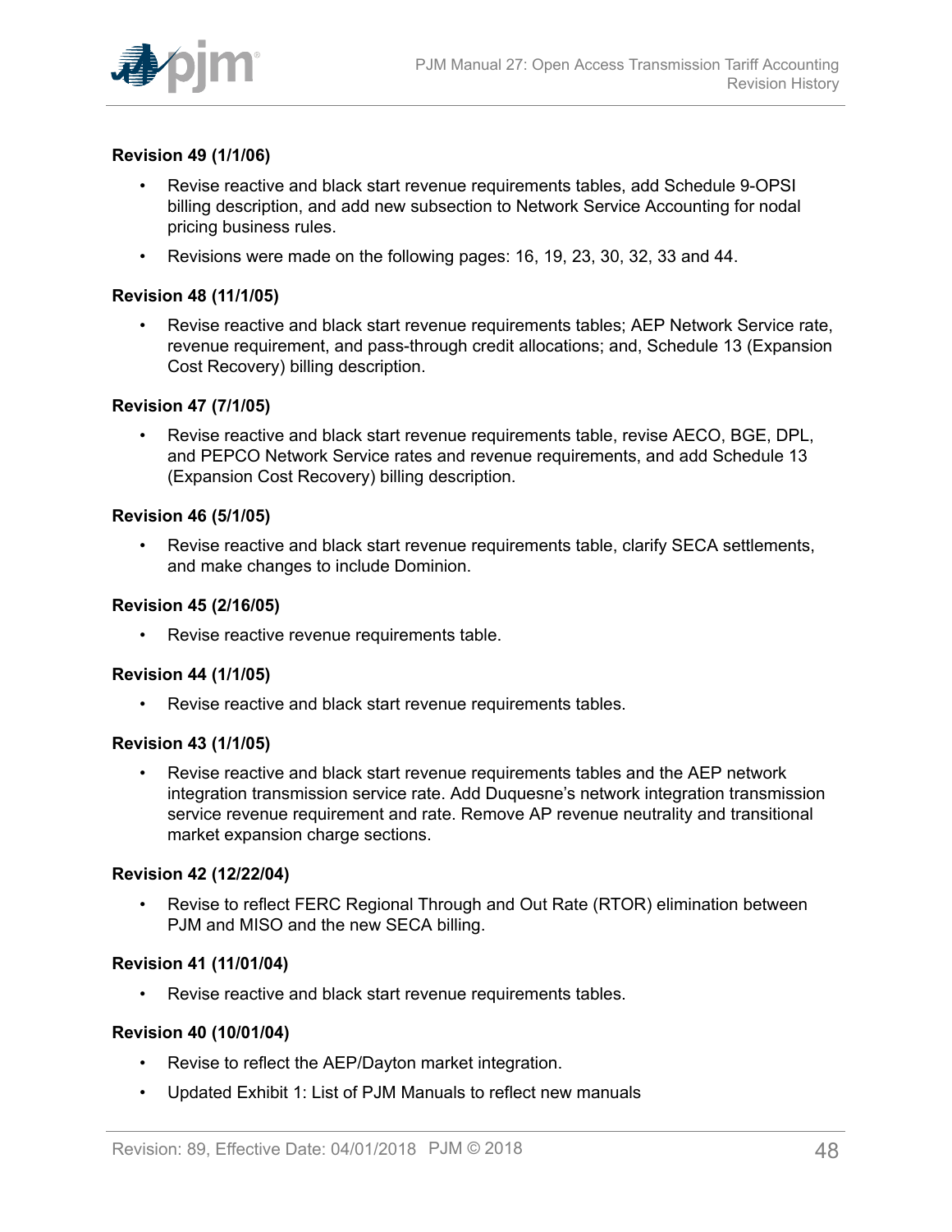### Revision 49 (1/1/06)

- Revise reactive and black start revenue requirements tables, add Schedule 9-OPSI billing description, and add new subsection to Network Service Accounting for nodal pricing business rules.
- Revisions were made on the following pages: 16, 19, 23, 30, 32, 33 and 44.

### Revision 48 (11/1/05)

- Revise reactive and black start revenue requirements tables; AEP Network Service rate, revenue requirement, and pass-through credit allocations; and, Schedule 13 (Expansion Cost Recovery) billing description.

### Revision 47 (7/1/05)

- Revise reactive and black start revenue requirements table, revise AECO, BGE, DPL, and PEPCO Network Service rates and revenue requirements, and add Schedule 13 (Expansion Cost Recovery) billing description.

### Revision 46 (5/1/05)

- Revise reactive and black start revenue requirements table, clarify SECA settlements, and make changes to include Dominion.

### Revision 45 (2/16/05)

- Revise reactive revenue requirements table.

### Revision 44 (1/1/05)

- Revise reactive and black start revenue requirements tables.

### Revision 43 (1/1/05)

- Revise reactive and black start revenue requirements tables and the AEP network integration transmission service rate. Add Duquesne's network integration transmission service revenue requirement and rate. Remove AP revenue neutrality and transitional market expansion charge sections.

### Revision 42 (12/22/04)

- Revise to reflect FERC Regional Through and Out Rate (RTOR) elimination between PJM and MISO and the new SECA billing.

### Revision 41 (11/01/04)

- Revise reactive and black start revenue requirements tables.

### Revision 40 (10/01/04)

- Revise to reflect the AEP/Dayton market integration.
- Updated Exhibit 1: List of PJM Manuals to reflect new manuals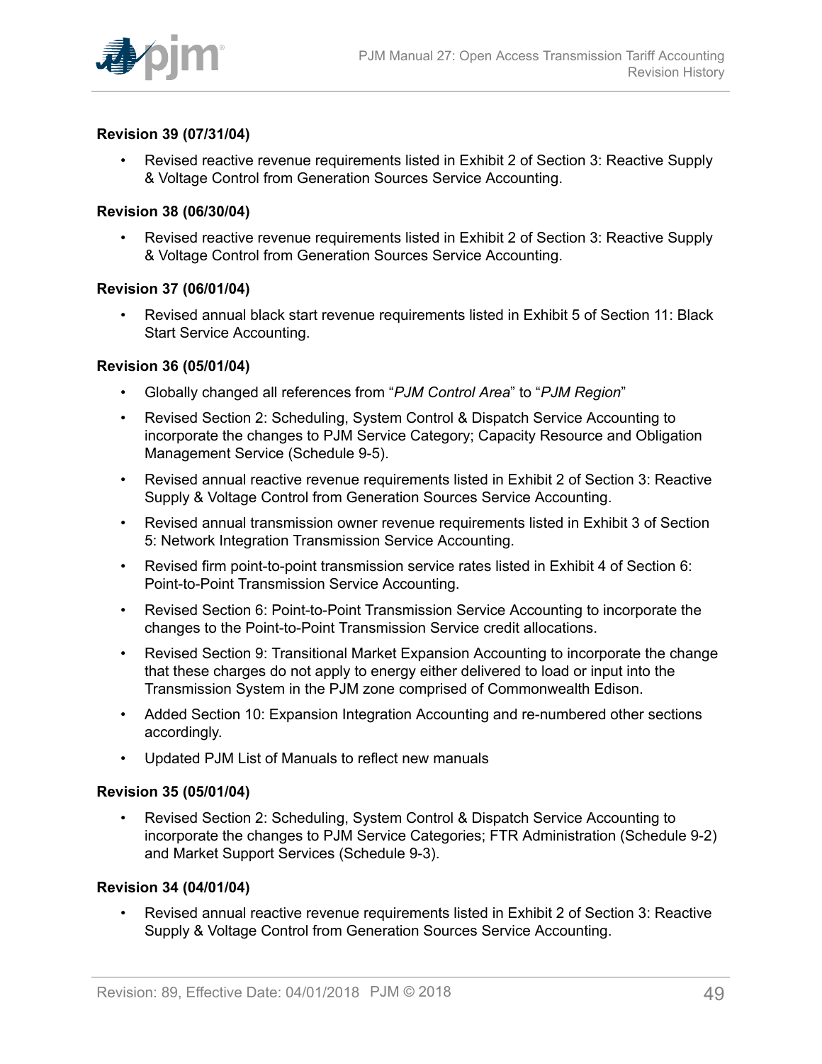**Revision 39 (07/31/04)**

- Revised reactive revenue requirements listed in Exhibit 2 of Section 3: Reactive Supply & Voltage Control from Generation Sources Service Accounting.

**Revision 38 (06/30/04)**

- Revised reactive revenue requirements listed in Exhibit 2 of Section 3: Reactive Supply & Voltage Control from Generation Sources Service Accounting.

**Revision 37 (06/01/04)**

- Revised annual black start revenue requirements listed in Exhibit 5 of Section 11: Black Start Service Accounting.

**Revision 36 (05/01/04)**

- Globally changed all references from "*PJM Control Area*" to "*PJM Region*"
- Revised Section 2: Scheduling, System Control & Dispatch Service Accounting to incorporate the changes to PJM Service Category; Capacity Resource and Obligation Management Service (Schedule 9-5).
- Revised annual reactive revenue requirements listed in Exhibit 2 of Section 3: Reactive Supply & Voltage Control from Generation Sources Service Accounting.
- Revised annual transmission owner revenue requirements listed in Exhibit 3 of Section 5: Network Integration Transmission Service Accounting.
- Revised firm point-to-point transmission service rates listed in Exhibit 4 of Section 6: Point-to-Point Transmission Service Accounting.
- Revised Section 6: Point-to-Point Transmission Service Accounting to incorporate the changes to the Point-to-Point Transmission Service credit allocations.
- Revised Section 9: Transitional Market Expansion Accounting to incorporate the change that these charges do not apply to energy either delivered to load or input into the Transmission System in the PJM zone comprised of Commonwealth Edison.
- Added Section 10: Expansion Integration Accounting and re-numbered other sections accordingly.
- Updated PJM List of Manuals to reflect new manuals

**Revision 35 (05/01/04)**

- Revised Section 2: Scheduling, System Control & Dispatch Service Accounting to incorporate the changes to PJM Service Categories; FTR Administration (Schedule 9-2) and Market Support Services (Schedule 9-3).

**Revision 34 (04/01/04)**

- Revised annual reactive revenue requirements listed in Exhibit 2 of Section 3: Reactive Supply & Voltage Control from Generation Sources Service Accounting.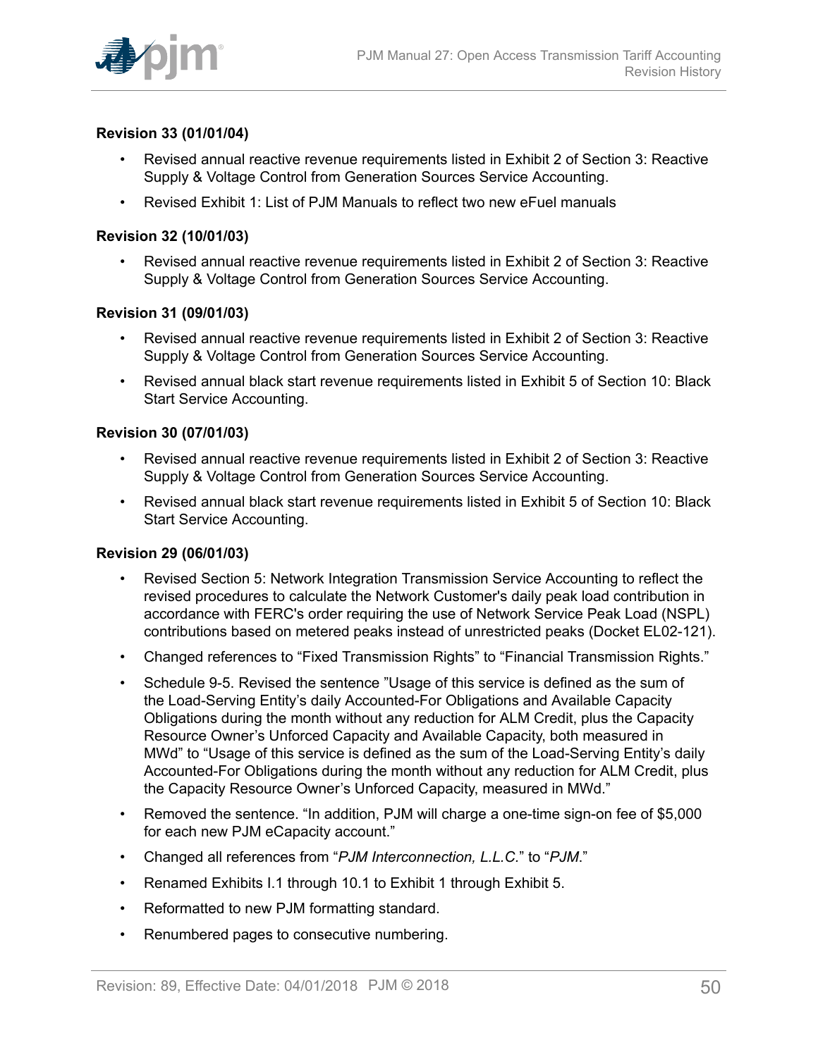### Revision 33 (01/01/04)

- Revised annual reactive revenue requirements listed in Exhibit 2 of Section 3: Reactive Supply & Voltage Control from Generation Sources Service Accounting.
- Revised Exhibit 1: List of PJM Manuals to reflect two new eFuel manuals

### Revision 32 (10/01/03)

- Revised annual reactive revenue requirements listed in Exhibit 2 of Section 3: Reactive Supply & Voltage Control from Generation Sources Service Accounting.

### Revision 31 (09/01/03)

- Revised annual reactive revenue requirements listed in Exhibit 2 of Section 3: Reactive Supply & Voltage Control from Generation Sources Service Accounting.
- Revised annual black start revenue requirements listed in Exhibit 5 of Section 10: Black Start Service Accounting.

### Revision 30 (07/01/03)

- Revised annual reactive revenue requirements listed in Exhibit 2 of Section 3: Reactive Supply & Voltage Control from Generation Sources Service Accounting.
- Revised annual black start revenue requirements listed in Exhibit 5 of Section 10: Black Start Service Accounting.

### Revision 29 (06/01/03)

- Revised Section 5: Network Integration Transmission Service Accounting to reflect the revised procedures to calculate the Network Customer's daily peak load contribution in accordance with FERC's order requiring the use of Network Service Peak Load (NSPL) contributions based on metered peaks instead of unrestricted peaks (Docket EL02-121).
- Changed references to "Fixed Transmission Rights" to "Financial Transmission Rights."
- Schedule 9-5. Revised the sentence "Usage of this service is defined as the sum of the Load-Serving Entity's daily Accounted-For Obligations and Available Capacity Obligations during the month without any reduction for ALM Credit, plus the Capacity Resource Owner's Unforced Capacity and Available Capacity, both measured in MWd" to "Usage of this service is defined as the sum of the Load-Serving Entity's daily Accounted-For Obligations during the month without any reduction for ALM Credit, plus the Capacity Resource Owner's Unforced Capacity, measured in MWd."
- Removed the sentence. "In addition, PJM will charge a one-time sign-on fee of $5,000 for each new PJM eCapacity account."
- Changed all references from "*PJM Interconnection, L.L.C.*" to "*PJM*."
- Renamed Exhibits I.1 through 10.1 to Exhibit 1 through Exhibit 5.
- Reformatted to new PJM formatting standard.
- Renumbered pages to consecutive numbering.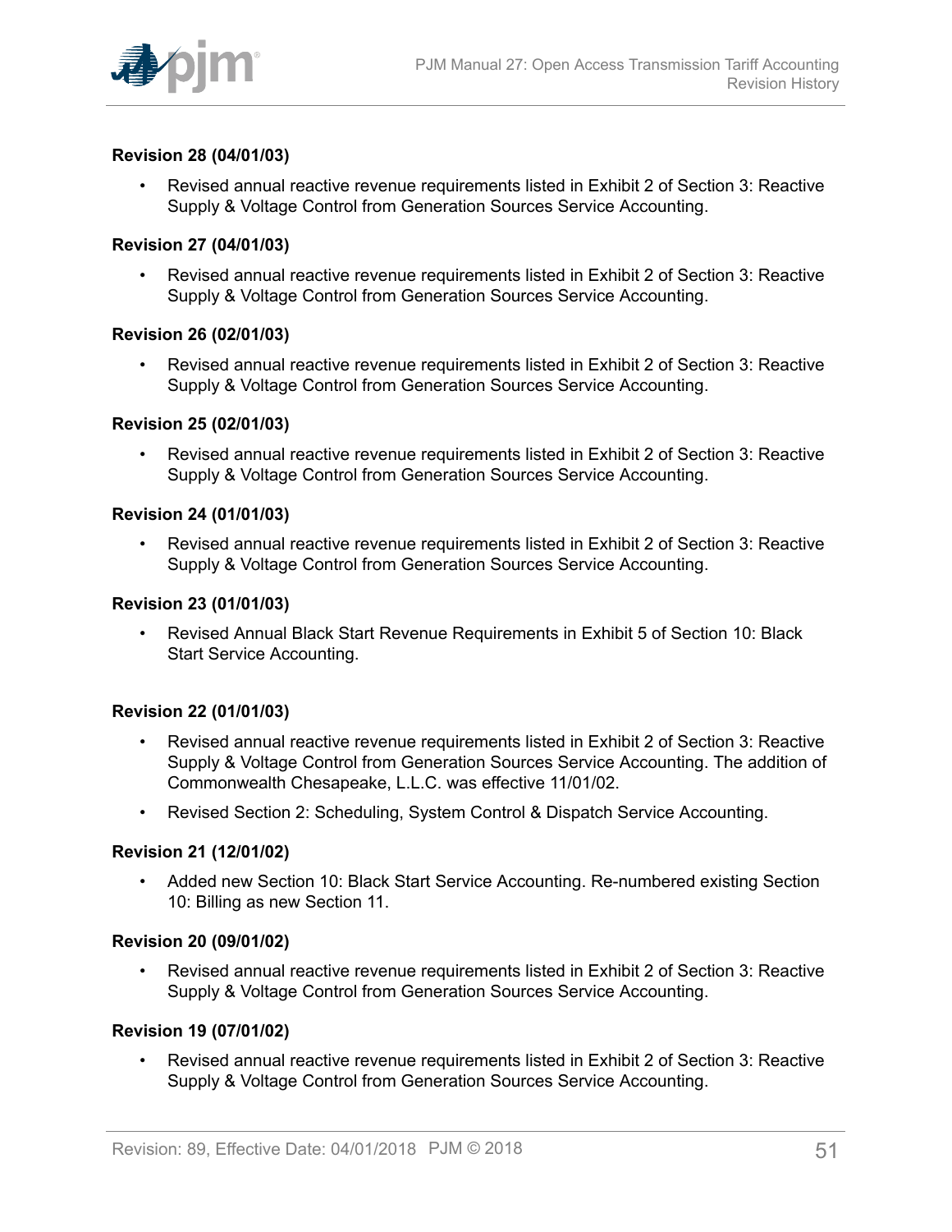#### Revision 28 (04/01/03)

- Revised annual reactive revenue requirements listed in Exhibit 2 of Section 3: Reactive Supply & Voltage Control from Generation Sources Service Accounting.

#### Revision 27 (04/01/03)

- Revised annual reactive revenue requirements listed in Exhibit 2 of Section 3: Reactive Supply & Voltage Control from Generation Sources Service Accounting.

#### Revision 26 (02/01/03)

- Revised annual reactive revenue requirements listed in Exhibit 2 of Section 3: Reactive Supply & Voltage Control from Generation Sources Service Accounting.

#### Revision 25 (02/01/03)

- Revised annual reactive revenue requirements listed in Exhibit 2 of Section 3: Reactive Supply & Voltage Control from Generation Sources Service Accounting.

#### Revision 24 (01/01/03)

- Revised annual reactive revenue requirements listed in Exhibit 2 of Section 3: Reactive Supply & Voltage Control from Generation Sources Service Accounting.

#### Revision 23 (01/01/03)

- Revised Annual Black Start Revenue Requirements in Exhibit 5 of Section 10: Black Start Service Accounting.

#### Revision 22 (01/01/03)

- Revised annual reactive revenue requirements listed in Exhibit 2 of Section 3: Reactive Supply & Voltage Control from Generation Sources Service Accounting. The addition of Commonwealth Chesapeake, L.L.C. was effective 11/01/02.
- Revised Section 2: Scheduling, System Control & Dispatch Service Accounting.

#### Revision 21 (12/01/02)

- Added new Section 10: Black Start Service Accounting. Re-numbered existing Section 10: Billing as new Section 11.

#### Revision 20 (09/01/02)

- Revised annual reactive revenue requirements listed in Exhibit 2 of Section 3: Reactive Supply & Voltage Control from Generation Sources Service Accounting.

#### Revision 19 (07/01/02)

- Revised annual reactive revenue requirements listed in Exhibit 2 of Section 3: Reactive Supply & Voltage Control from Generation Sources Service Accounting.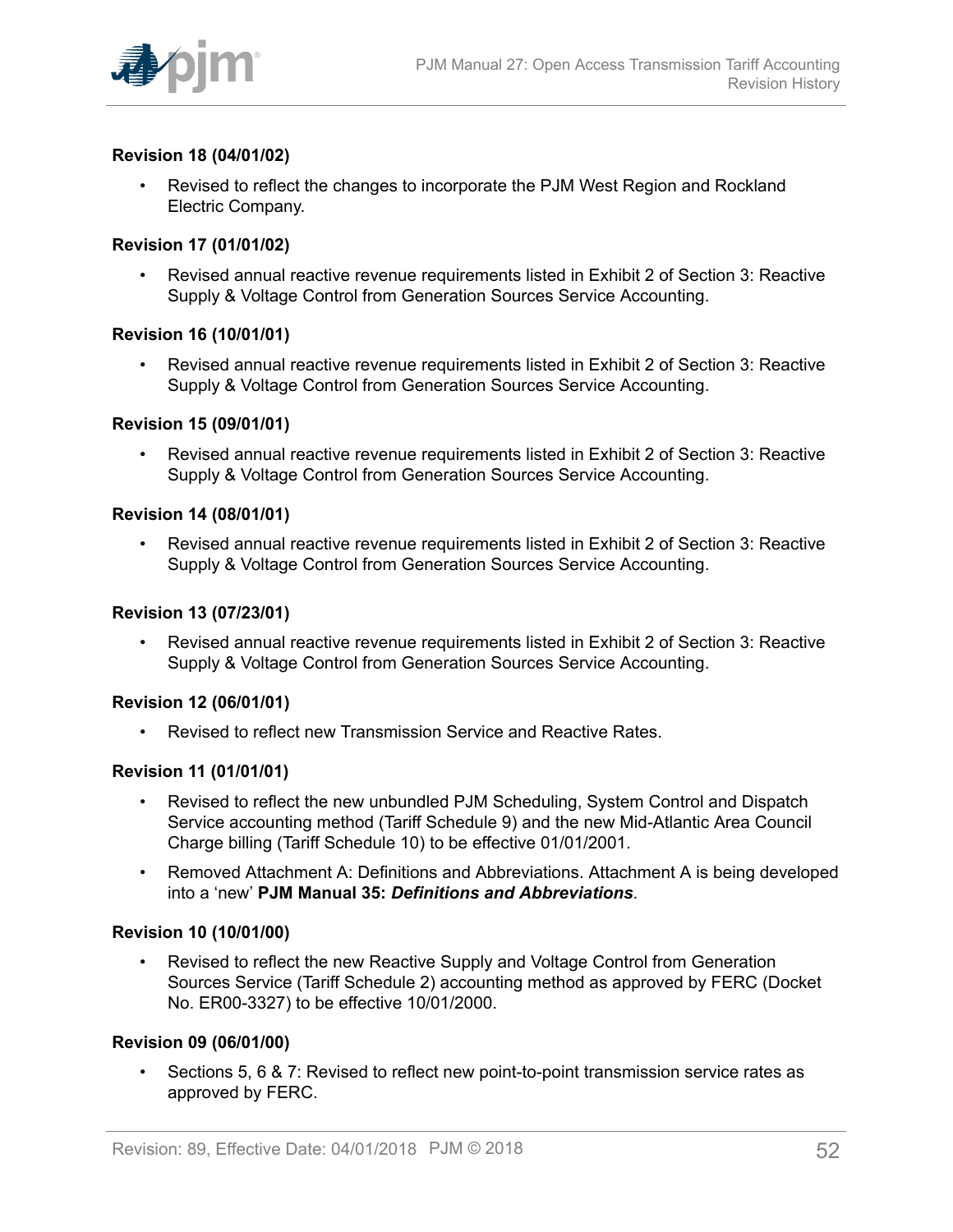### Revision 18 (04/01/02)

- Revised to reflect the changes to incorporate the PJM West Region and Rockland Electric Company.

### Revision 17 (01/01/02)

- Revised annual reactive revenue requirements listed in Exhibit 2 of Section 3: Reactive Supply & Voltage Control from Generation Sources Service Accounting.

### Revision 16 (10/01/01)

- Revised annual reactive revenue requirements listed in Exhibit 2 of Section 3: Reactive Supply & Voltage Control from Generation Sources Service Accounting.

### Revision 15 (09/01/01)

- Revised annual reactive revenue requirements listed in Exhibit 2 of Section 3: Reactive Supply & Voltage Control from Generation Sources Service Accounting.

### Revision 14 (08/01/01)

- Revised annual reactive revenue requirements listed in Exhibit 2 of Section 3: Reactive Supply & Voltage Control from Generation Sources Service Accounting.

### Revision 13 (07/23/01)

- Revised annual reactive revenue requirements listed in Exhibit 2 of Section 3: Reactive Supply & Voltage Control from Generation Sources Service Accounting.

### Revision 12 (06/01/01)

- Revised to reflect new Transmission Service and Reactive Rates.

### Revision 11 (01/01/01)

- Revised to reflect the new unbundled PJM Scheduling, System Control and Dispatch Service accounting method (Tariff Schedule 9) and the new Mid-Atlantic Area Council Charge billing (Tariff Schedule 10) to be effective 01/01/2001.
- Removed Attachment A: Definitions and Abbreviations. Attachment A is being developed into a 'new' **PJM Manual 35: *Definitions and Abbreviations***.

### Revision 10 (10/01/00)

- Revised to reflect the new Reactive Supply and Voltage Control from Generation Sources Service (Tariff Schedule 2) accounting method as approved by FERC (Docket No. ER00-3327) to be effective 10/01/2000.

### Revision 09 (06/01/00)

- Sections 5, 6 & 7: Revised to reflect new point-to-point transmission service rates as approved by FERC.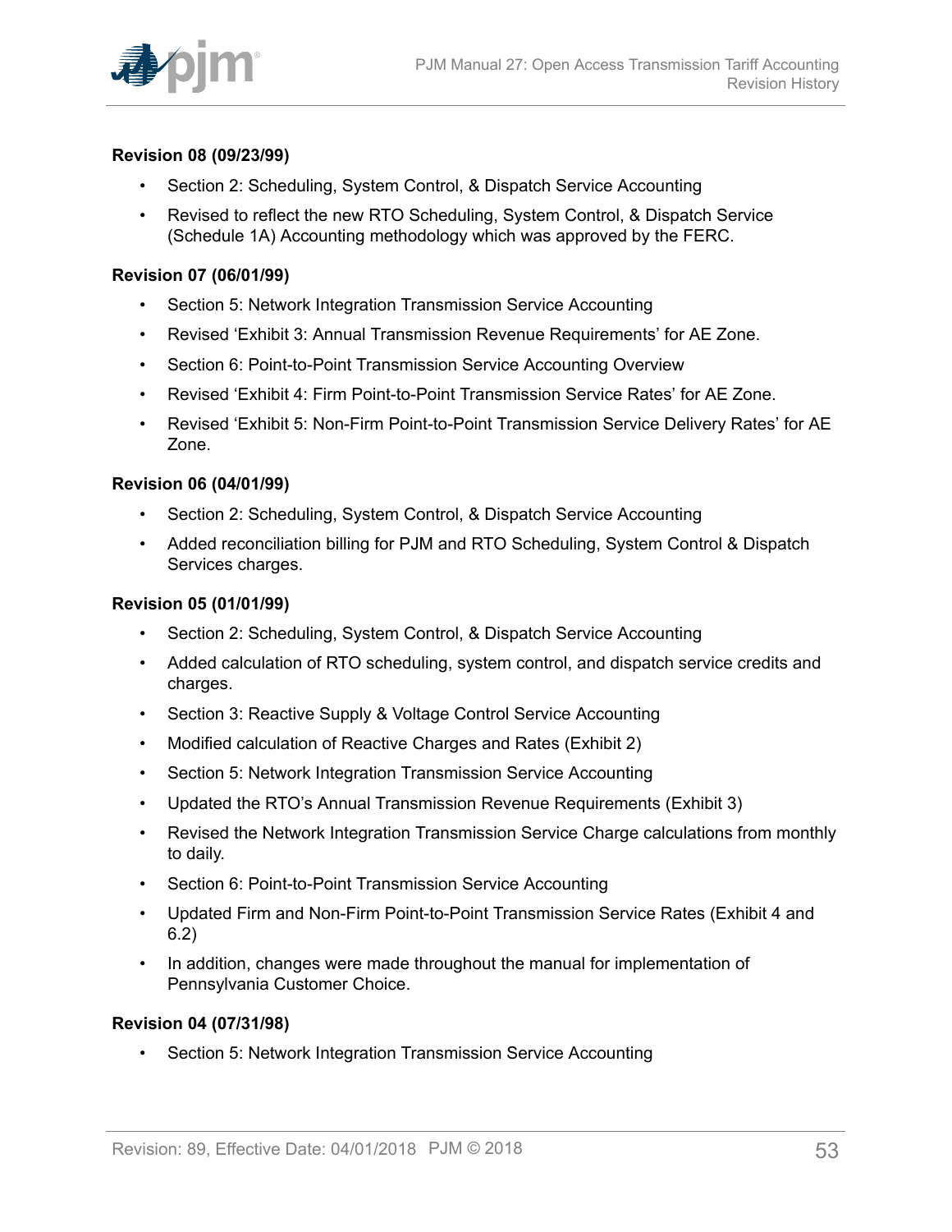### Revision 08 (09/23/99)

- Section 2: Scheduling, System Control, & Dispatch Service Accounting
- Revised to reflect the new RTO Scheduling, System Control, & Dispatch Service (Schedule 1A) Accounting methodology which was approved by the FERC.

### Revision 07 (06/01/99)

- Section 5: Network Integration Transmission Service Accounting
- Revised 'Exhibit 3: Annual Transmission Revenue Requirements' for AE Zone.
- Section 6: Point-to-Point Transmission Service Accounting Overview
- Revised 'Exhibit 4: Firm Point-to-Point Transmission Service Rates' for AE Zone.
- Revised 'Exhibit 5: Non-Firm Point-to-Point Transmission Service Delivery Rates' for AE Zone.

### Revision 06 (04/01/99)

- Section 2: Scheduling, System Control, & Dispatch Service Accounting
- Added reconciliation billing for PJM and RTO Scheduling, System Control & Dispatch Services charges.

### Revision 05 (01/01/99)

- Section 2: Scheduling, System Control, & Dispatch Service Accounting
- Added calculation of RTO scheduling, system control, and dispatch service credits and charges.
- Section 3: Reactive Supply & Voltage Control Service Accounting
- Modified calculation of Reactive Charges and Rates (Exhibit 2)
- Section 5: Network Integration Transmission Service Accounting
- Updated the RTO's Annual Transmission Revenue Requirements (Exhibit 3)
- Revised the Network Integration Transmission Service Charge calculations from monthly to daily.
- Section 6: Point-to-Point Transmission Service Accounting
- Updated Firm and Non-Firm Point-to-Point Transmission Service Rates (Exhibit 4 and 6.2)
- In addition, changes were made throughout the manual for implementation of Pennsylvania Customer Choice.

### Revision 04 (07/31/98)

- Section 5: Network Integration Transmission Service Accounting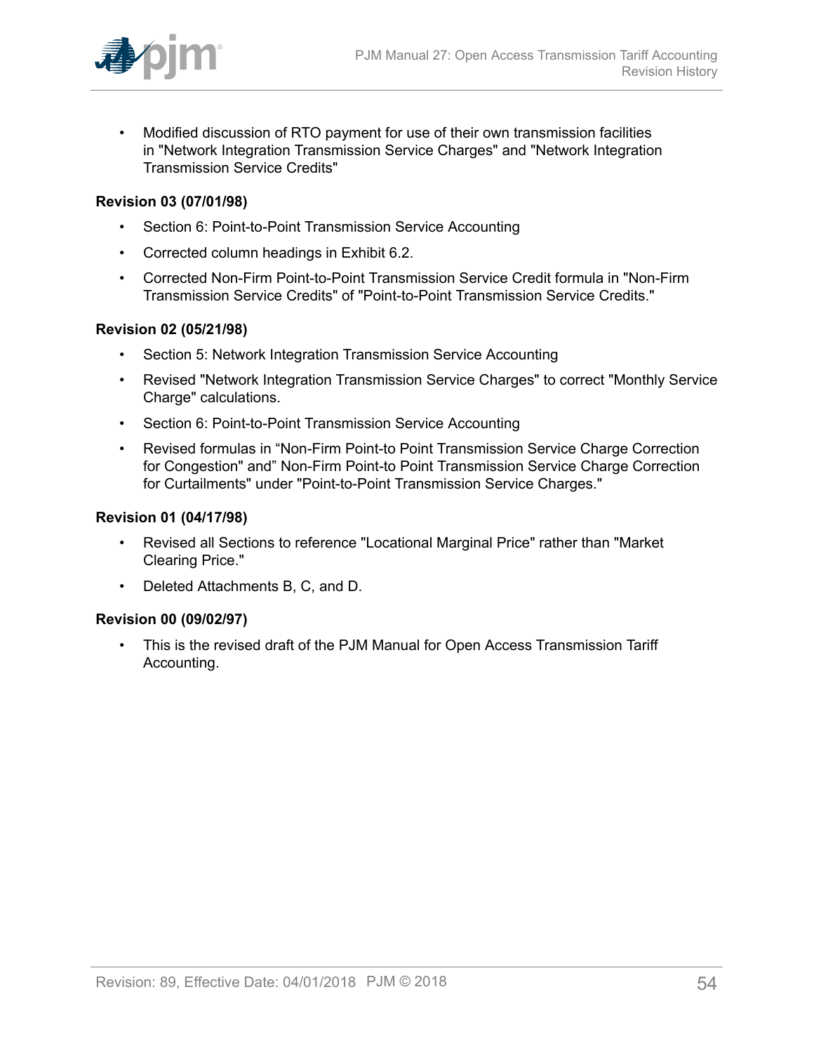- Modified discussion of RTO payment for use of their own transmission facilities in "Network Integration Transmission Service Charges" and "Network Integration Transmission Service Credits"

**Revision 03 (07/01/98)**

- Section 6: Point-to-Point Transmission Service Accounting
- Corrected column headings in Exhibit 6.2.
- Corrected Non-Firm Point-to-Point Transmission Service Credit formula in "Non-Firm Transmission Service Credits" of "Point-to-Point Transmission Service Credits."

**Revision 02 (05/21/98)**

- Section 5: Network Integration Transmission Service Accounting
- Revised "Network Integration Transmission Service Charges" to correct "Monthly Service Charge" calculations.
- Section 6: Point-to-Point Transmission Service Accounting
- Revised formulas in "Non-Firm Point-to Point Transmission Service Charge Correction for Congestion" and" Non-Firm Point-to Point Transmission Service Charge Correction for Curtailments" under "Point-to-Point Transmission Service Charges."

**Revision 01 (04/17/98)**

- Revised all Sections to reference "Locational Marginal Price" rather than "Market Clearing Price."
- Deleted Attachments B, C, and D.

**Revision 00 (09/02/97)**

- This is the revised draft of the PJM Manual for Open Access Transmission Tariff Accounting.